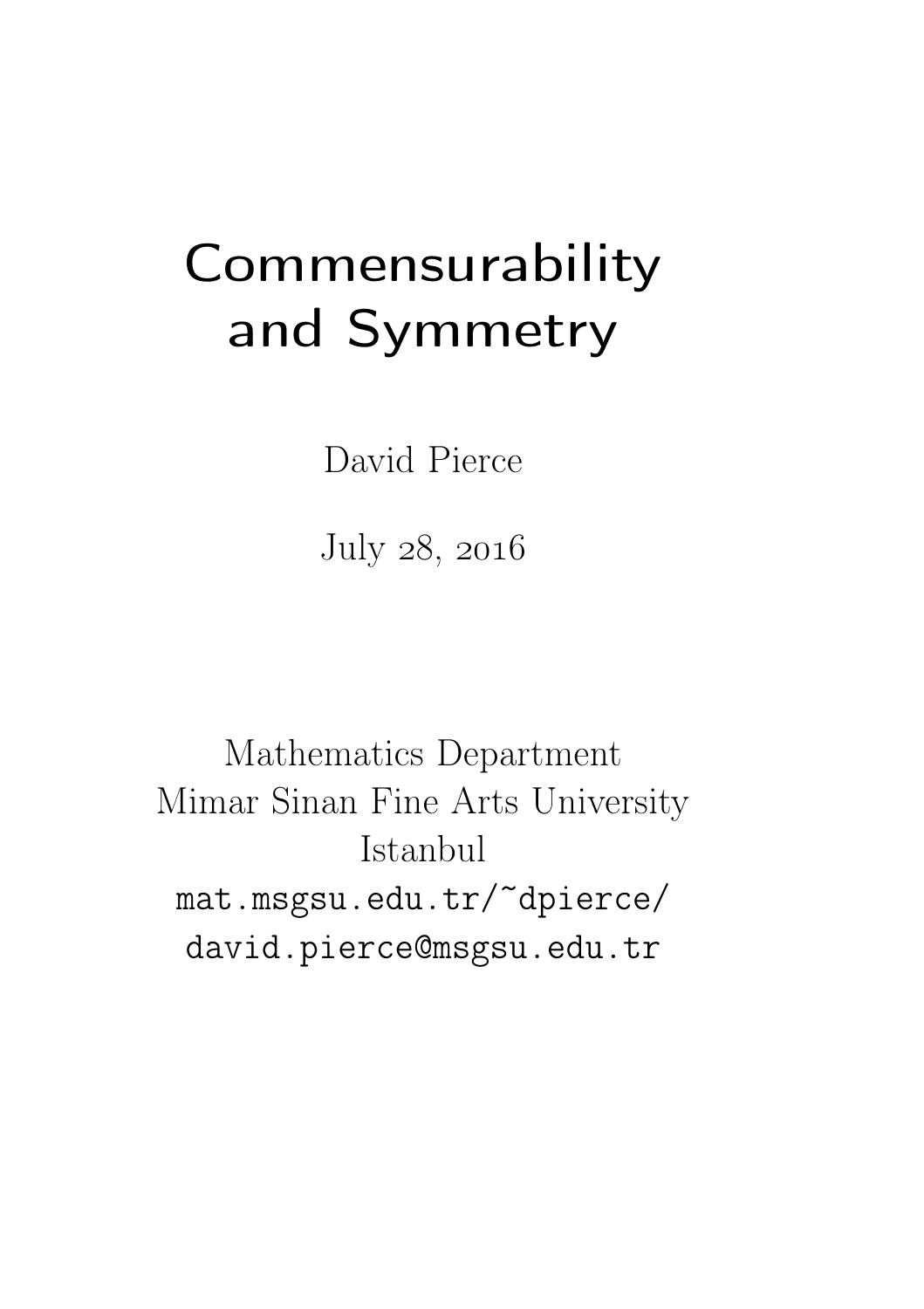# Commensurability and Symmetry

David Pierce

July 28, 2016

Mathematics Department
Mimar Sinan Fine Arts University
Istanbul
mat.msgsu.edu.tr/~dpierce/
david.pierce@msgsu.edu.tr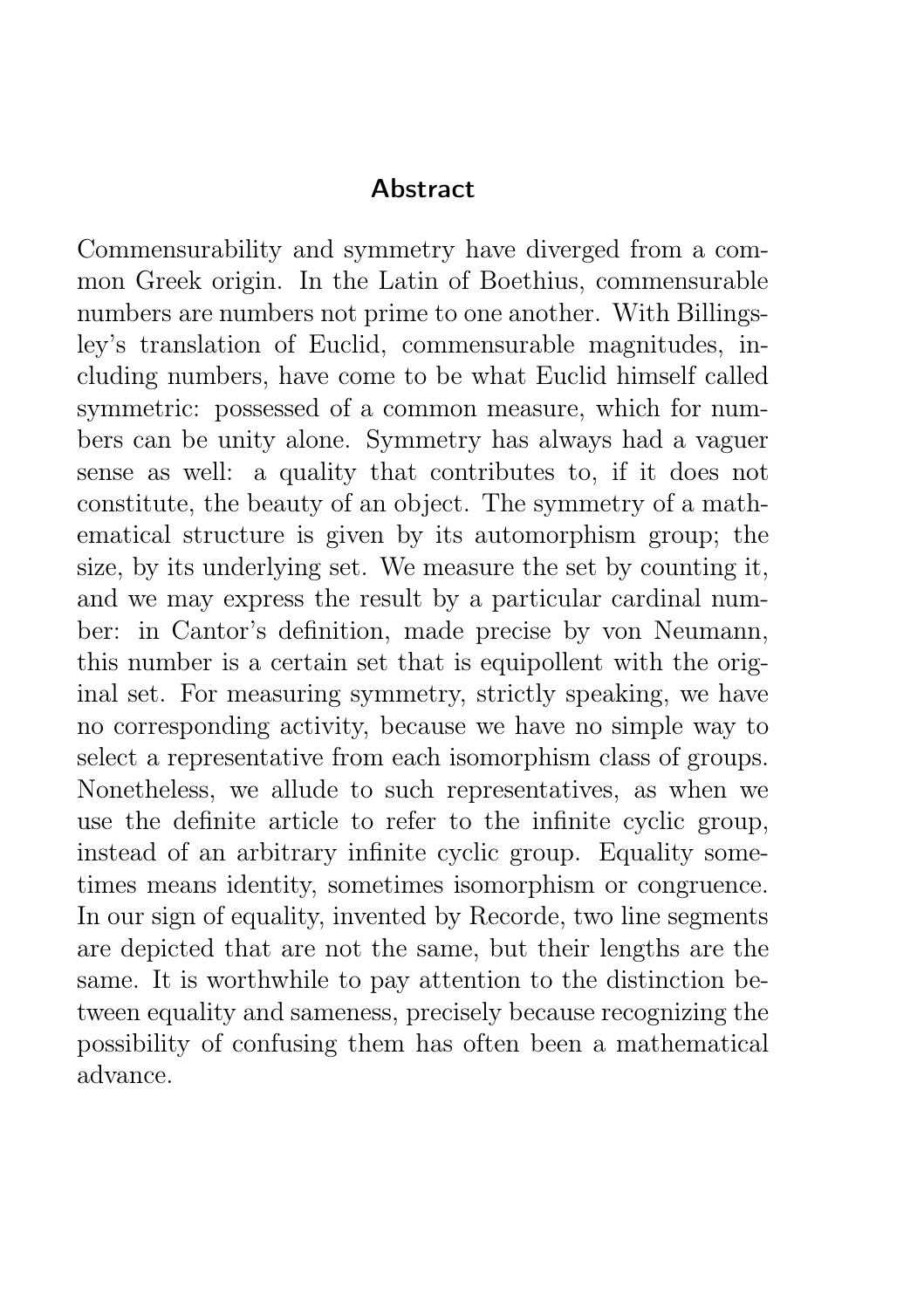## Abstract

Commensurability and symmetry have diverged from a common Greek origin. In the Latin of Boethius, commensurable numbers are numbers not prime to one another. With Billingsley's translation of Euclid, commensurable magnitudes, including numbers, have come to be what Euclid himself called symmetric: possessed of a common measure, which for numbers can be unity alone. Symmetry has always had a vaguer sense as well: a quality that contributes to, if it does not constitute, the beauty of an object. The symmetry of a mathematical structure is given by its automorphism group; the size, by its underlying set. We measure the set by counting it, and we may express the result by a particular cardinal number: in Cantor's definition, made precise by von Neumann, this number is a certain set that is equipollent with the original set. For measuring symmetry, strictly speaking, we have no corresponding activity, because we have no simple way to select a representative from each isomorphism class of groups. Nonetheless, we allude to such representatives, as when we use the definite article to refer to the infinite cyclic group, instead of an arbitrary infinite cyclic group. Equality sometimes means identity, sometimes isomorphism or congruence. In our sign of equality, invented by Recorde, two line segments are depicted that are not the same, but their lengths are the same. It is worthwhile to pay attention to the distinction between equality and sameness, precisely because recognizing the possibility of confusing them has often been a mathematical advance.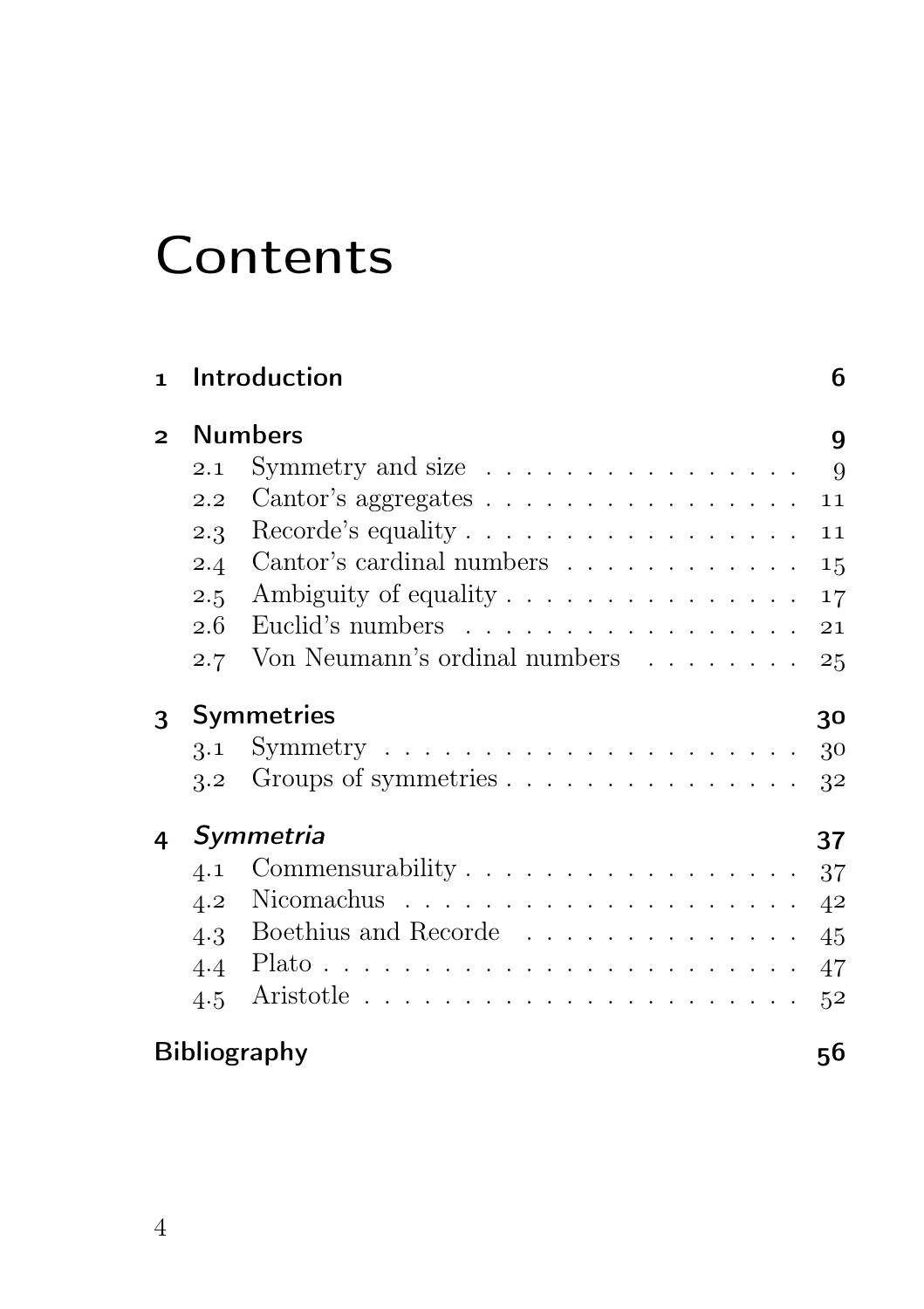# Contents

**1 Introduction** 6

**2 Numbers** 9

- 2.1 Symmetry and size . . . . . . . . . . . . . . . . 9
- 2.2 Cantor's aggregates . . . . . . . . . . . . . . . . 11
- 2.3 Recorde's equality . . . . . . . . . . . . . . . . . 11
- 2.4 Cantor's cardinal numbers . . . . . . . . . . . . 15
- 2.5 Ambiguity of equality . . . . . . . . . . . . . . . 17
- 2.6 Euclid's numbers . . . . . . . . . . . . . . . . . 21
- 2.7 Von Neumann's ordinal numbers . . . . . . . . 25

**3 Symmetries** 30

- 3.1 Symmetry . . . . . . . . . . . . . . . . . . . . . 30
- 3.2 Groups of symmetries . . . . . . . . . . . . . . . 32

**4 *Symmetria*** 37

- 4.1 Commensurability . . . . . . . . . . . . . . . . . 37
- 4.2 Nicomachus . . . . . . . . . . . . . . . . . . . . 42
- 4.3 Boethius and Recorde . . . . . . . . . . . . . . . 45
- 4.4 Plato . . . . . . . . . . . . . . . . . . . . . . . . 47
- 4.5 Aristotle . . . . . . . . . . . . . . . . . . . . . . 52

**Bibliography** 56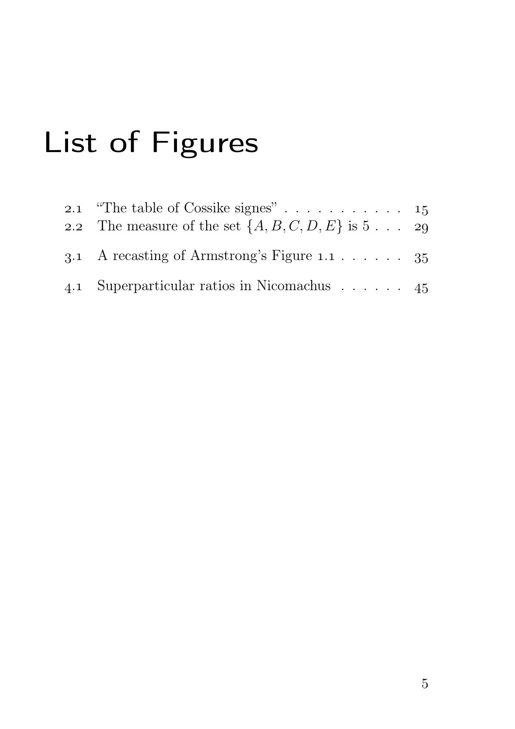# List of Figures

2.1 "The table of Cossike signes" . . . . . . . . . . . 15
2.2 The measure of the set $\{A, B, C, D, E\}$ is 5 . . . 29

3.1 A recasting of Armstrong's Figure 1.1 . . . . . . 35

4.1 Superparticular ratios in Nicomachus . . . . . . 45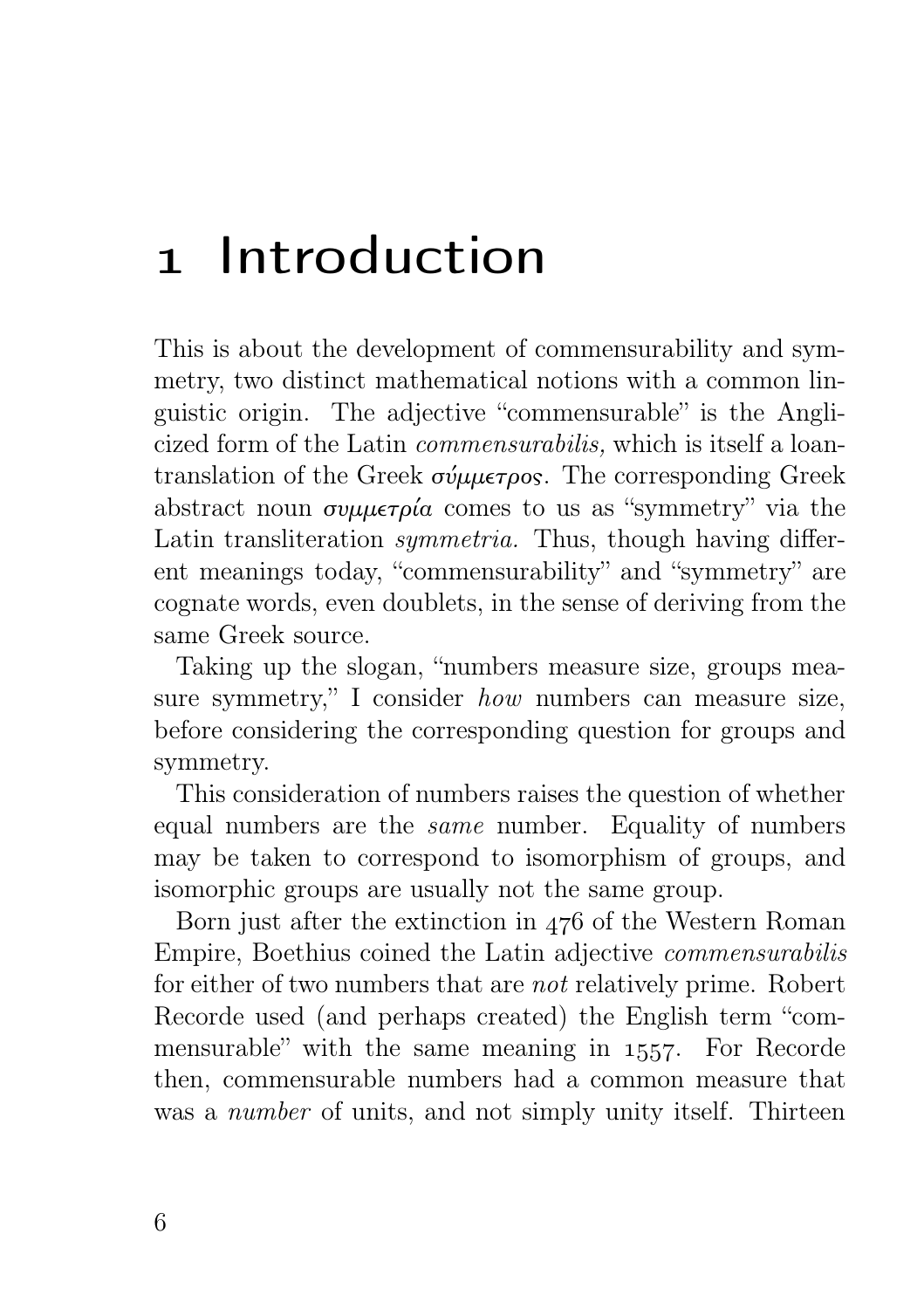# 1 Introduction

This is about the development of commensurability and symmetry, two distinct mathematical notions with a common linguistic origin. The adjective "commensurable" is the Anglicized form of the Latin *commensurabilis,* which is itself a loan-translation of the Greek σύμμετρος. The corresponding Greek abstract noun συμμετρία comes to us as "symmetry" via the Latin transliteration *symmetria.* Thus, though having different meanings today, "commensurability" and "symmetry" are cognate words, even doublets, in the sense of deriving from the same Greek source.

Taking up the slogan, "numbers measure size, groups measure symmetry," I consider *how* numbers can measure size, before considering the corresponding question for groups and symmetry.

This consideration of numbers raises the question of whether equal numbers are the *same* number. Equality of numbers may be taken to correspond to isomorphism of groups, and isomorphic groups are usually not the same group.

Born just after the extinction in 476 of the Western Roman Empire, Boethius coined the Latin adjective *commensurabilis* for either of two numbers that are *not* relatively prime. Robert Recorde used (and perhaps created) the English term "commensurable" with the same meaning in 1557. For Recorde then, commensurable numbers had a common measure that was a *number* of units, and not simply unity itself. Thirteen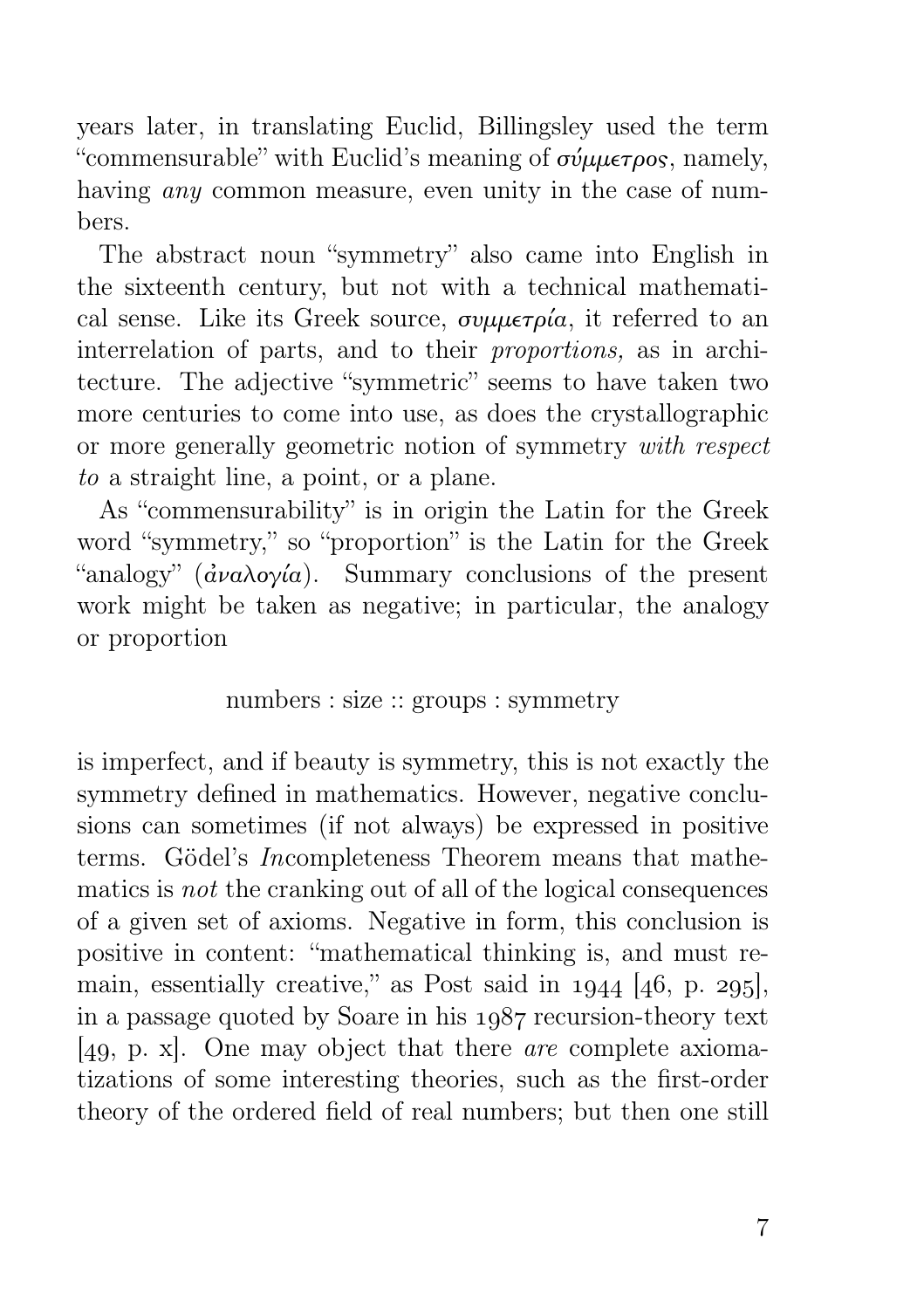years later, in translating Euclid, Billingsley used the term "commensurable" with Euclid's meaning of *σύμμετρος*, namely, having *any* common measure, even unity in the case of numbers.

The abstract noun "symmetry" also came into English in the sixteenth century, but not with a technical mathematical sense. Like its Greek source, *συμμετρία*, it referred to an interrelation of parts, and to their *proportions,* as in architecture. The adjective "symmetric" seems to have taken two more centuries to come into use, as does the crystallographic or more generally geometric notion of symmetry *with respect to* a straight line, a point, or a plane.

As "commensurability" is in origin the Latin for the Greek word "symmetry," so "proportion" is the Latin for the Greek "analogy" (*ἀναλογία*). Summary conclusions of the present work might be taken as negative; in particular, the analogy or proportion

numbers : size :: groups : symmetry

is imperfect, and if beauty is symmetry, this is not exactly the symmetry defined in mathematics. However, negative conclusions can sometimes (if not always) be expressed in positive terms. Gödel's *In*completeness Theorem means that mathematics is *not* the cranking out of all of the logical consequences of a given set of axioms. Negative in form, this conclusion is positive in content: "mathematical thinking is, and must remain, essentially creative," as Post said in 1944 [46, p. 295], in a passage quoted by Soare in his 1987 recursion-theory text [49, p. x]. One may object that there *are* complete axiomatizations of some interesting theories, such as the first-order theory of the ordered field of real numbers; but then one still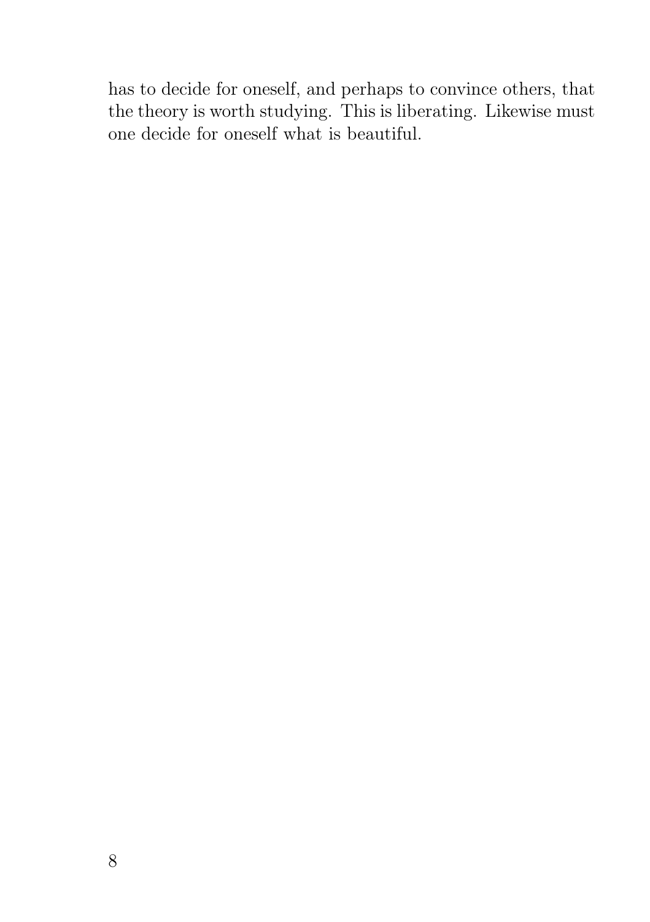has to decide for oneself, and perhaps to convince others, that the theory is worth studying. This is liberating. Likewise must one decide for oneself what is beautiful.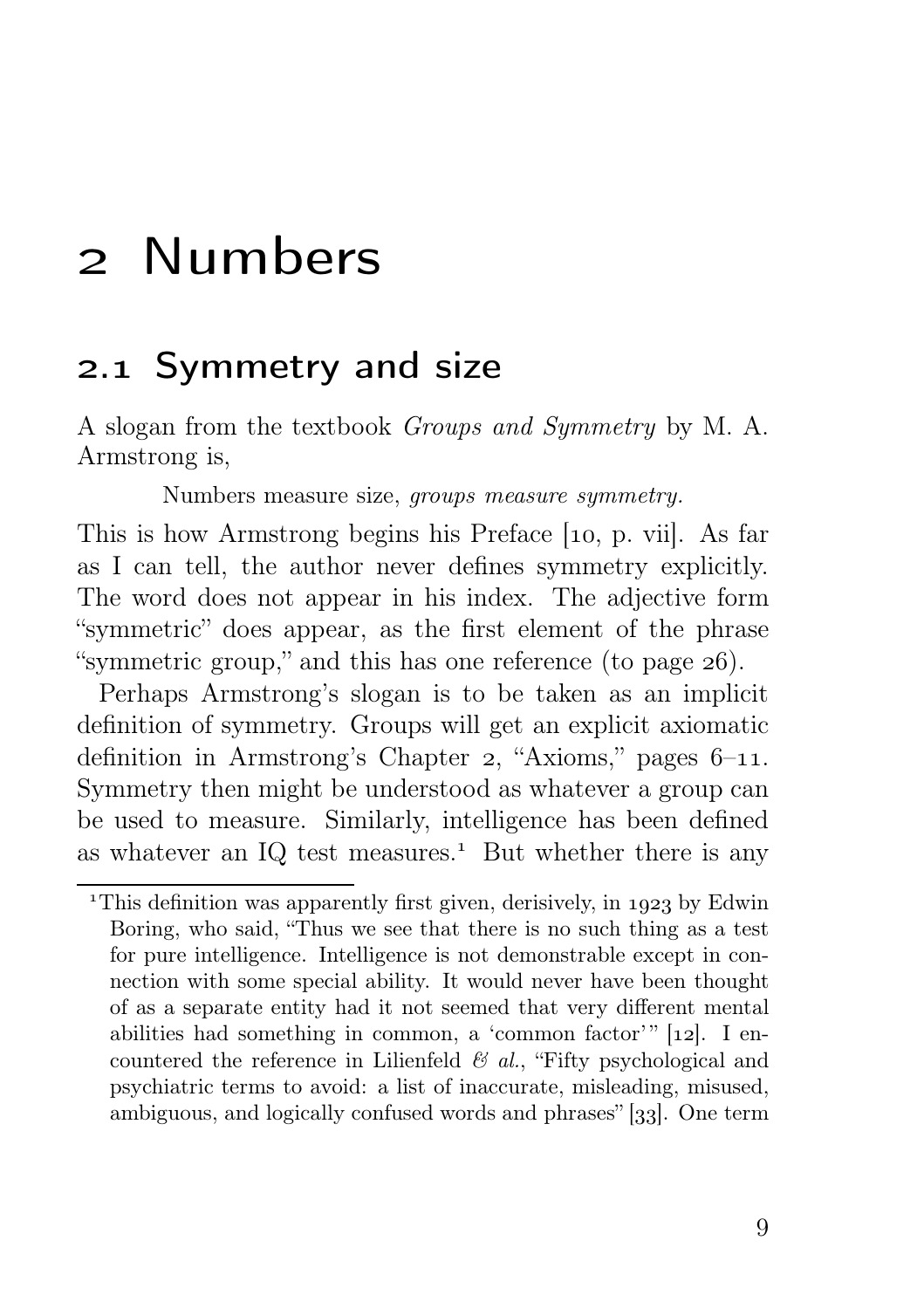# 2 Numbers

## 2.1 Symmetry and size

A slogan from the textbook *Groups and Symmetry* by M. A. Armstrong is,

> Numbers measure size, *groups measure symmetry.*

This is how Armstrong begins his Preface [10, p. vii]. As far as I can tell, the author never defines symmetry explicitly. The word does not appear in his index. The adjective form "symmetric" does appear, as the first element of the phrase "symmetric group," and this has one reference (to page 26).

Perhaps Armstrong's slogan is to be taken as an implicit definition of symmetry. Groups will get an explicit axiomatic definition in Armstrong's Chapter 2, "Axioms," pages 6–11. Symmetry then might be understood as whatever a group can be used to measure. Similarly, intelligence has been defined as whatever an IQ test measures.[1] But whether there is any

[1] This definition was apparently first given, derisively, in 1923 by Edwin Boring, who said, "Thus we see that there is no such thing as a test for pure intelligence. Intelligence is not demonstrable except in connection with some special ability. It would never have been thought of as a separate entity had it not seemed that very different mental abilities had something in common, a 'common factor'" [12]. I encountered the reference in Lilienfeld *& al.*, "Fifty psychological and psychiatric terms to avoid: a list of inaccurate, misleading, misused, ambiguous, and logically confused words and phrases" [33]. One term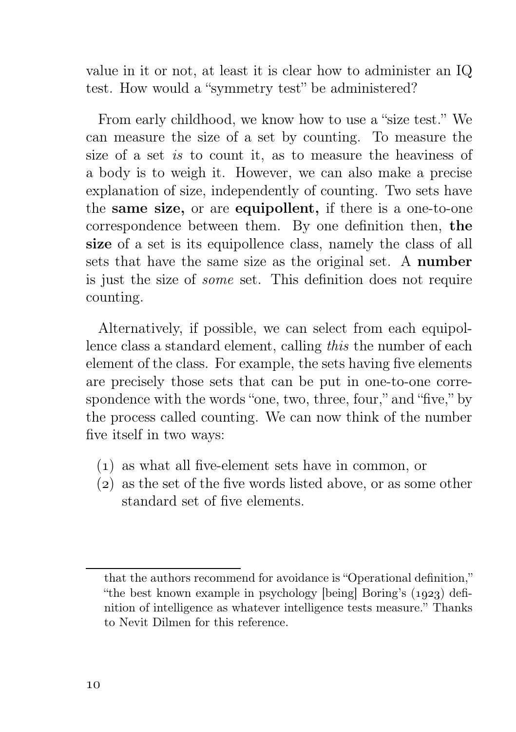value in it or not, at least it is clear how to administer an IQ test. How would a "symmetry test" be administered?

From early childhood, we know how to use a "size test." We can measure the size of a set by counting. To measure the size of a set *is* to count it, as to measure the heaviness of a body is to weigh it. However, we can also make a precise explanation of size, independently of counting. Two sets have the **same size,** or are **equipollent,** if there is a one-to-one correspondence between them. By one definition then, **the size** of a set is its equipollence class, namely the class of all sets that have the same size as the original set. A **number** is just the size of *some* set. This definition does not require counting.

Alternatively, if possible, we can select from each equipollence class a standard element, calling *this* the number of each element of the class. For example, the sets having five elements are precisely those sets that can be put in one-to-one correspondence with the words "one, two, three, four," and "five," by the process called counting. We can now think of the number five itself in two ways:

(1) as what all five-element sets have in common, or
(2) as the set of the five words listed above, or as some other standard set of five elements.

---

that the authors recommend for avoidance is "Operational definition," "the best known example in psychology [being] Boring's (1923) definition of intelligence as whatever intelligence tests measure." Thanks to Nevit Dilmen for this reference.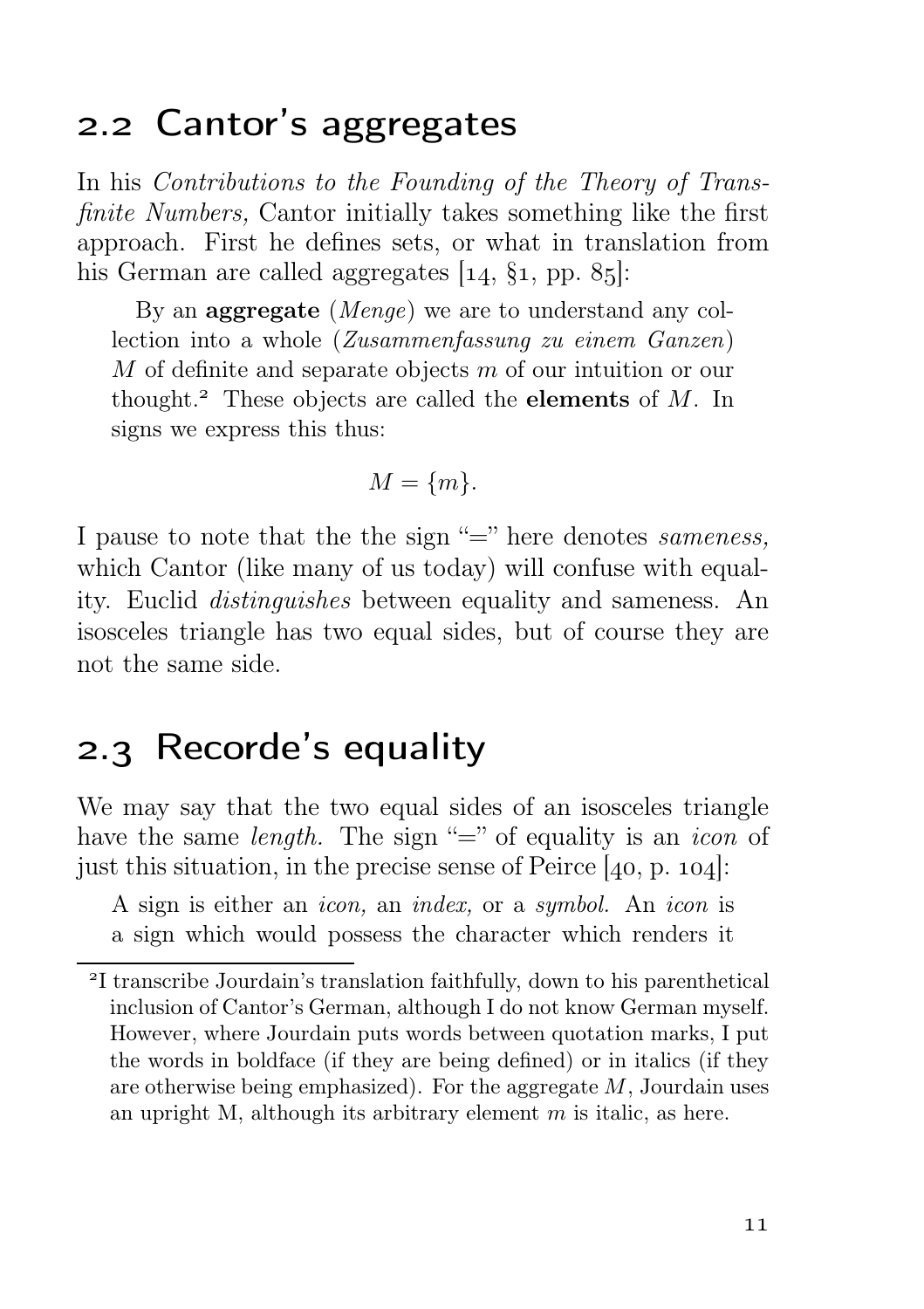## 2.2 Cantor's aggregates

In his *Contributions to the Founding of the Theory of Transfinite Numbers,* Cantor initially takes something like the first approach. First he defines sets, or what in translation from his German are called aggregates [14, §1, pp. 85]:

> By an **aggregate** (*Menge*) we are to understand any collection into a whole (*Zusammenfassung zu einem Ganzen*) $M$ of definite and separate objects $m$ of our intuition or our thought.[2] These objects are called the **elements** of $M$. In signs we express this thus:
>
> $$M = \{m\}.$$

I pause to note that the the sign "=" here denotes *sameness,* which Cantor (like many of us today) will confuse with equality. Euclid *distinguishes* between equality and sameness. An isosceles triangle has two equal sides, but of course they are not the same side.

## 2.3 Recorde's equality

We may say that the two equal sides of an isosceles triangle have the same *length.* The sign "=" of equality is an *icon* of just this situation, in the precise sense of Peirce [40, p. 104]:

> A sign is either an *icon,* an *index,* or a *symbol.* An *icon* is a sign which would possess the character which renders it

[2] I transcribe Jourdain's translation faithfully, down to his parenthetical inclusion of Cantor's German, although I do not know German myself. However, where Jourdain puts words between quotation marks, I put the words in boldface (if they are being defined) or in italics (if they are otherwise being emphasized). For the aggregate $M$, Jourdain uses an upright M, although its arbitrary element $m$ is italic, as here.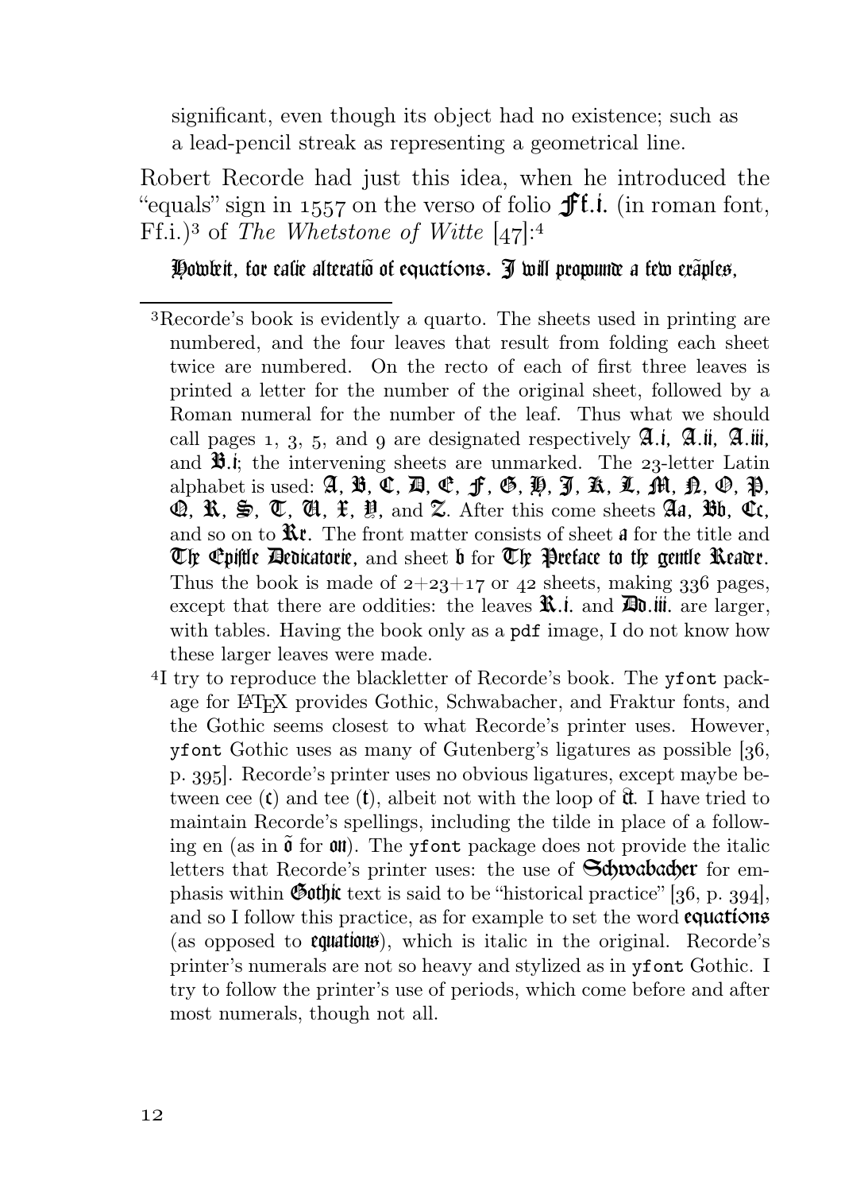significant, even though its object had no existence; such as a lead-pencil streak as representing a geometrical line.

Robert Recorde had just this idea, when he introduced the "equals" sign in 1557 on the verso of folio Ff.i. (in roman font, Ff.i.)[3] of *The Whetstone of Witte* [47]:[4]

Howbeit, for easie alteratiõ of equations. I will propounde a fewe exãples,

---

[3] Recorde's book is evidently a quarto. The sheets used in printing are numbered, and the four leaves that result from folding each sheet twice are numbered. On the recto of each of first three leaves is printed a letter for the number of the original sheet, followed by a Roman numeral for the number of the leaf. Thus what we should call pages 1, 3, 5, and 9 are designated respectively A.i, A.ii, A.iii, and B.i; the intervening sheets are unmarked. The 23-letter Latin alphabet is used: A, B, C, D, E, F, G, H, I, K, L, M, N, O, P, Q, R, S, T, V, X, Y, and Z. After this come sheets Aa, Bb, Cc, and so on to Rr. The front matter consists of sheet a for the title and The Epistle Dedicatorie, and sheet b for The Preface to the gentle Reader. Thus the book is made of 2+23+17 or 42 sheets, making 336 pages, except that there are oddities: the leaves R.i. and Dd.iii. are larger, with tables. Having the book only as a pdf image, I do not know how these larger leaves were made.

[4] I try to reproduce the blackletter of Recorde's book. The `yfont` package for LaTeX provides Gothic, Schwabacher, and Fraktur fonts, and the Gothic seems closest to what Recorde's printer uses. However, `yfont` Gothic uses as many of Gutenberg's ligatures as possible [36, p. 395]. Recorde's printer uses no obvious ligatures, except maybe between cee (c) and tee (t), albeit not with the loop of ct. I have tried to maintain Recorde's spellings, including the tilde in place of a following en (as in õ for on). The `yfont` package does not provide the italic letters that Recorde's printer uses: the use of Schwabacher for emphasis within Gothic text is said to be "historical practice" [36, p. 394], and so I follow this practice, as for example to set the word equations (as opposed to equations), which is italic in the original. Recorde's printer's numerals are not so heavy and stylized as in `yfont` Gothic. I try to follow the printer's use of periods, which come before and after most numerals, though not all.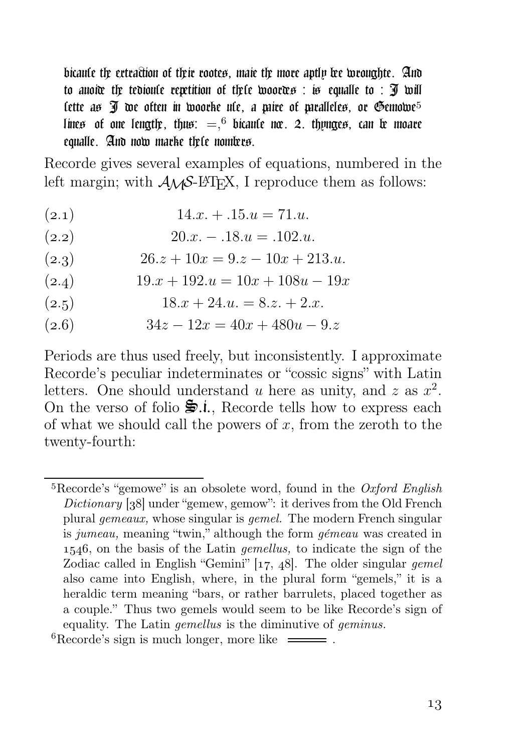bicause the extraction of their rootes, maie the more aptly bee wroughte. And to auoide the tediouse repetition of these woordes : is equalle to : I will sette as I doe often in woorke use, a paire of paralleles, or Gemowe[5] lines of one length, thus: $=$,[6] bicause noe. 2. thynges, can be moare equalle. And now marke these nombers.

Recorde gives several examples of equations, numbered in the left margin; with $\mathcal{A}\mathcal{M}\mathcal{S}$-LaTeX, I reproduce them as follows:

$$14.x. + .15.u = 71.u. \tag{2.1}$$

$$20.x. - .18.u = .102.u. \tag{2.2}$$

$$26.z + 10x = 9.z - 10x + 213.u. \tag{2.3}$$

$$19.x + 192.u = 10x + 108u - 19x \tag{2.4}$$

$$18.x + 24.u. = 8.z. + 2.x. \tag{2.5}$$

$$34z - 12x = 40x + 480u - 9.z \tag{2.6}$$

Periods are thus used freely, but inconsistently. I approximate Recorde's peculiar indeterminates or "cossic signs" with Latin letters. One should understand $u$ here as unity, and $z$ as $x^2$. On the verso of folio S.i., Recorde tells how to express each of what we should call the powers of $x$, from the zeroth to the twenty-fourth:

---

[5] Recorde's "gemowe" is an obsolete word, found in the *Oxford English Dictionary* [38] under "gemew, gemow": it derives from the Old French plural *gemeaux,* whose singular is *gemel.* The modern French singular is *jumeau,* meaning "twin," although the form *gémeau* was created in 1546, on the basis of the Latin *gemellus,* to indicate the sign of the Zodiac called in English "Gemini" [17, 48]. The older singular *gemel* also came into English, where, in the plural form "gemels," it is a heraldic term meaning "bars, or rather barrulets, placed together as a couple." Thus two gemels would seem to be like Recorde's sign of equality. The Latin *gemellus* is the diminutive of *geminus.*

[6] Recorde's sign is much longer, more like $=\!\!=\!\!=$ .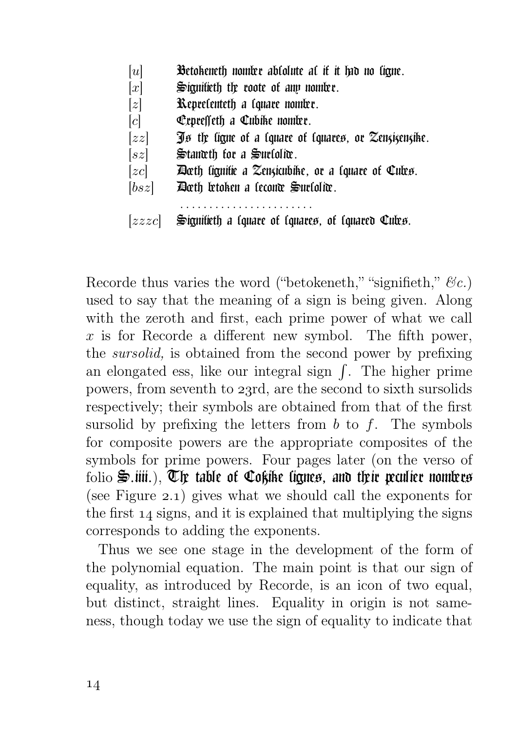| | |
|---|---|
| $[u]$ | Betokeneth nomber absolute as if it had no signe. |
| $[x]$ | Signifieth the roote of any nomber. |
| $[z]$ | Representeth a square nomber. |
| $[c]$ | Expresseth a Cubike nomber. |
| $[zz]$ | Is the signe of a square of squares, or Zenzizenzike. |
| $[sz]$ | Standeth for a Surfolide. |
| $[zc]$ | Doeth signifie a Zenzicubike, or a square of Cubes. |
| $[bsz]$ | Doeth betoken a seconde Surfolide. |
| | ........................ |
| $[zzzc]$ | Signifieth a square of squares, of squared Cubes. |

Recorde thus varies the word ("betokeneth," "signifieth," *&c.*) used to say that the meaning of a sign is being given. Along with the zeroth and first, each prime power of what we call $x$ is for Recorde a different new symbol. The fifth power, the *sursolid,* is obtained from the second power by prefixing an elongated ess, like our integral sign $\int$. The higher prime powers, from seventh to 23rd, are the second to sixth sursolids respectively; their symbols are obtained from that of the first sursolid by prefixing the letters from $b$ to $f$. The symbols for composite powers are the appropriate composites of the symbols for prime powers. Four pages later (on the verso of folio S.iiii.), The table of Cossike signes, and their peculier nombers (see Figure 2.1) gives what we should call the exponents for the first 14 signs, and it is explained that multiplying the signs corresponds to adding the exponents.

Thus we see one stage in the development of the form of the polynomial equation. The main point is that our sign of equality, as introduced by Recorde, is an icon of two equal, but distinct, straight lines. Equality in origin is not sameness, though today we use the sign of equality to indicate that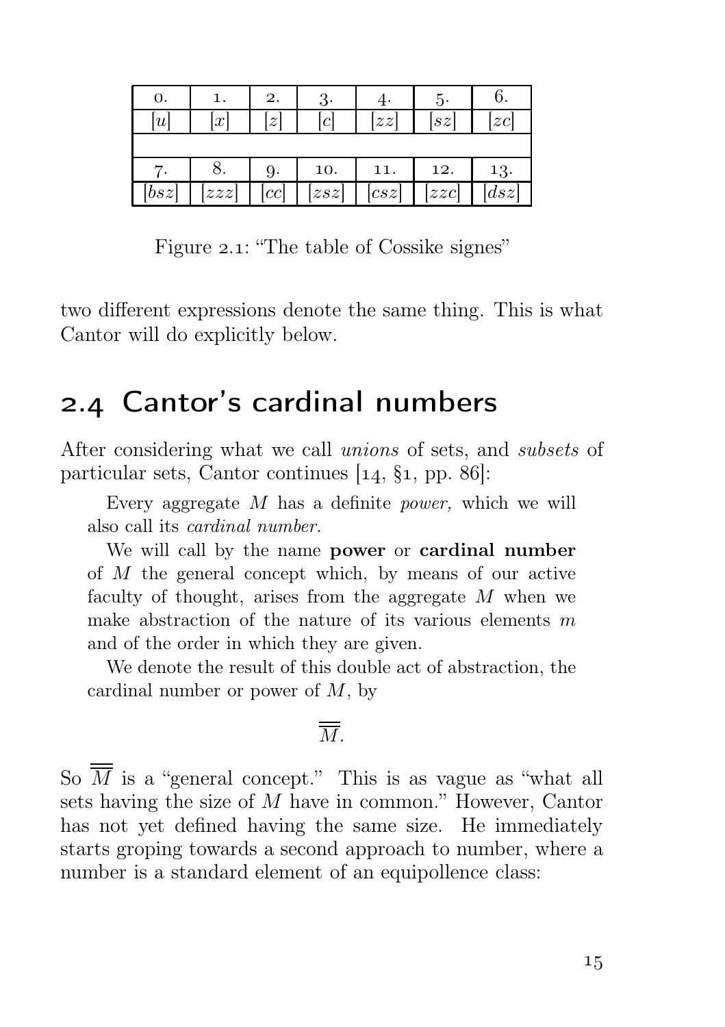| 0. | 1. | 2. | 3. | 4. | 5. | 6. |
|---|---|---|---|---|---|---|
| $[u]$ | $[x]$ | $[z]$ | $[c]$ | $[zz]$ | $[sz]$ | $[zc]$ |
| | | | | | | |
| 7. | 8. | 9. | 10. | 11. | 12. | 13. |
| $[bsz]$ | $[zzz]$ | $[cc]$ | $[zsz]$ | $[csz]$ | $[zzc]$ | $[dsz]$ |

Figure 2.1: "The table of Cossike signes"

two different expressions denote the same thing. This is what Cantor will do explicitly below.

## 2.4 Cantor's cardinal numbers

After considering what we call *unions* of sets, and *subsets* of particular sets, Cantor continues [14, §1, pp. 86]:

> Every aggregate $M$ has a definite *power,* which we will also call its *cardinal number.*
>
> We will call by the name **power** or **cardinal number** of $M$ the general concept which, by means of our active faculty of thought, arises from the aggregate $M$ when we make abstraction of the nature of its various elements $m$ and of the order in which they are given.
>
> We denote the result of this double act of abstraction, the cardinal number or power of $M$, by
>
> $$\overline{\overline{M}}.$$

So $\overline{\overline{M}}$ is a "general concept." This is as vague as "what all sets having the size of $M$ have in common." However, Cantor has not yet defined having the same size. He immediately starts groping towards a second approach to number, where a number is a standard element of an equipollence class: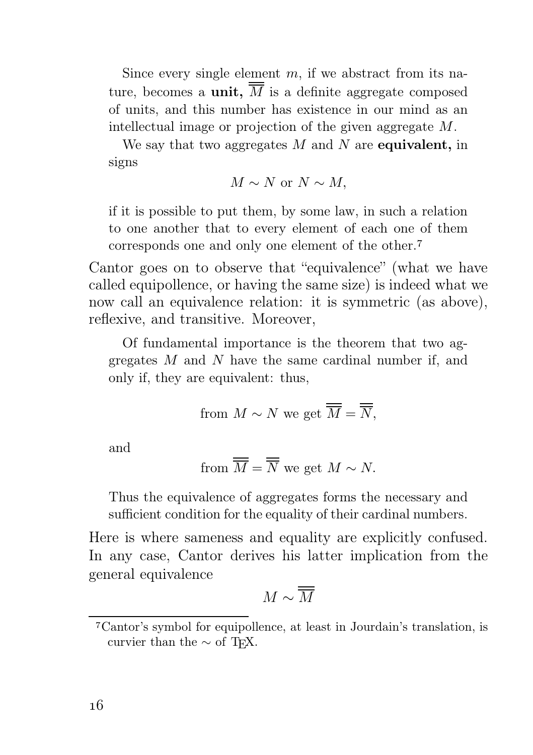> Since every single element $m$, if we abstract from its nature, becomes a **unit,** $\overline{\overline{M}}$ is a definite aggregate composed of units, and this number has existence in our mind as an intellectual image or projection of the given aggregate $M$.
>
> We say that two aggregates $M$ and $N$ are **equivalent,** in signs
>
> $$M \sim N \text{ or } N \sim M,$$
>
> if it is possible to put them, by some law, in such a relation to one another that to every element of each one of them corresponds one and only one element of the other.[7]

Cantor goes on to observe that "equivalence" (what we have called equipollence, or having the same size) is indeed what we now call an equivalence relation: it is symmetric (as above), reflexive, and transitive. Moreover,

> Of fundamental importance is the theorem that two aggregates $M$ and $N$ have the same cardinal number if, and only if, they are equivalent: thus,
>
> $$\text{from } M \sim N \text{ we get } \overline{\overline{M}} = \overline{\overline{N}},$$
>
> and
>
> $$\text{from } \overline{\overline{M}} = \overline{\overline{N}} \text{ we get } M \sim N.$$
>
> Thus the equivalence of aggregates forms the necessary and sufficient condition for the equality of their cardinal numbers.

Here is where sameness and equality are explicitly confused. In any case, Cantor derives his latter implication from the general equivalence

$$M \sim \overline{\overline{M}}$$

[7] Cantor's symbol for equipollence, at least in Jourdain's translation, is curvier than the $\sim$ of TeX.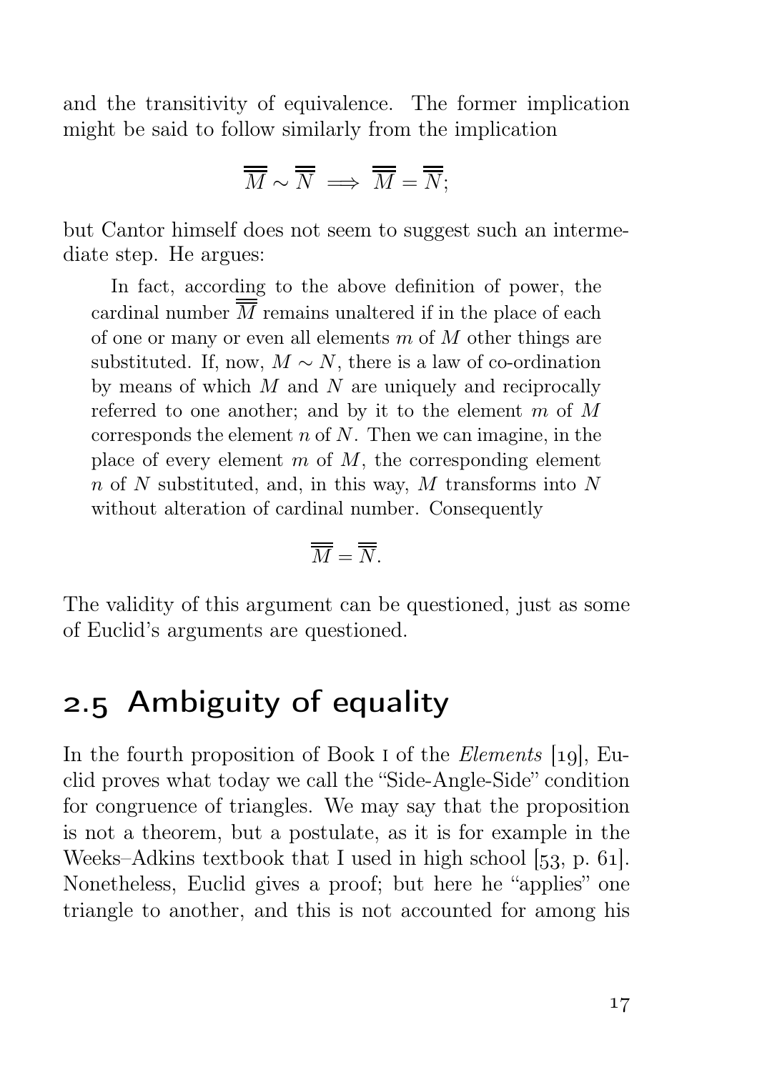and the transitivity of equivalence. The former implication might be said to follow similarly from the implication

$$\overline{\overline{M}} \sim \overline{\overline{N}} \implies \overline{\overline{M}} = \overline{\overline{N}};$$

but Cantor himself does not seem to suggest such an intermediate step. He argues:

> In fact, according to the above definition of power, the cardinal number $\overline{\overline{M}}$ remains unaltered if in the place of each of one or many or even all elements $m$ of $M$ other things are substituted. If, now, $M \sim N$, there is a law of co-ordination by means of which $M$ and $N$ are uniquely and reciprocally referred to one another; and by it to the element $m$ of $M$ corresponds the element $n$ of $N$. Then we can imagine, in the place of every element $m$ of $M$, the corresponding element $n$ of $N$ substituted, and, in this way, $M$ transforms into $N$ without alteration of cardinal number. Consequently
>
> $$\overline{\overline{M}} = \overline{\overline{N}}.$$

The validity of this argument can be questioned, just as some of Euclid's arguments are questioned.

## 2.5 Ambiguity of equality

In the fourth proposition of Book I of the *Elements* [19], Euclid proves what today we call the "Side-Angle-Side" condition for congruence of triangles. We may say that the proposition is not a theorem, but a postulate, as it is for example in the Weeks–Adkins textbook that I used in high school [53, p. 61]. Nonetheless, Euclid gives a proof; but here he "applies" one triangle to another, and this is not accounted for among his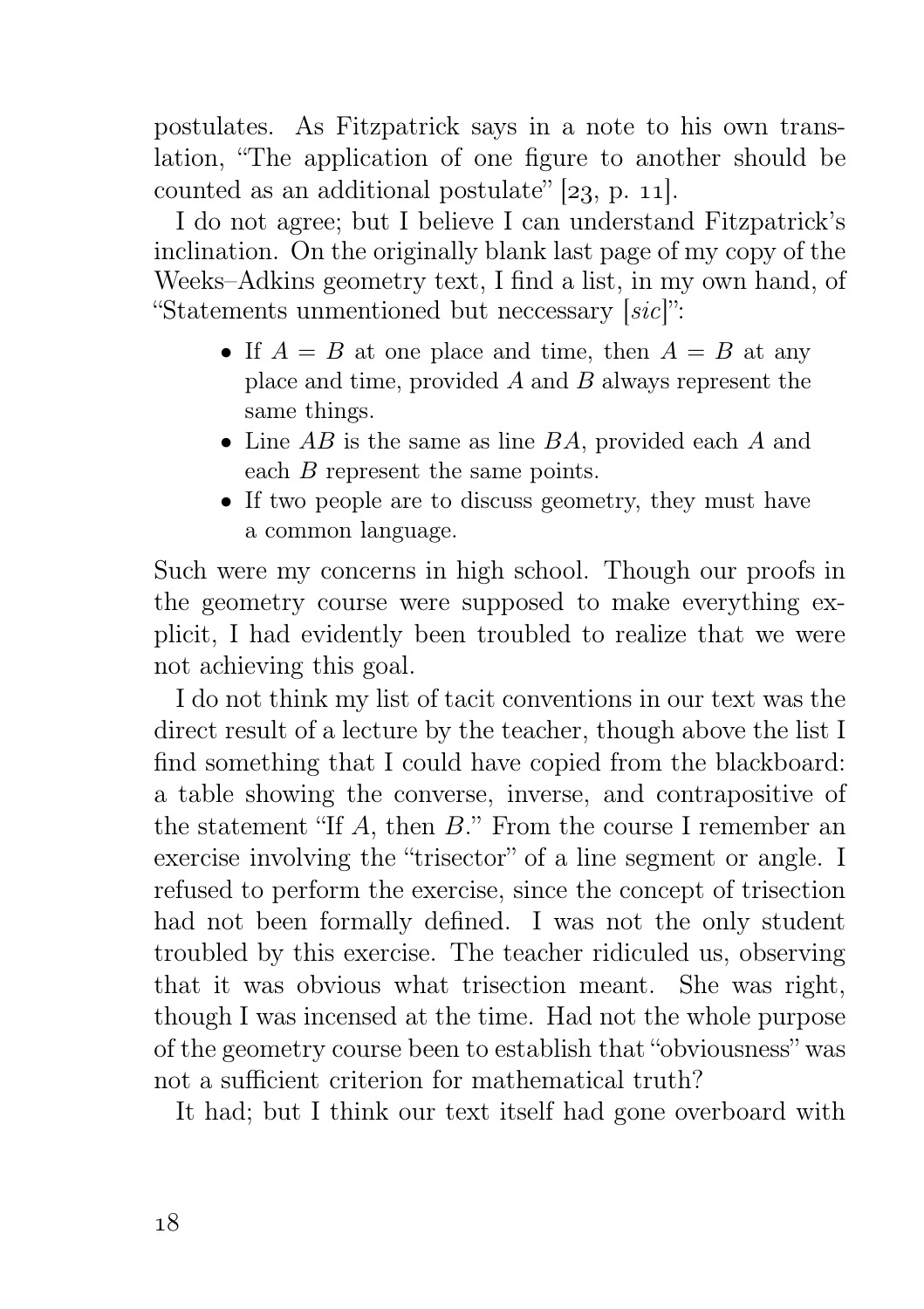postulates. As Fitzpatrick says in a note to his own translation, "The application of one figure to another should be counted as an additional postulate" [23, p. 11].

I do not agree; but I believe I can understand Fitzpatrick's inclination. On the originally blank last page of my copy of the Weeks–Adkins geometry text, I find a list, in my own hand, of "Statements unmentioned but neccessary [*sic*]":

- If $A = B$ at one place and time, then $A = B$ at any place and time, provided $A$ and $B$ always represent the same things.
- Line $AB$ is the same as line $BA$, provided each $A$ and each $B$ represent the same points.
- If two people are to discuss geometry, they must have a common language.

Such were my concerns in high school. Though our proofs in the geometry course were supposed to make everything explicit, I had evidently been troubled to realize that we were not achieving this goal.

I do not think my list of tacit conventions in our text was the direct result of a lecture by the teacher, though above the list I find something that I could have copied from the blackboard: a table showing the converse, inverse, and contrapositive of the statement "If $A$, then $B$." From the course I remember an exercise involving the "trisector" of a line segment or angle. I refused to perform the exercise, since the concept of trisection had not been formally defined. I was not the only student troubled by this exercise. The teacher ridiculed us, observing that it was obvious what trisection meant. She was right, though I was incensed at the time. Had not the whole purpose of the geometry course been to establish that "obviousness" was not a sufficient criterion for mathematical truth?

It had; but I think our text itself had gone overboard with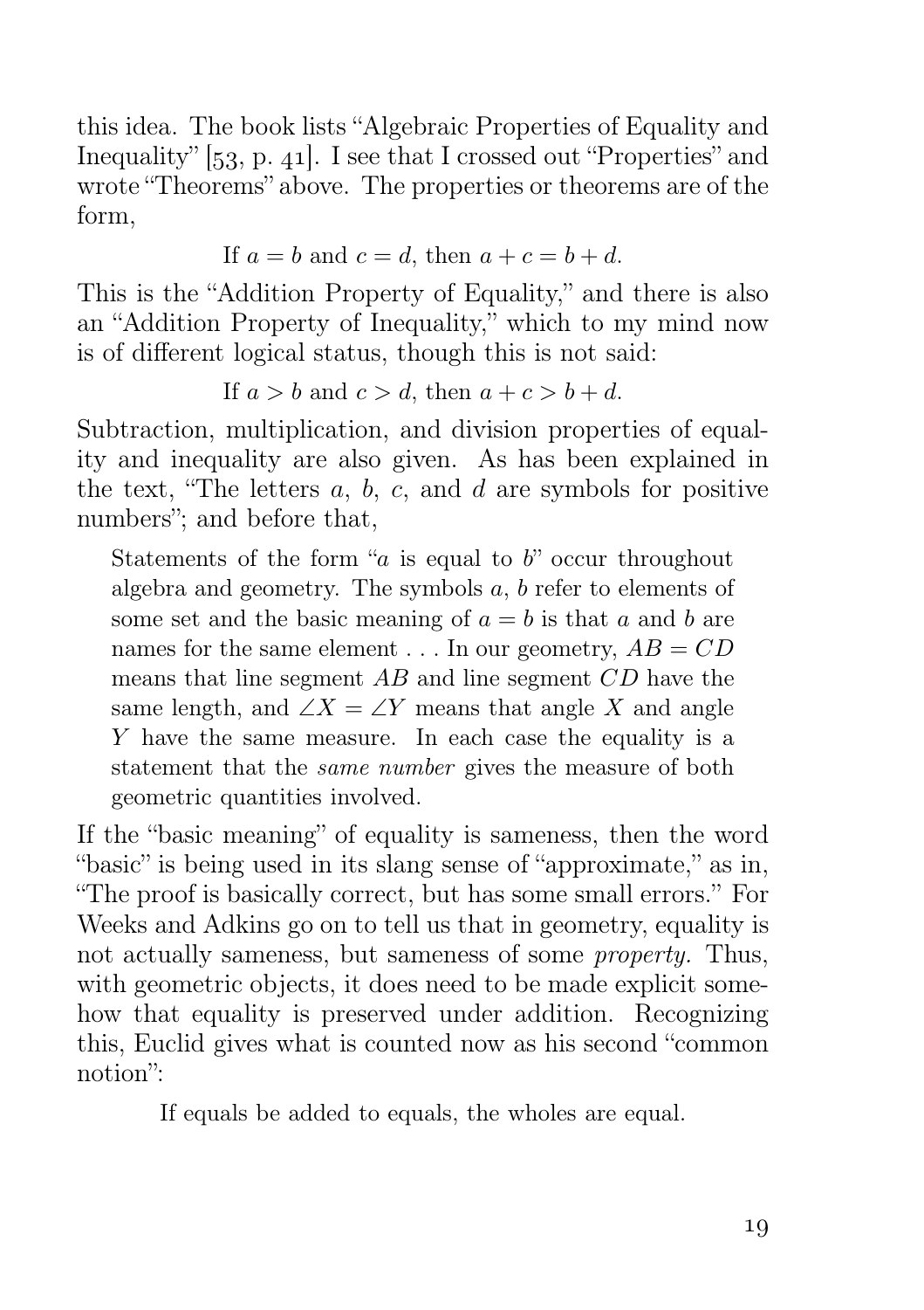this idea. The book lists "Algebraic Properties of Equality and Inequality" [53, p. 41]. I see that I crossed out "Properties" and wrote "Theorems" above. The properties or theorems are of the form,

If $a = b$ and $c = d$, then $a + c = b + d$.

This is the "Addition Property of Equality," and there is also an "Addition Property of Inequality," which to my mind now is of different logical status, though this is not said:

If $a > b$ and $c > d$, then $a + c > b + d$.

Subtraction, multiplication, and division properties of equality and inequality are also given. As has been explained in the text, "The letters $a$, $b$, $c$, and $d$ are symbols for positive numbers"; and before that,

> Statements of the form "$a$ is equal to $b$" occur throughout algebra and geometry. The symbols $a$, $b$ refer to elements of some set and the basic meaning of $a = b$ is that $a$ and $b$ are names for the same element . . . In our geometry, $AB = CD$ means that line segment $AB$ and line segment $CD$ have the same length, and $\angle X = \angle Y$ means that angle $X$ and angle $Y$ have the same measure. In each case the equality is a statement that the *same number* gives the measure of both geometric quantities involved.

If the "basic meaning" of equality is sameness, then the word "basic" is being used in its slang sense of "approximate," as in, "The proof is basically correct, but has some small errors." For Weeks and Adkins go on to tell us that in geometry, equality is not actually sameness, but sameness of some *property.* Thus, with geometric objects, it does need to be made explicit somehow that equality is preserved under addition. Recognizing this, Euclid gives what is counted now as his second "common notion":

> If equals be added to equals, the wholes are equal.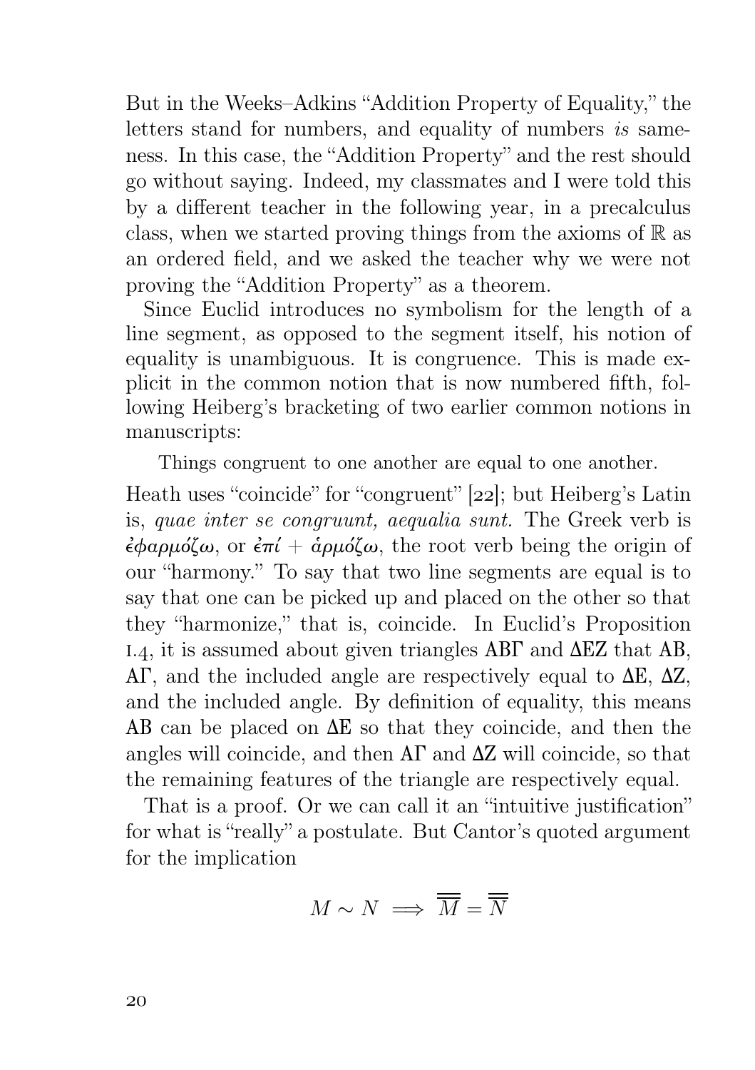But in the Weeks–Adkins "Addition Property of Equality," the letters stand for numbers, and equality of numbers *is* sameness. In this case, the "Addition Property" and the rest should go without saying. Indeed, my classmates and I were told this by a different teacher in the following year, in a precalculus class, when we started proving things from the axioms of $\mathbb{R}$ as an ordered field, and we asked the teacher why we were not proving the "Addition Property" as a theorem.

Since Euclid introduces no symbolism for the length of a line segment, as opposed to the segment itself, his notion of equality is unambiguous. It is congruence. This is made explicit in the common notion that is now numbered fifth, following Heiberg's bracketing of two earlier common notions in manuscripts:

> Things congruent to one another are equal to one another.

Heath uses "coincide" for "congruent" [22]; but Heiberg's Latin is, *quae inter se congruunt, aequalia sunt.* The Greek verb is *ἐφαρμόζω*, or *ἐπί* + *ἁρμόζω*, the root verb being the origin of our "harmony." To say that two line segments are equal is to say that one can be picked up and placed on the other so that they "harmonize," that is, coincide. In Euclid's Proposition I.4, it is assumed about given triangles ΑΒΓ and ΔΕΖ that ΑΒ, ΑΓ, and the included angle are respectively equal to ΔΕ, ΔΖ, and the included angle. By definition of equality, this means ΑΒ can be placed on ΔΕ so that they coincide, and then the angles will coincide, and then ΑΓ and ΔΖ will coincide, so that the remaining features of the triangle are respectively equal.

That is a proof. Or we can call it an "intuitive justification" for what is "really" a postulate. But Cantor's quoted argument for the implication

$$M \sim N \implies \overline{\overline{M}} = \overline{\overline{N}}$$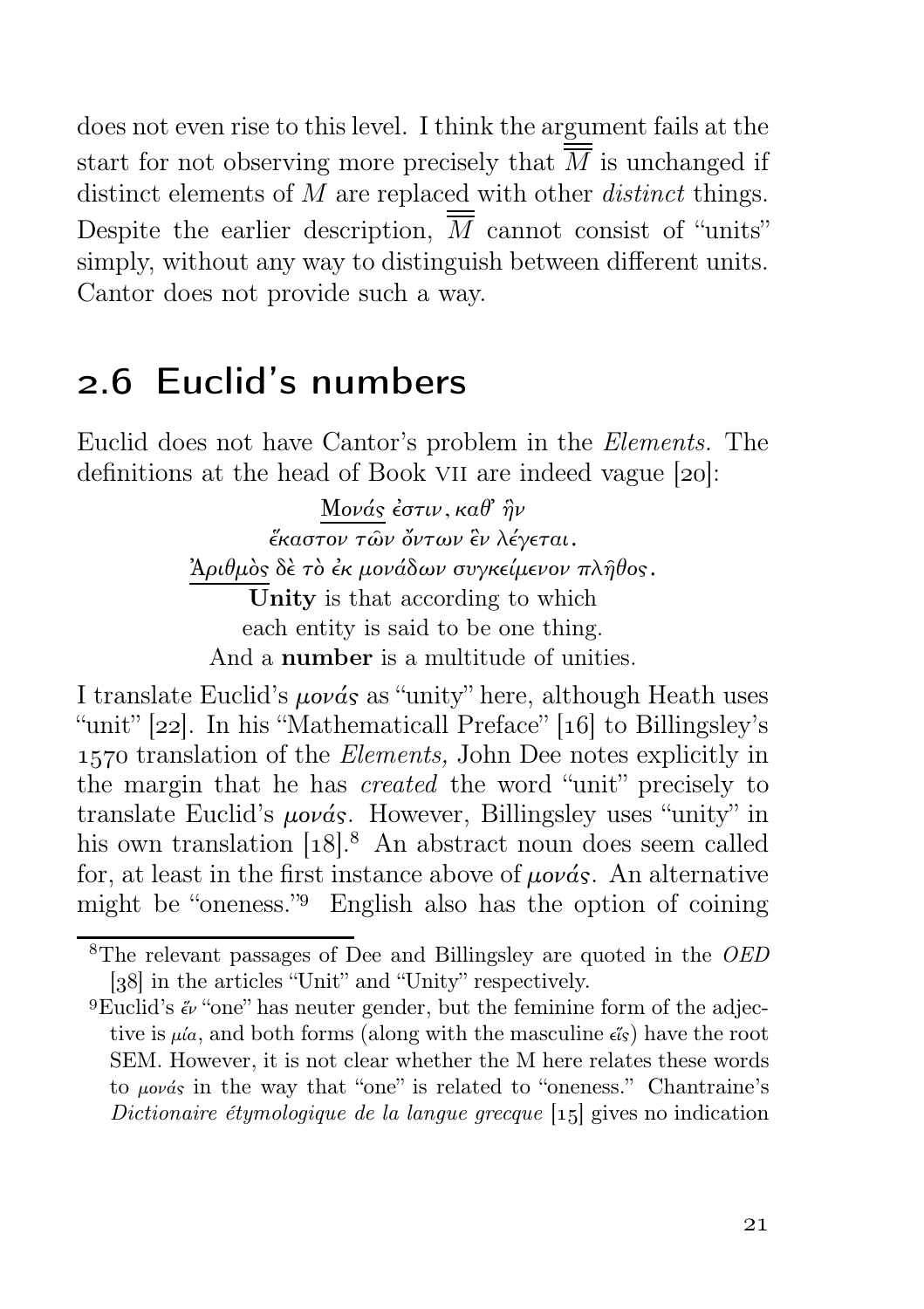does not even rise to this level. I think the argument fails at the start for not observing more precisely that $\overline{\overline{M}}$ is unchanged if distinct elements of $M$ are replaced with other *distinct* things. Despite the earlier description, $\overline{\overline{M}}$ cannot consist of "units" simply, without any way to distinguish between different units. Cantor does not provide such a way.

## 2.6 Euclid's numbers

Euclid does not have Cantor's problem in the *Elements.* The definitions at the head of Book VII are indeed vague [20]:

> Μονάς ἐστιν, καθ' ἣν
> ἕκαστον τῶν ὄντων ἓν λέγεται.
> Ἀριθμὸς δὲ τὸ ἐκ μονάδων συγκείμενον πλῆθος.
> **Unity** is that according to which
> each entity is said to be one thing.
> And a **number** is a multitude of unities.

I translate Euclid's *μονάς* as "unity" here, although Heath uses "unit" [22]. In his "Mathematicall Preface" [16] to Billingsley's 1570 translation of the *Elements,* John Dee notes explicitly in the margin that he has *created* the word "unit" precisely to translate Euclid's *μονάς*. However, Billingsley uses "unity" in his own translation [18].[8] An abstract noun does seem called for, at least in the first instance above of *μονάς*. An alternative might be "oneness."[9] English also has the option of coining

[8] The relevant passages of Dee and Billingsley are quoted in the *OED* [38] in the articles "Unit" and "Unity" respectively.

[9] Euclid's ἕν "one" has neuter gender, but the feminine form of the adjective is μία, and both forms (along with the masculine εἷς) have the root SEM. However, it is not clear whether the M here relates these words to μονάς in the way that "one" is related to "oneness." Chantraine's *Dictionaire étymologique de la langue grecque* [15] gives no indication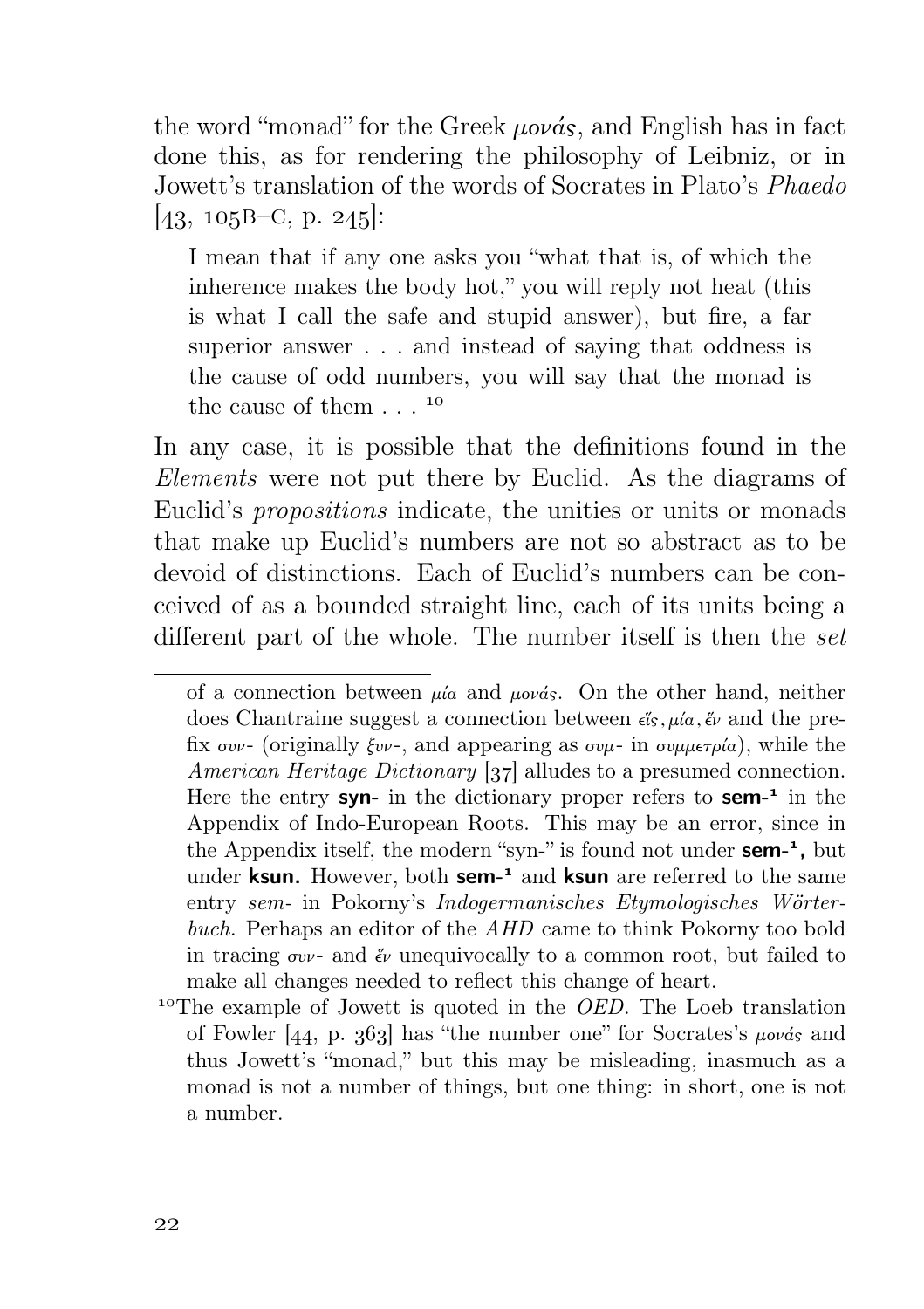the word "monad" for the Greek *μονάς*, and English has in fact done this, as for rendering the philosophy of Leibniz, or in Jowett's translation of the words of Socrates in Plato's *Phaedo* [43, 105B–C, p. 245]:

> I mean that if any one asks you "what that is, of which the inherence makes the body hot," you will reply not heat (this is what I call the safe and stupid answer), but fire, a far superior answer . . . and instead of saying that oddness is the cause of odd numbers, you will say that the monad is the cause of them . . . [10]

In any case, it is possible that the definitions found in the *Elements* were not put there by Euclid. As the diagrams of Euclid's *propositions* indicate, the unities or units or monads that make up Euclid's numbers are not so abstract as to be devoid of distinctions. Each of Euclid's numbers can be conceived of as a bounded straight line, each of its units being a different part of the whole. The number itself is then the *set*

---

of a connection between *μία* and *μονάς*. On the other hand, neither does Chantraine suggest a connection between *εἷς, μία, ἕν* and the prefix *συν-* (originally *ξυν-*, and appearing as *συμ-* in *συμμετρία*), while the *American Heritage Dictionary* [37] alludes to a presumed connection. Here the entry **syn-** in the dictionary proper refers to **sem-¹** in the Appendix of Indo-European Roots. This may be an error, since in the Appendix itself, the modern "syn-" is found not under **sem-¹,** but under **ksun.** However, both **sem-¹** and **ksun** are referred to the same entry *sem-* in Pokorny's *Indogermanisches Etymologisches Wörterbuch.* Perhaps an editor of the *AHD* came to think Pokorny too bold in tracing *συν-* and *ἕν* unequivocally to a common root, but failed to make all changes needed to reflect this change of heart.

[10] The example of Jowett is quoted in the *OED.* The Loeb translation of Fowler [44, p. 363] has "the number one" for Socrates's *μονάς* and thus Jowett's "monad," but this may be misleading, inasmuch as a monad is not a number of things, but one thing: in short, one is not a number.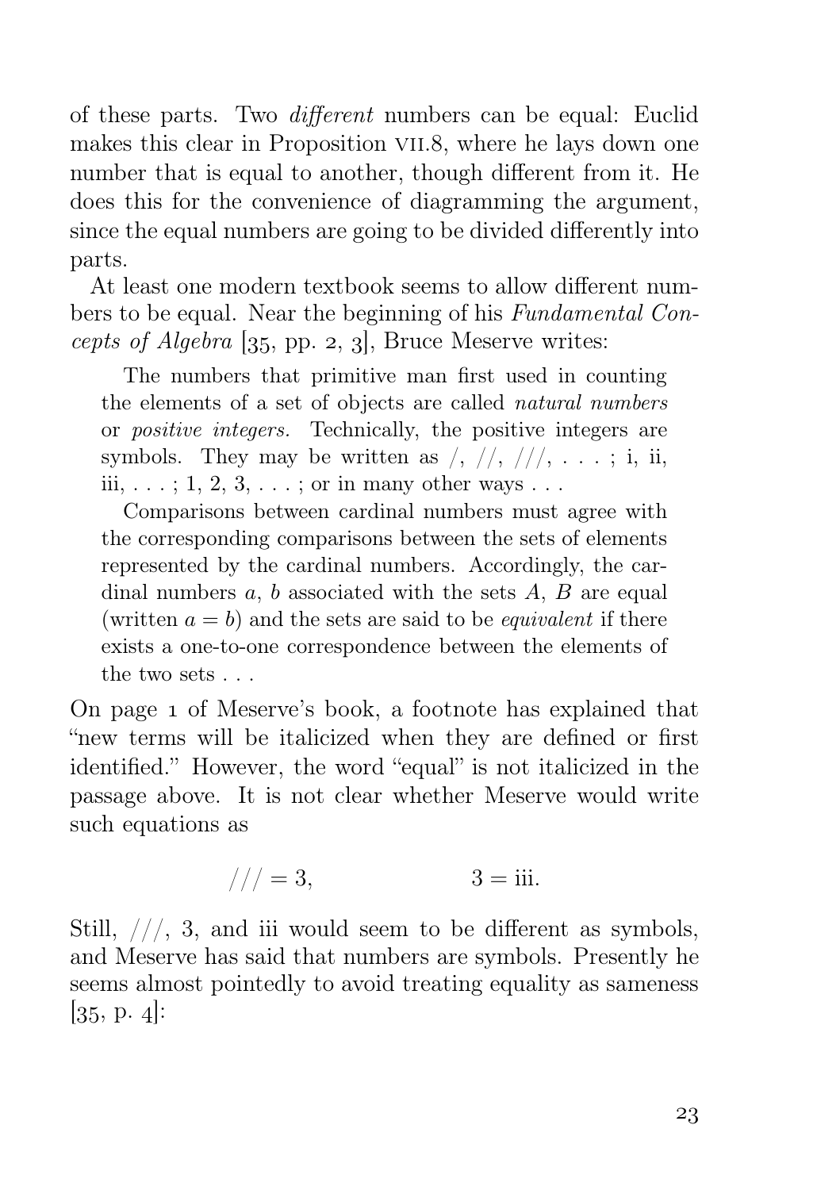of these parts. Two *different* numbers can be equal: Euclid makes this clear in Proposition VII.8, where he lays down one number that is equal to another, though different from it. He does this for the convenience of diagramming the argument, since the equal numbers are going to be divided differently into parts.

At least one modern textbook seems to allow different numbers to be equal. Near the beginning of his *Fundamental Concepts of Algebra* [35, pp. 2, 3], Bruce Meserve writes:

> The numbers that primitive man first used in counting the elements of a set of objects are called *natural numbers* or *positive integers*. Technically, the positive integers are symbols. They may be written as /, //, ///, . . . ; i, ii, iii, . . . ; 1, 2, 3, . . . ; or in many other ways . . .
>
> Comparisons between cardinal numbers must agree with the corresponding comparisons between the sets of elements represented by the cardinal numbers. Accordingly, the cardinal numbers $a$, $b$ associated with the sets $A$, $B$ are equal (written $a = b$) and the sets are said to be *equivalent* if there exists a one-to-one correspondence between the elements of the two sets . . .

On page 1 of Meserve's book, a footnote has explained that "new terms will be italicized when they are defined or first identified." However, the word "equal" is not italicized in the passage above. It is not clear whether Meserve would write such equations as

$$/// = 3, \qquad\qquad 3 = \mathrm{iii}.$$

Still, ///, 3, and iii would seem to be different as symbols, and Meserve has said that numbers are symbols. Presently he seems almost pointedly to avoid treating equality as sameness [35, p. 4]: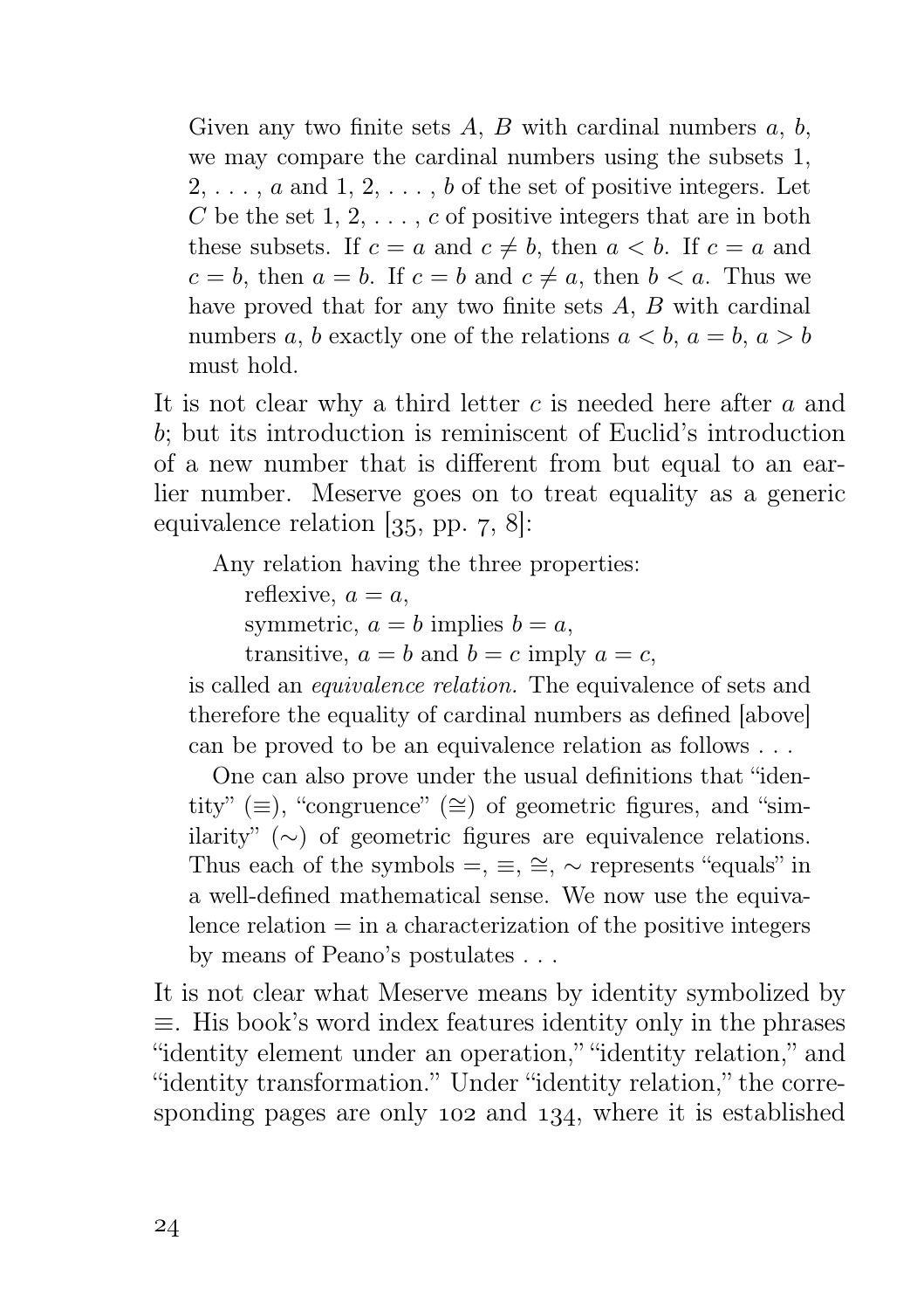> Given any two finite sets $A$, $B$ with cardinal numbers $a$, $b$, we may compare the cardinal numbers using the subsets $1, 2, \ldots, a$ and $1, 2, \ldots, b$ of the set of positive integers. Let $C$ be the set $1, 2, \ldots, c$ of positive integers that are in both these subsets. If $c = a$ and $c \neq b$, then $a < b$. If $c = a$ and $c = b$, then $a = b$. If $c = b$ and $c \neq a$, then $b < a$. Thus we have proved that for any two finite sets $A$, $B$ with cardinal numbers $a$, $b$ exactly one of the relations $a < b$, $a = b$, $a > b$ must hold.

It is not clear why a third letter $c$ is needed here after $a$ and $b$; but its introduction is reminiscent of Euclid's introduction of a new number that is different from but equal to an earlier number. Meserve goes on to treat equality as a generic equivalence relation [35, pp. 7, 8]:

> Any relation having the three properties:
>
> reflexive, $a = a$,
>
> symmetric, $a = b$ implies $b = a$,
>
> transitive, $a = b$ and $b = c$ imply $a = c$,
>
> is called an *equivalence relation.* The equivalence of sets and therefore the equality of cardinal numbers as defined [above] can be proved to be an equivalence relation as follows . . .
>
> One can also prove under the usual definitions that "identity" ($\equiv$), "congruence" ($\cong$) of geometric figures, and "similarity" ($\sim$) of geometric figures are equivalence relations. Thus each of the symbols $=$, $\equiv$, $\cong$, $\sim$ represents "equals" in a well-defined mathematical sense. We now use the equivalence relation $=$ in a characterization of the positive integers by means of Peano's postulates . . .

It is not clear what Meserve means by identity symbolized by $\equiv$. His book's word index features identity only in the phrases "identity element under an operation," "identity relation," and "identity transformation." Under "identity relation," the corresponding pages are only 102 and 134, where it is established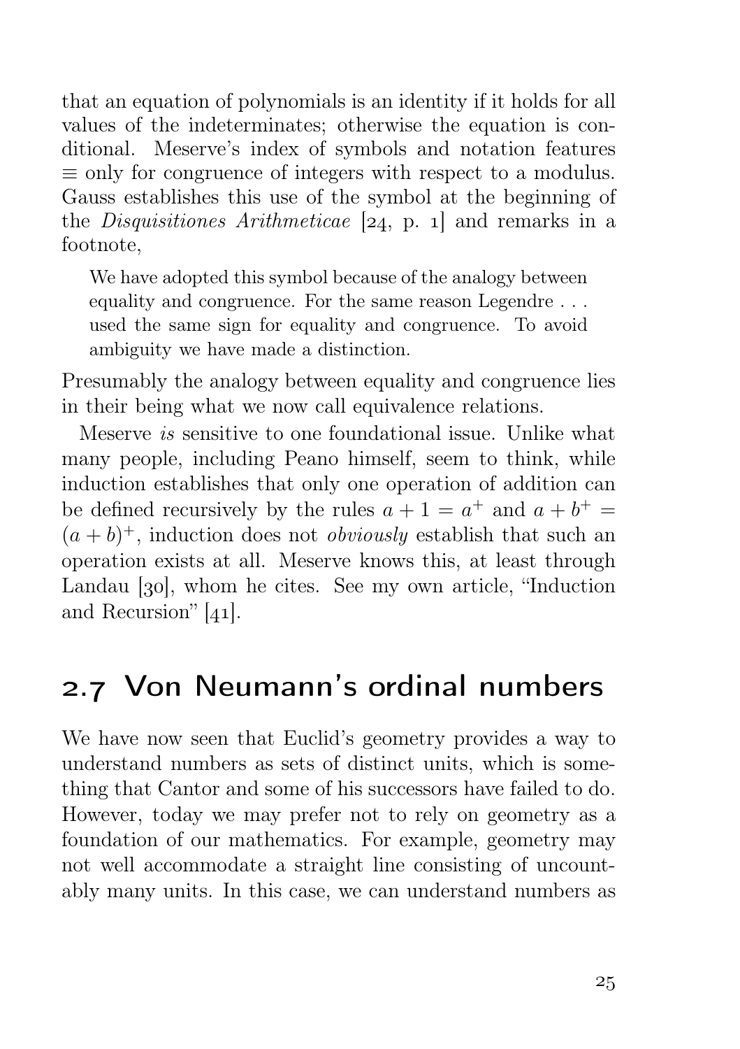that an equation of polynomials is an identity if it holds for all values of the indeterminates; otherwise the equation is conditional. Meserve's index of symbols and notation features $\equiv$ only for congruence of integers with respect to a modulus. Gauss establishes this use of the symbol at the beginning of the *Disquisitiones Arithmeticae* [24, p. 1] and remarks in a footnote,

> We have adopted this symbol because of the analogy between equality and congruence. For the same reason Legendre . . . used the same sign for equality and congruence. To avoid ambiguity we have made a distinction.

Presumably the analogy between equality and congruence lies in their being what we now call equivalence relations.

Meserve *is* sensitive to one foundational issue. Unlike what many people, including Peano himself, seem to think, while induction establishes that only one operation of addition can be defined recursively by the rules $a + 1 = a^+$ and $a + b^+ = (a + b)^+$, induction does not *obviously* establish that such an operation exists at all. Meserve knows this, at least through Landau [30], whom he cites. See my own article, "Induction and Recursion" [41].

## 2.7 Von Neumann's ordinal numbers

We have now seen that Euclid's geometry provides a way to understand numbers as sets of distinct units, which is something that Cantor and some of his successors have failed to do. However, today we may prefer not to rely on geometry as a foundation of our mathematics. For example, geometry may not well accommodate a straight line consisting of uncountably many units. In this case, we can understand numbers as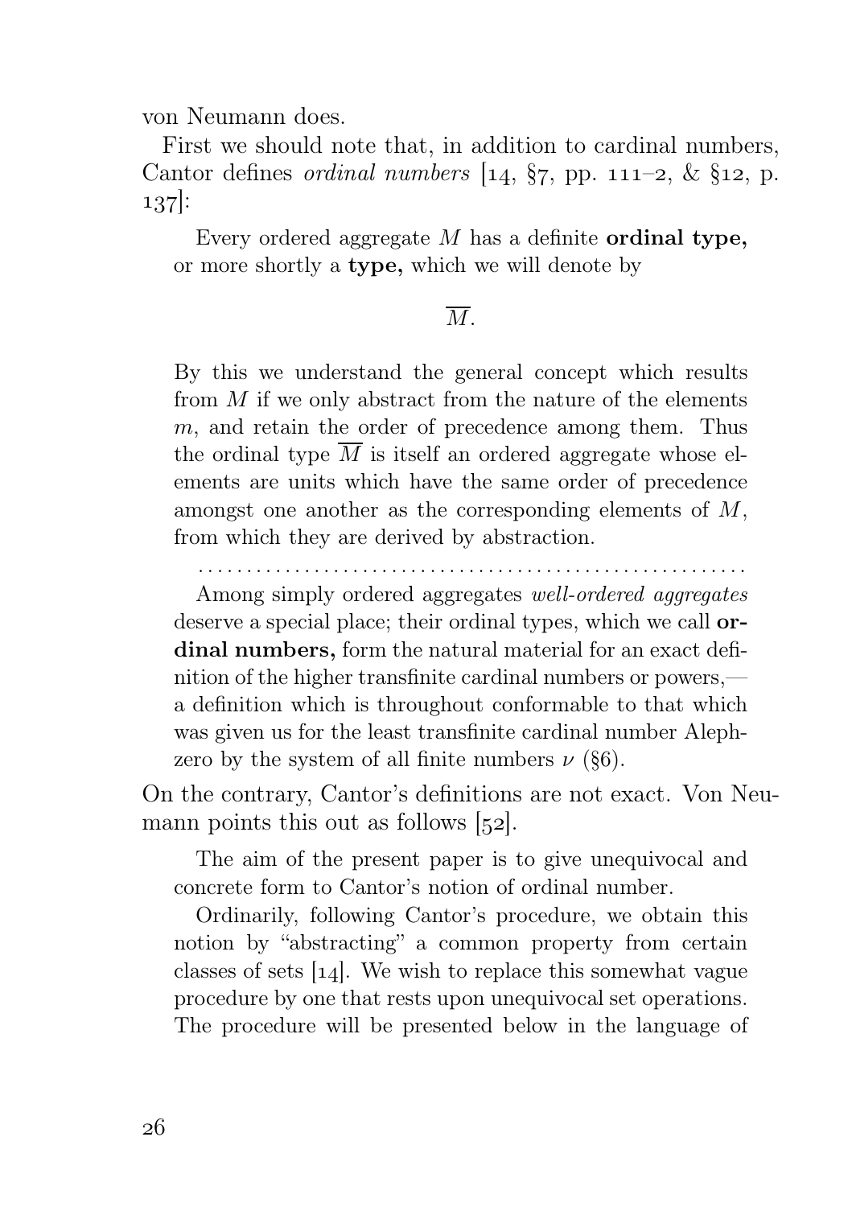von Neumann does.

First we should note that, in addition to cardinal numbers, Cantor defines *ordinal numbers* [14, §7, pp. 111–2, & §12, p. 137]:

> Every ordered aggregate $M$ has a definite **ordinal type,** or more shortly a **type,** which we will denote by
>
> $$\overline{M}.$$
>
> By this we understand the general concept which results from $M$ if we only abstract from the nature of the elements $m$, and retain the order of precedence among them. Thus the ordinal type $\overline{M}$ is itself an ordered aggregate whose elements are units which have the same order of precedence amongst one another as the corresponding elements of $M$, from which they are derived by abstraction.
>
> . . . . . . . . . . . . . . . . . . . . . . . . . . . . . . . . . . . . . . . . . . . . . . . . . . . . . . . . .
>
> Among simply ordered aggregates *well-ordered aggregates* deserve a special place; their ordinal types, which we call **ordinal numbers,** form the natural material for an exact definition of the higher transfinite cardinal numbers or powers,—a definition which is throughout conformable to that which was given us for the least transfinite cardinal number Aleph-zero by the system of all finite numbers $\nu$ (§6).

On the contrary, Cantor's definitions are not exact. Von Neumann points this out as follows [52].

> The aim of the present paper is to give unequivocal and concrete form to Cantor's notion of ordinal number.
>
> Ordinarily, following Cantor's procedure, we obtain this notion by "abstracting" a common property from certain classes of sets [14]. We wish to replace this somewhat vague procedure by one that rests upon unequivocal set operations. The procedure will be presented below in the language of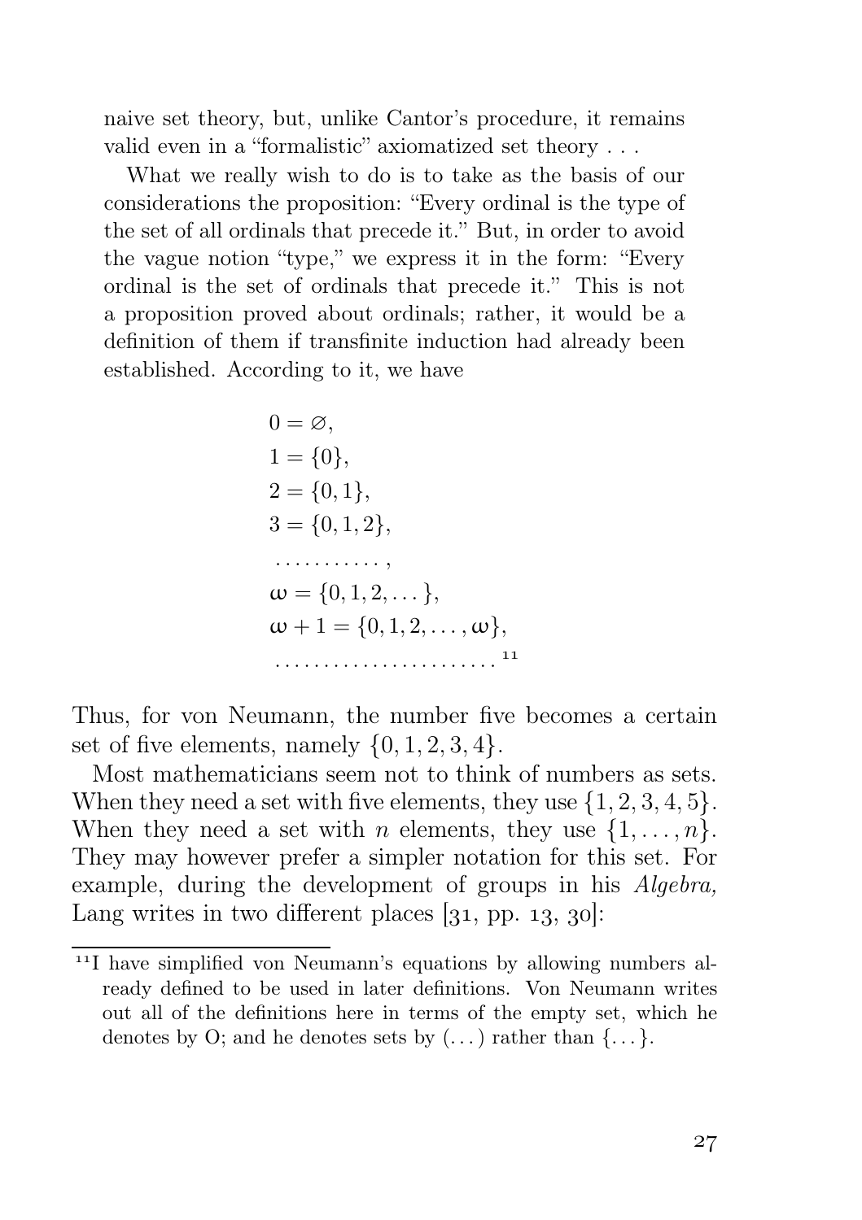naive set theory, but, unlike Cantor's procedure, it remains valid even in a "formalistic" axiomatized set theory . . .

What we really wish to do is to take as the basis of our considerations the proposition: "Every ordinal is the type of the set of all ordinals that precede it." But, in order to avoid the vague notion "type," we express it in the form: "Every ordinal is the set of ordinals that precede it." This is not a proposition proved about ordinals; rather, it would be a definition of them if transfinite induction had already been established. According to it, we have

$$
\begin{aligned}
&0 = \varnothing, \\
&1 = \{0\}, \\
&2 = \{0, 1\}, \\
&3 = \{0, 1, 2\}, \\
&\dots\dots\dots\dots, \\
&\omega = \{0, 1, 2, \dots\}, \\
&\omega + 1 = \{0, 1, 2, \dots, \omega\}, \\
&\dots\dots\dots\dots\dots\dots\dots\dots
\end{aligned}
$$
[11]

Thus, for von Neumann, the number five becomes a certain set of five elements, namely $\{0, 1, 2, 3, 4\}$.

Most mathematicians seem not to think of numbers as sets. When they need a set with five elements, they use $\{1, 2, 3, 4, 5\}$. When they need a set with $n$ elements, they use $\{1, \dots, n\}$. They may however prefer a simpler notation for this set. For example, during the development of groups in his *Algebra,* Lang writes in two different places [31, pp. 13, 30]:

---

[11] I have simplified von Neumann's equations by allowing numbers already defined to be used in later definitions. Von Neumann writes out all of the definitions here in terms of the empty set, which he denotes by O; and he denotes sets by $(\dots)$ rather than $\{\dots\}$.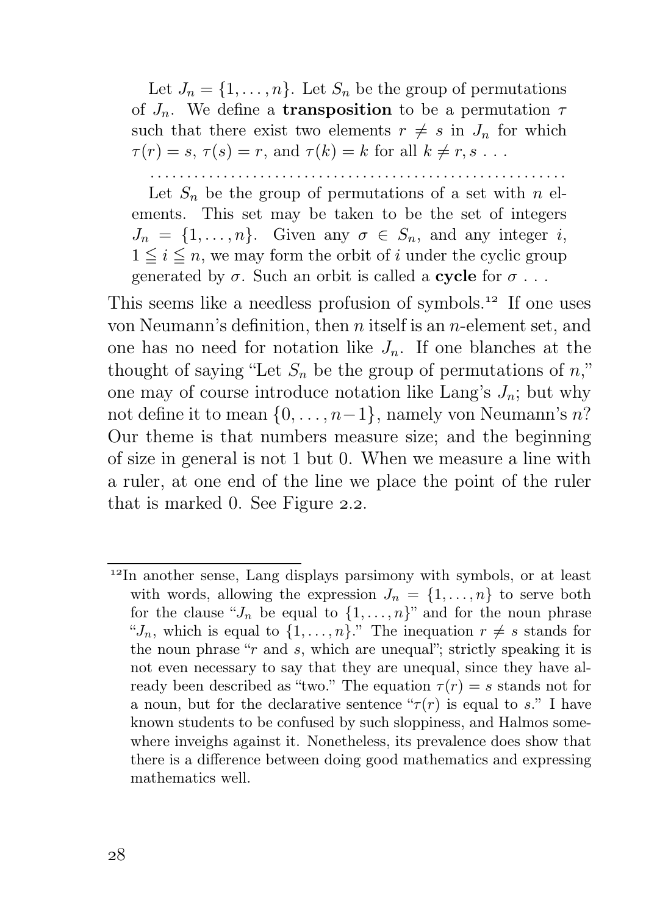> Let $J_n = \{1, \ldots, n\}$. Let $S_n$ be the group of permutations of $J_n$. We define a **transposition** to be a permutation $\tau$ such that there exist two elements $r \neq s$ in $J_n$ for which $\tau(r) = s$, $\tau(s) = r$, and $\tau(k) = k$ for all $k \neq r, s$ . . .
>
> . . . . . . . . . . . . . . . . . . . . . . . . . . . . . . . . . . . . . . . . . . . . . . . . . . . . . .
>
> Let $S_n$ be the group of permutations of a set with $n$ elements. This set may be taken to be the set of integers $J_n = \{1, \ldots, n\}$. Given any $\sigma \in S_n$, and any integer $i$, $1 \leqq i \leqq n$, we may form the orbit of $i$ under the cyclic group generated by $\sigma$. Such an orbit is called a **cycle** for $\sigma$ . . .

This seems like a needless profusion of symbols.[12] If one uses von Neumann's definition, then $n$ itself is an $n$-element set, and one has no need for notation like $J_n$. If one blanches at the thought of saying "Let $S_n$ be the group of permutations of $n$," one may of course introduce notation like Lang's $J_n$; but why not define it to mean $\{0, \ldots, n-1\}$, namely von Neumann's $n$? Our theme is that numbers measure size; and the beginning of size in general is not 1 but 0. When we measure a line with a ruler, at one end of the line we place the point of the ruler that is marked 0. See Figure 2.2.

---

[12] In another sense, Lang displays parsimony with symbols, or at least with words, allowing the expression $J_n = \{1, \ldots, n\}$ to serve both for the clause "$J_n$ be equal to $\{1, \ldots, n\}$" and for the noun phrase "$J_n$, which is equal to $\{1, \ldots, n\}$." The inequation $r \neq s$ stands for the noun phrase "$r$ and $s$, which are unequal"; strictly speaking it is not even necessary to say that they are unequal, since they have already been described as "two." The equation $\tau(r) = s$ stands not for a noun, but for the declarative sentence "$\tau(r)$ is equal to $s$." I have known students to be confused by such sloppiness, and Halmos somewhere inveighs against it. Nonetheless, its prevalence does show that there is a difference between doing good mathematics and expressing mathematics well.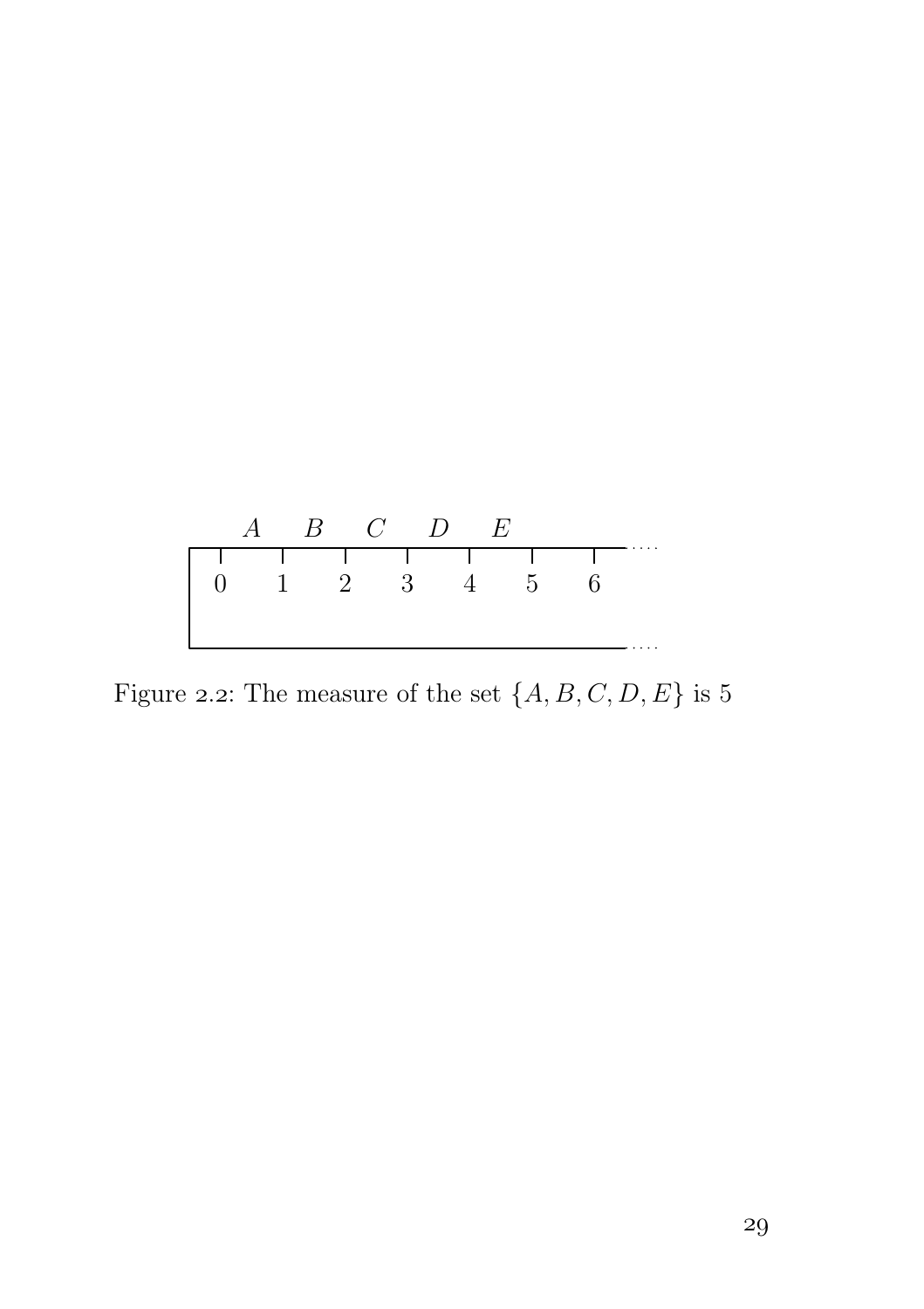Figure 2.2: The measure of the set $\{A, B, C, D, E\}$ is 5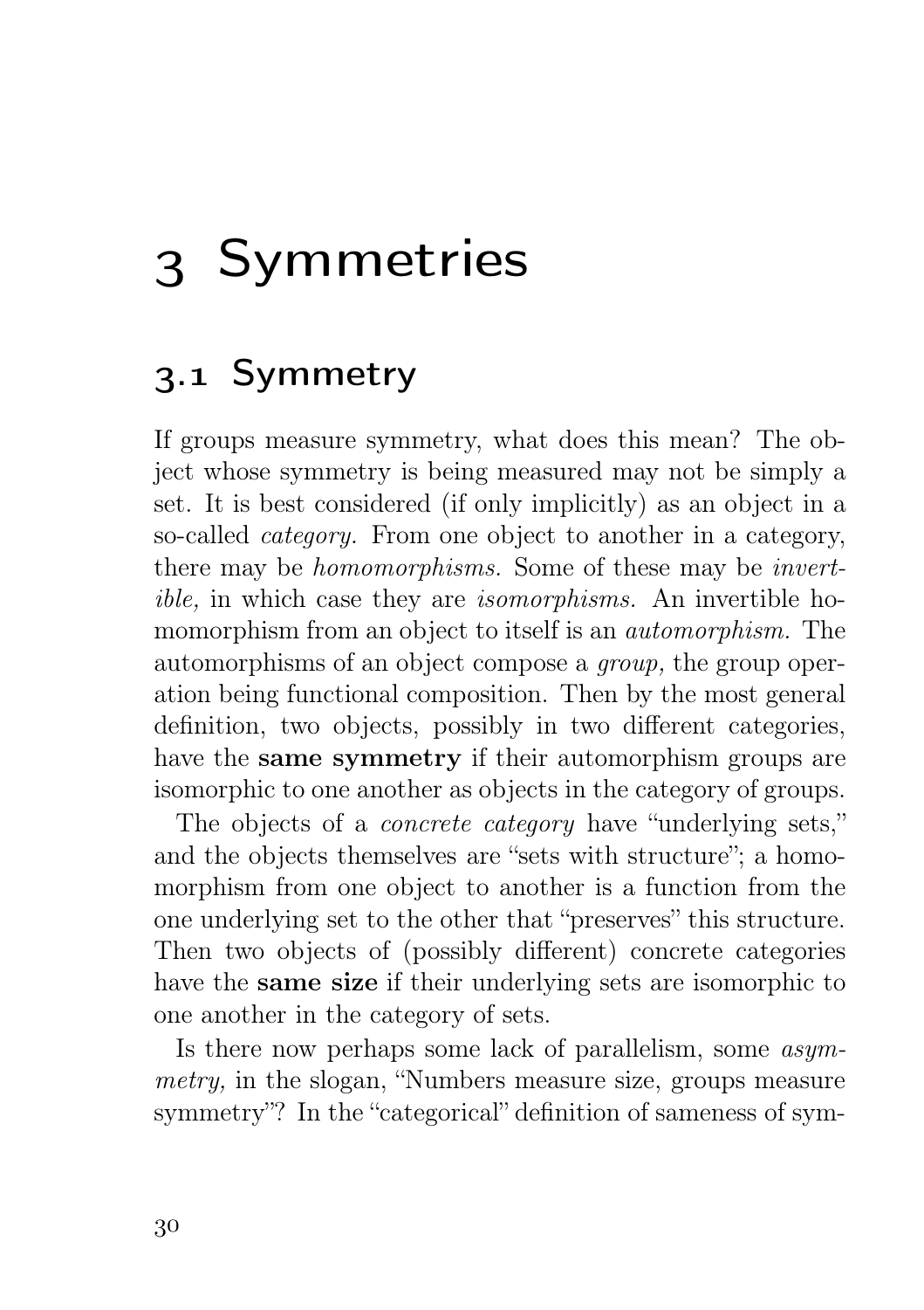# 3 Symmetries

## 3.1 Symmetry

If groups measure symmetry, what does this mean? The object whose symmetry is being measured may not be simply a set. It is best considered (if only implicitly) as an object in a so-called *category.* From one object to another in a category, there may be *homomorphisms.* Some of these may be *invertible,* in which case they are *isomorphisms.* An invertible homomorphism from an object to itself is an *automorphism.* The automorphisms of an object compose a *group,* the group operation being functional composition. Then by the most general definition, two objects, possibly in two different categories, have the **same symmetry** if their automorphism groups are isomorphic to one another as objects in the category of groups.

The objects of a *concrete category* have "underlying sets," and the objects themselves are "sets with structure"; a homomorphism from one object to another is a function from the one underlying set to the other that "preserves" this structure. Then two objects of (possibly different) concrete categories have the **same size** if their underlying sets are isomorphic to one another in the category of sets.

Is there now perhaps some lack of parallelism, some *asymmetry,* in the slogan, "Numbers measure size, groups measure symmetry"? In the "categorical" definition of sameness of sym-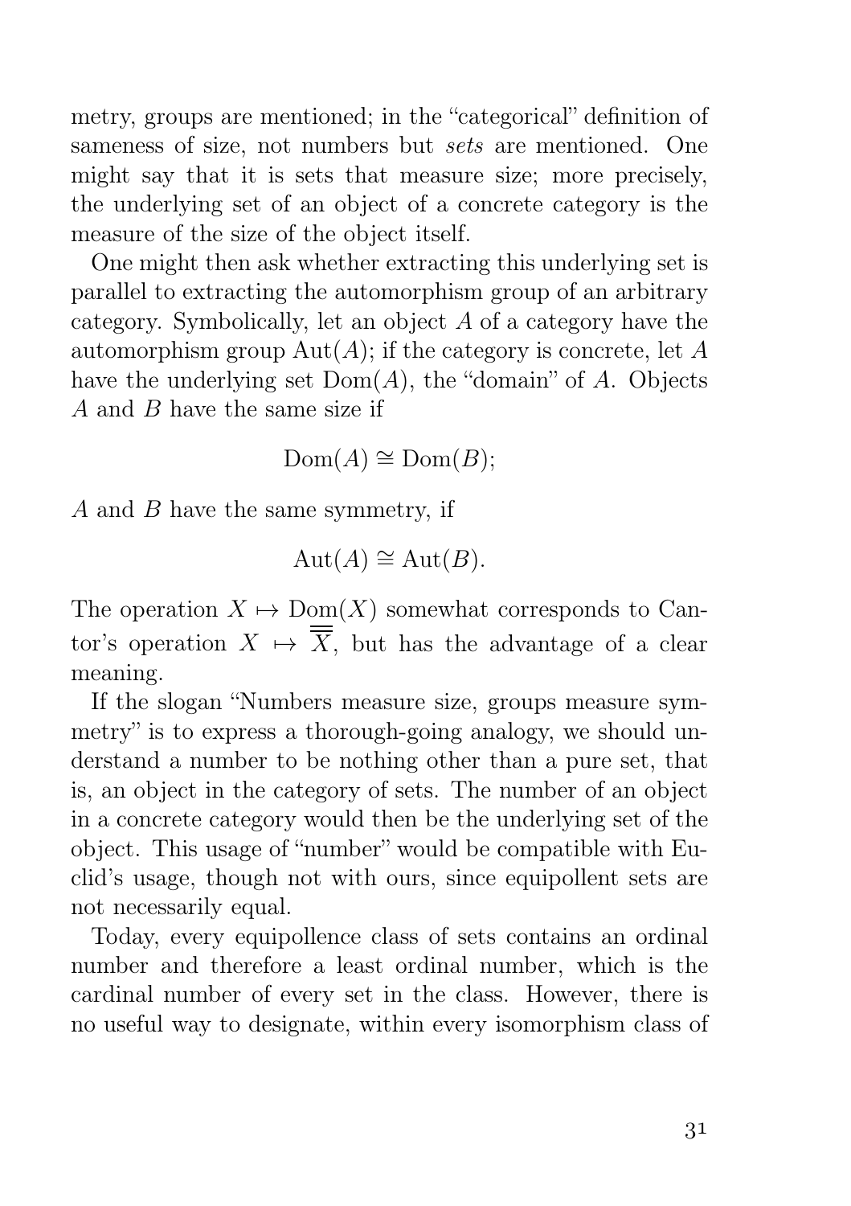metry, groups are mentioned; in the "categorical" definition of sameness of size, not numbers but *sets* are mentioned. One might say that it is sets that measure size; more precisely, the underlying set of an object of a concrete category is the measure of the size of the object itself.

One might then ask whether extracting this underlying set is parallel to extracting the automorphism group of an arbitrary category. Symbolically, let an object $A$ of a category have the automorphism group $\mathrm{Aut}(A)$; if the category is concrete, let $A$ have the underlying set $\mathrm{Dom}(A)$, the "domain" of $A$. Objects $A$ and $B$ have the same size if

$$\mathrm{Dom}(A) \cong \mathrm{Dom}(B);$$

$A$ and $B$ have the same symmetry, if

$$\mathrm{Aut}(A) \cong \mathrm{Aut}(B).$$

The operation $X \mapsto \mathrm{Dom}(X)$ somewhat corresponds to Cantor's operation $X \mapsto \overline{\overline{X}}$, but has the advantage of a clear meaning.

If the slogan "Numbers measure size, groups measure symmetry" is to express a thorough-going analogy, we should understand a number to be nothing other than a pure set, that is, an object in the category of sets. The number of an object in a concrete category would then be the underlying set of the object. This usage of "number" would be compatible with Euclid's usage, though not with ours, since equipollent sets are not necessarily equal.

Today, every equipollence class of sets contains an ordinal number and therefore a least ordinal number, which is the cardinal number of every set in the class. However, there is no useful way to designate, within every isomorphism class of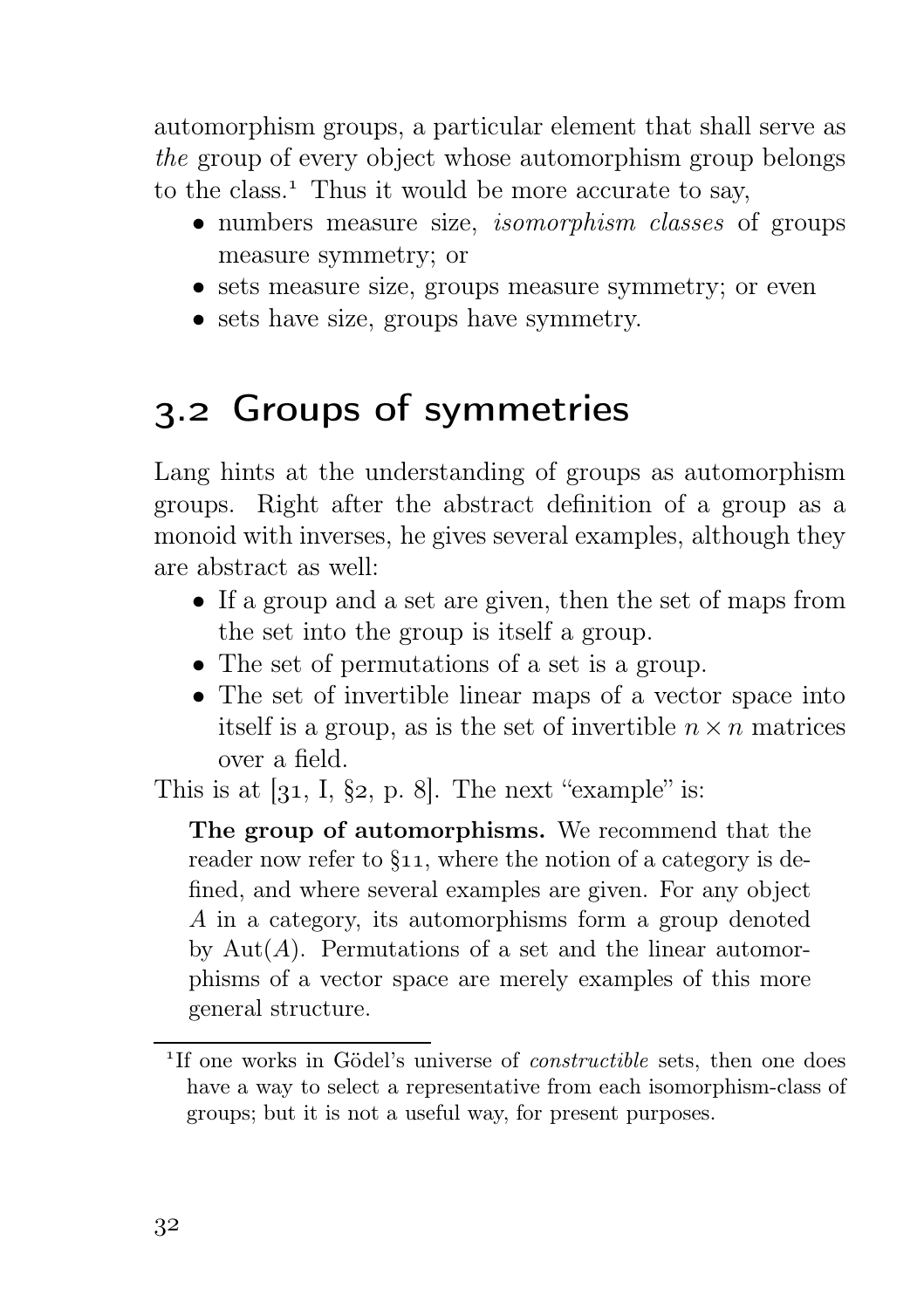automorphism groups, a particular element that shall serve as *the* group of every object whose automorphism group belongs to the class.[1] Thus it would be more accurate to say,

- numbers measure size, *isomorphism classes* of groups measure symmetry; or
- sets measure size, groups measure symmetry; or even
- sets have size, groups have symmetry.

## 3.2 Groups of symmetries

Lang hints at the understanding of groups as automorphism groups. Right after the abstract definition of a group as a monoid with inverses, he gives several examples, although they are abstract as well:

- If a group and a set are given, then the set of maps from the set into the group is itself a group.
- The set of permutations of a set is a group.
- The set of invertible linear maps of a vector space into itself is a group, as is the set of invertible $n \times n$ matrices over a field.

This is at [31, I, §2, p. 8]. The next "example" is:

> **The group of automorphisms.** We recommend that the reader now refer to §11, where the notion of a category is defined, and where several examples are given. For any object $A$ in a category, its automorphisms form a group denoted by $\mathrm{Aut}(A)$. Permutations of a set and the linear automorphisms of a vector space are merely examples of this more general structure.

---

[1] If one works in Gödel's universe of *constructible* sets, then one does have a way to select a representative from each isomorphism-class of groups; but it is not a useful way, for present purposes.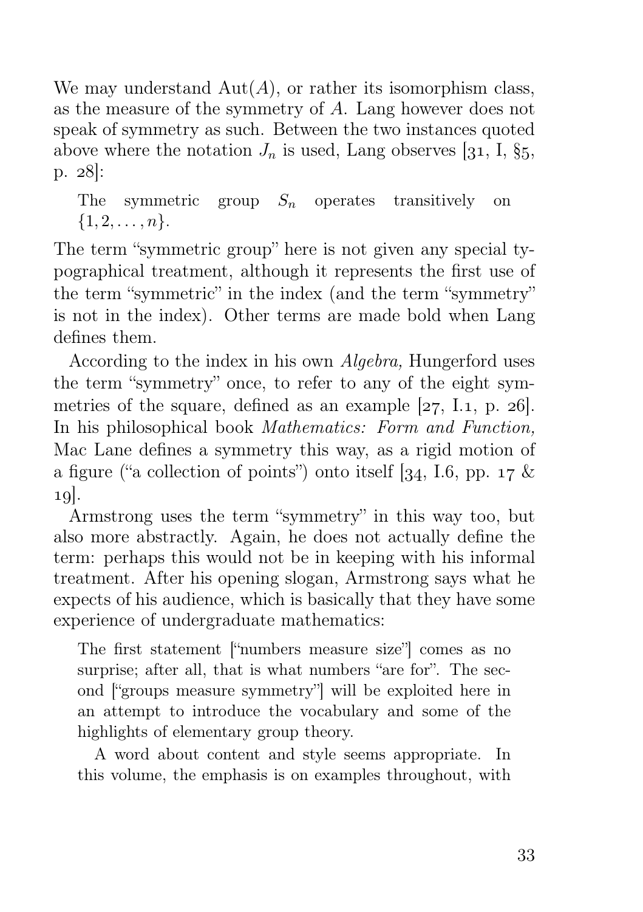We may understand $\mathrm{Aut}(A)$, or rather its isomorphism class, as the measure of the symmetry of $A$. Lang however does not speak of symmetry as such. Between the two instances quoted above where the notation $J_n$ is used, Lang observes [31, I, §5, p. 28]:

> The symmetric group $S_n$ operates transitively on $\{1, 2, \dots, n\}$.

The term "symmetric group" here is not given any special typographical treatment, although it represents the first use of the term "symmetric" in the index (and the term "symmetry" is not in the index). Other terms are made bold when Lang defines them.

According to the index in his own *Algebra,* Hungerford uses the term "symmetry" once, to refer to any of the eight symmetries of the square, defined as an example [27, I.1, p. 26]. In his philosophical book *Mathematics: Form and Function,* Mac Lane defines a symmetry this way, as a rigid motion of a figure ("a collection of points") onto itself [34, I.6, pp. 17 & 19].

Armstrong uses the term "symmetry" in this way too, but also more abstractly. Again, he does not actually define the term: perhaps this would not be in keeping with his informal treatment. After his opening slogan, Armstrong says what he expects of his audience, which is basically that they have some experience of undergraduate mathematics:

> The first statement ["numbers measure size"] comes as no surprise; after all, that is what numbers "are for". The second ["groups measure symmetry"] will be exploited here in an attempt to introduce the vocabulary and some of the highlights of elementary group theory.
>
> A word about content and style seems appropriate. In this volume, the emphasis is on examples throughout, with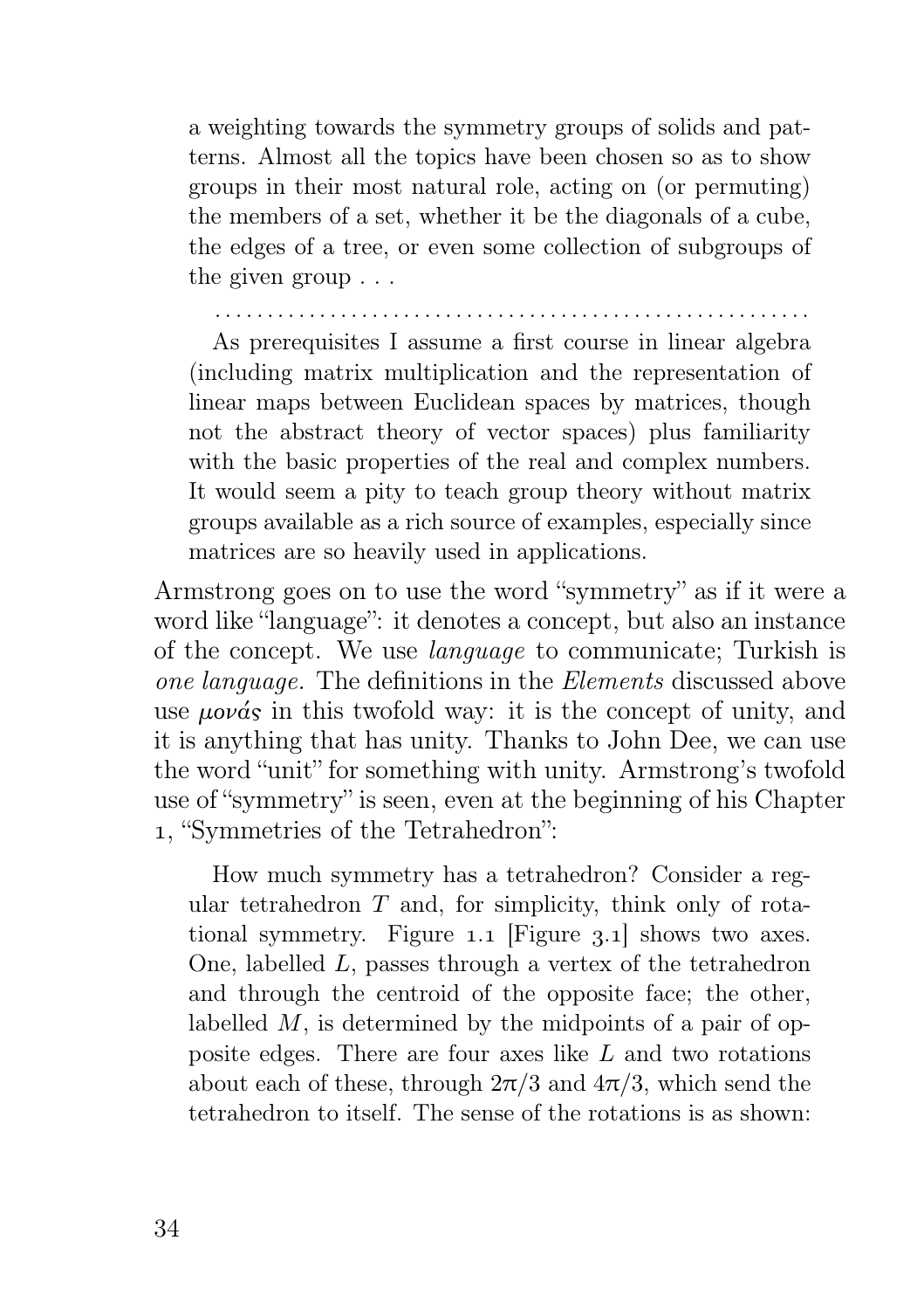> a weighting towards the symmetry groups of solids and patterns. Almost all the topics have been chosen so as to show groups in their most natural role, acting on (or permuting) the members of a set, whether it be the diagonals of a cube, the edges of a tree, or even some collection of subgroups of the given group . . .
>
> . . . . . . . . . . . . . . . . . . . . . . . . . . . . . . . . . . . . . . . . . . . . . . . . . . . . .
>
> As prerequisites I assume a first course in linear algebra (including matrix multiplication and the representation of linear maps between Euclidean spaces by matrices, though not the abstract theory of vector spaces) plus familiarity with the basic properties of the real and complex numbers. It would seem a pity to teach group theory without matrix groups available as a rich source of examples, especially since matrices are so heavily used in applications.

Armstrong goes on to use the word "symmetry" as if it were a word like "language": it denotes a concept, but also an instance of the concept. We use *language* to communicate; Turkish is *one language.* The definitions in the *Elements* discussed above use *μονάς* in this twofold way: it is the concept of unity, and it is anything that has unity. Thanks to John Dee, we can use the word "unit" for something with unity. Armstrong's twofold use of "symmetry" is seen, even at the beginning of his Chapter 1, "Symmetries of the Tetrahedron":

> How much symmetry has a tetrahedron? Consider a regular tetrahedron $T$ and, for simplicity, think only of rotational symmetry. Figure 1.1 [Figure 3.1] shows two axes. One, labelled $L$, passes through a vertex of the tetrahedron and through the centroid of the opposite face; the other, labelled $M$, is determined by the midpoints of a pair of opposite edges. There are four axes like $L$ and two rotations about each of these, through $2\pi/3$ and $4\pi/3$, which send the tetrahedron to itself. The sense of the rotations is as shown: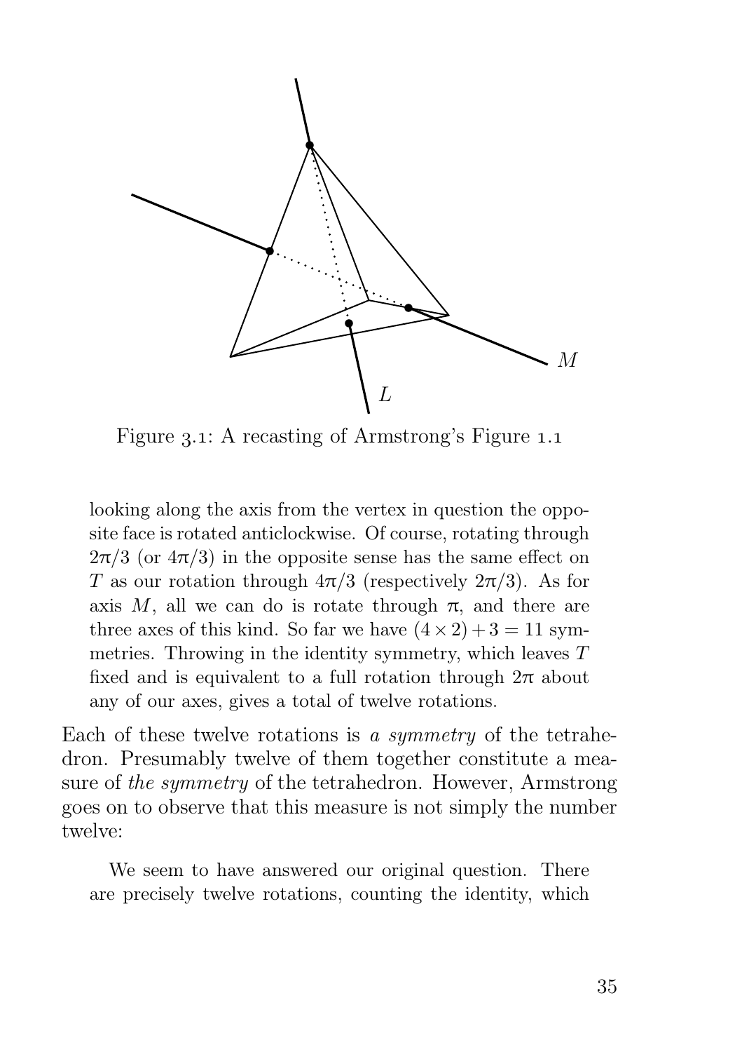Figure 3.1: A recasting of Armstrong's Figure 1.1

> looking along the axis from the vertex in question the opposite face is rotated anticlockwise. Of course, rotating through $2\pi/3$ (or $4\pi/3$) in the opposite sense has the same effect on $T$ as our rotation through $4\pi/3$ (respectively $2\pi/3$). As for axis $M$, all we can do is rotate through $\pi$, and there are three axes of this kind. So far we have $(4 \times 2) + 3 = 11$ symmetries. Throwing in the identity symmetry, which leaves $T$ fixed and is equivalent to a full rotation through $2\pi$ about any of our axes, gives a total of twelve rotations.

Each of these twelve rotations is *a symmetry* of the tetrahedron. Presumably twelve of them together constitute a measure of *the symmetry* of the tetrahedron. However, Armstrong goes on to observe that this measure is not simply the number twelve:

> We seem to have answered our original question. There are precisely twelve rotations, counting the identity, which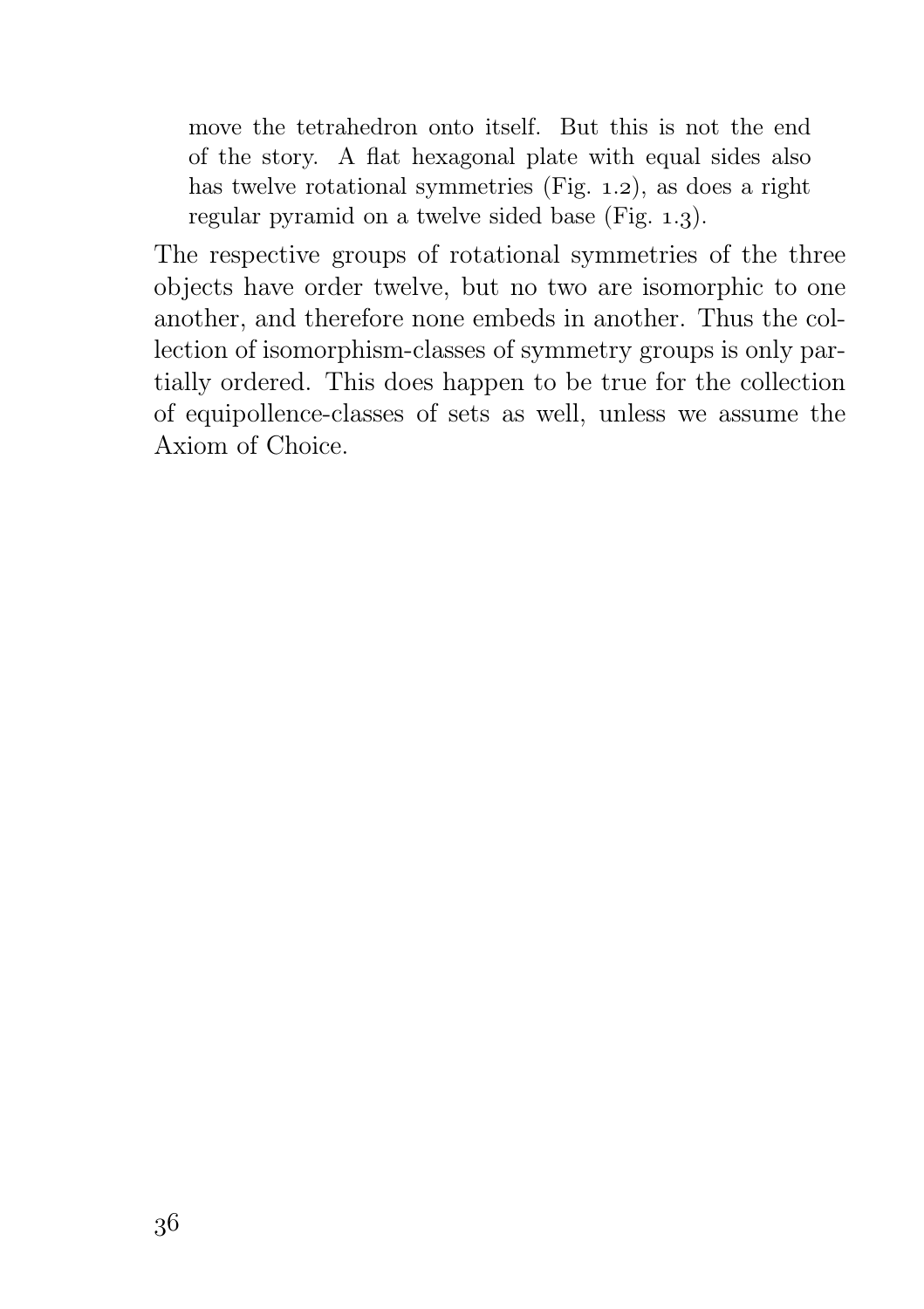> move the tetrahedron onto itself. But this is not the end of the story. A flat hexagonal plate with equal sides also has twelve rotational symmetries (Fig. 1.2), as does a right regular pyramid on a twelve sided base (Fig. 1.3).

The respective groups of rotational symmetries of the three objects have order twelve, but no two are isomorphic to one another, and therefore none embeds in another. Thus the collection of isomorphism-classes of symmetry groups is only partially ordered. This does happen to be true for the collection of equipollence-classes of sets as well, unless we assume the Axiom of Choice.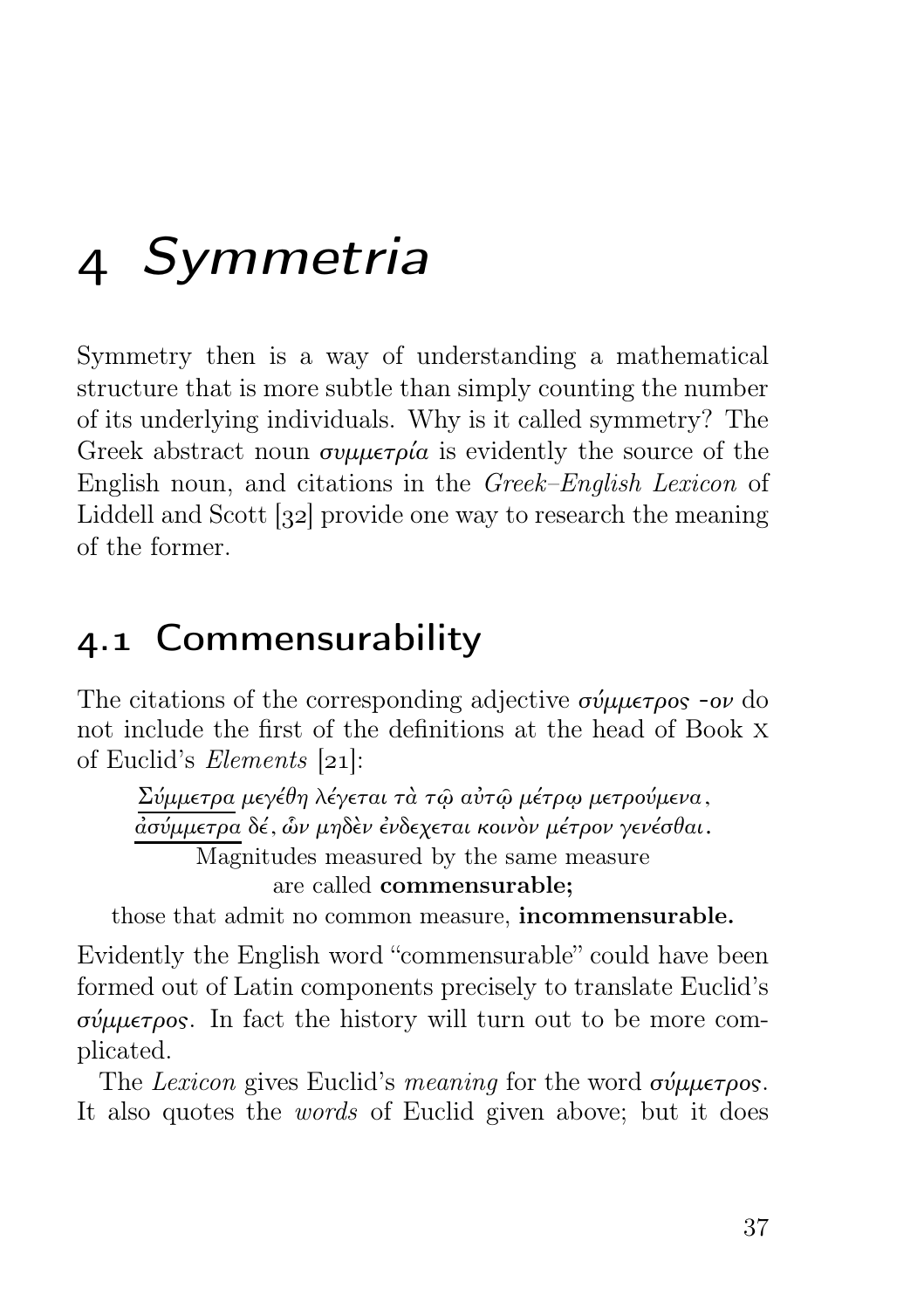# 4 *Symmetria*

Symmetry then is a way of understanding a mathematical structure that is more subtle than simply counting the number of its underlying individuals. Why is it called symmetry? The Greek abstract noun *συμμετρία* is evidently the source of the English noun, and citations in the *Greek–English Lexicon* of Liddell and Scott [32] provide one way to research the meaning of the former.

## 4.1 Commensurability

The citations of the corresponding adjective *σύμμετρος -ον* do not include the first of the definitions at the head of Book X of Euclid's *Elements* [21]:

> <u>*Σύμμετρα*</u> *μεγέθη λέγεται τὰ τῷ αὐτῷ μέτρῳ μετρούμενα,*
> <u>*ἀσύμμετρα*</u> *δέ, ὧν μηδὲν ἐνδέχεται κοινὸν μέτρον γενέσθαι.*
>
> Magnitudes measured by the same measure
> are called **commensurable;**
> those that admit no common measure, **incommensurable.**

Evidently the English word "commensurable" could have been formed out of Latin components precisely to translate Euclid's *σύμμετρος*. In fact the history will turn out to be more complicated.

The *Lexicon* gives Euclid's *meaning* for the word *σύμμετρος*. It also quotes the *words* of Euclid given above; but it does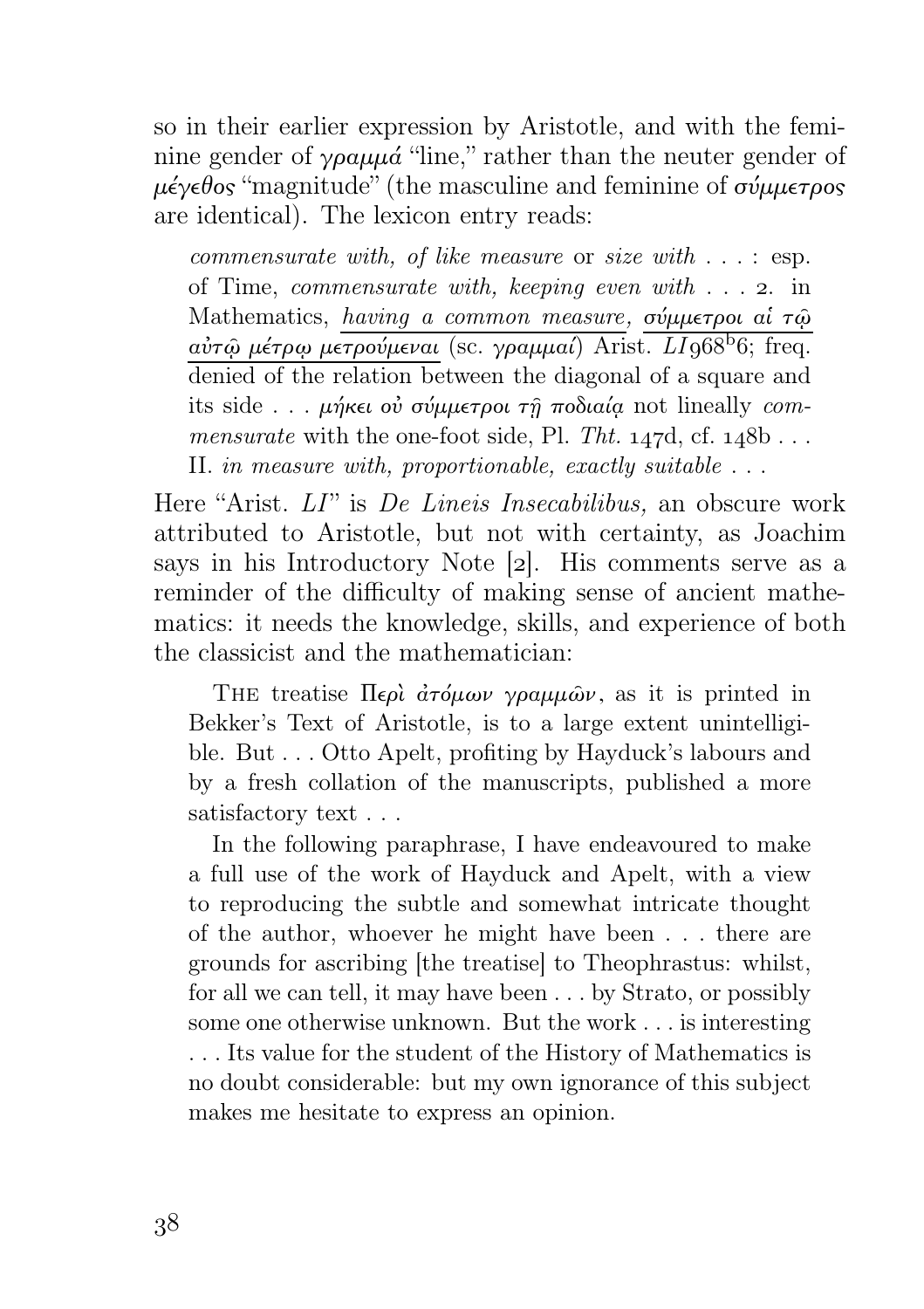so in their earlier expression by Aristotle, and with the feminine gender of γραμμά "line," rather than the neuter gender of μέγεθος "magnitude" (the masculine and feminine of σύμμετρος are identical). The lexicon entry reads:

> *commensurate with, of like measure* or *size with* . . . : esp. of Time, *commensurate with, keeping even with* . . . 2. in Mathematics, <u>*having a common measure,* σύμμετροι αἱ τῷ αὐτῷ μέτρῳ μετρούμεναι</u> (sc. γραμμαί) Arist. *LI* 968$^{b}$6; freq. denied of the relation between the diagonal of a square and its side . . . μήκει οὐ σύμμετροι τῇ ποδιαίᾳ not lineally *commensurate* with the one-foot side, Pl. *Tht.* 147d, cf. 148b . . . II. *in measure with, proportionable, exactly suitable* . . .

Here "Arist. *LI*" is *De Lineis Insecabilibus,* an obscure work attributed to Aristotle, but not with certainty, as Joachim says in his Introductory Note [2]. His comments serve as a reminder of the difficulty of making sense of ancient mathematics: it needs the knowledge, skills, and experience of both the classicist and the mathematician:

> THE treatise Περὶ ἀτόμων γραμμῶν, as it is printed in Bekker's Text of Aristotle, is to a large extent unintelligible. But . . . Otto Apelt, profiting by Hayduck's labours and by a fresh collation of the manuscripts, published a more satisfactory text . . .
>
> In the following paraphrase, I have endeavoured to make a full use of the work of Hayduck and Apelt, with a view to reproducing the subtle and somewhat intricate thought of the author, whoever he might have been . . . there are grounds for ascribing [the treatise] to Theophrastus: whilst, for all we can tell, it may have been . . . by Strato, or possibly some one otherwise unknown. But the work . . . is interesting . . . Its value for the student of the History of Mathematics is no doubt considerable: but my own ignorance of this subject makes me hesitate to express an opinion.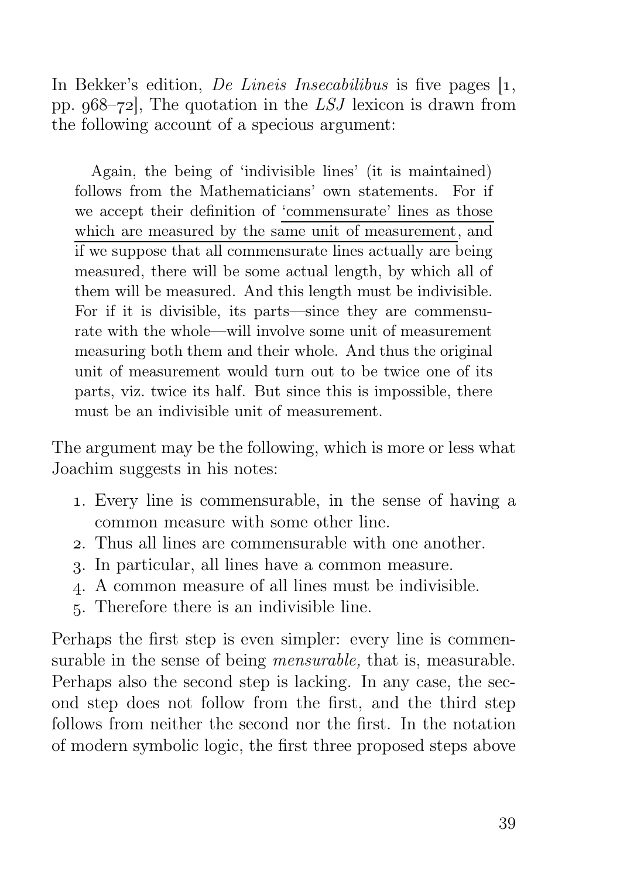In Bekker's edition, *De Lineis Insecabilibus* is five pages [1, pp. 968–72], The quotation in the *LSJ* lexicon is drawn from the following account of a specious argument:

> Again, the being of 'indivisible lines' (it is maintained) follows from the Mathematicians' own statements. For if we accept their definition of <u>'commensurate' lines as those which are measured by the same unit of measurement</u>, and if we suppose that all commensurate lines actually are being measured, there will be some actual length, by which all of them will be measured. And this length must be indivisible. For if it is divisible, its parts—since they are commensurate with the whole—will involve some unit of measurement measuring both them and their whole. And thus the original unit of measurement would turn out to be twice one of its parts, viz. twice its half. But since this is impossible, there must be an indivisible unit of measurement.

The argument may be the following, which is more or less what Joachim suggests in his notes:

1. Every line is commensurable, in the sense of having a common measure with some other line.
2. Thus all lines are commensurable with one another.
3. In particular, all lines have a common measure.
4. A common measure of all lines must be indivisible.
5. Therefore there is an indivisible line.

Perhaps the first step is even simpler: every line is commensurable in the sense of being *mensurable,* that is, measurable. Perhaps also the second step is lacking. In any case, the second step does not follow from the first, and the third step follows from neither the second nor the first. In the notation of modern symbolic logic, the first three proposed steps above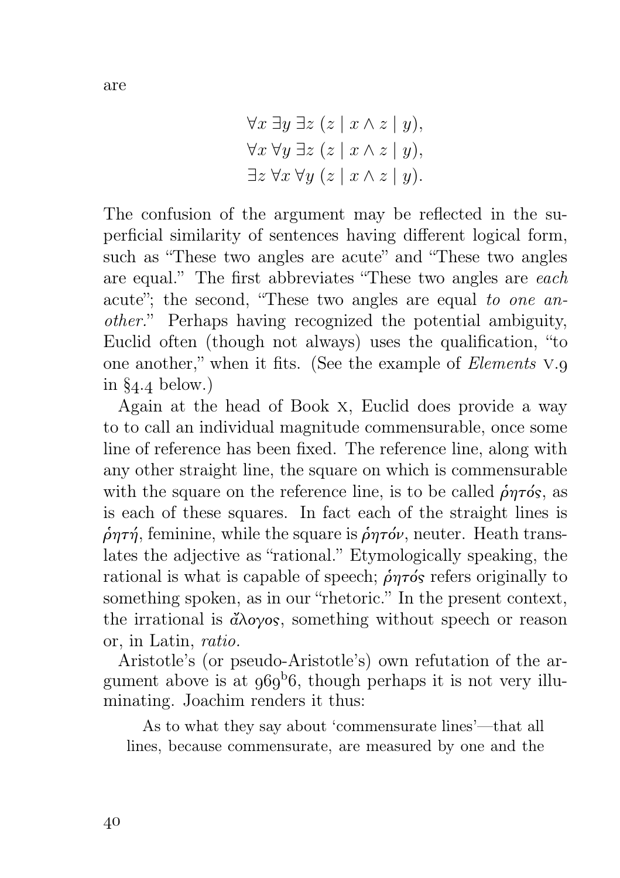are

$$\forall x\ \exists y\ \exists z\ (z \mid x \land z \mid y),$$
$$\forall x\ \forall y\ \exists z\ (z \mid x \land z \mid y),$$
$$\exists z\ \forall x\ \forall y\ (z \mid x \land z \mid y).$$

The confusion of the argument may be reflected in the superficial similarity of sentences having different logical form, such as "These two angles are acute" and "These two angles are equal." The first abbreviates "These two angles are *each* acute"; the second, "These two angles are equal *to one another*." Perhaps having recognized the potential ambiguity, Euclid often (though not always) uses the qualification, "to one another," when it fits. (See the example of *Elements* V.9 in §4.4 below.)

Again at the head of Book X, Euclid does provide a way to to call an individual magnitude commensurable, once some line of reference has been fixed. The reference line, along with any other straight line, the square on which is commensurable with the square on the reference line, is to be called ῥητός, as is each of these squares. In fact each of the straight lines is ῥητή, feminine, while the square is ῥητόν, neuter. Heath translates the adjective as "rational." Etymologically speaking, the rational is what is capable of speech; ῥητός refers originally to something spoken, as in our "rhetoric." In the present context, the irrational is ἄλογος, something without speech or reason or, in Latin, *ratio*.

Aristotle's (or pseudo-Aristotle's) own refutation of the argument above is at $969^{\mathrm{b}}6$, though perhaps it is not very illuminating. Joachim renders it thus:

> As to what they say about 'commensurate lines'—that all lines, because commensurate, are measured by one and the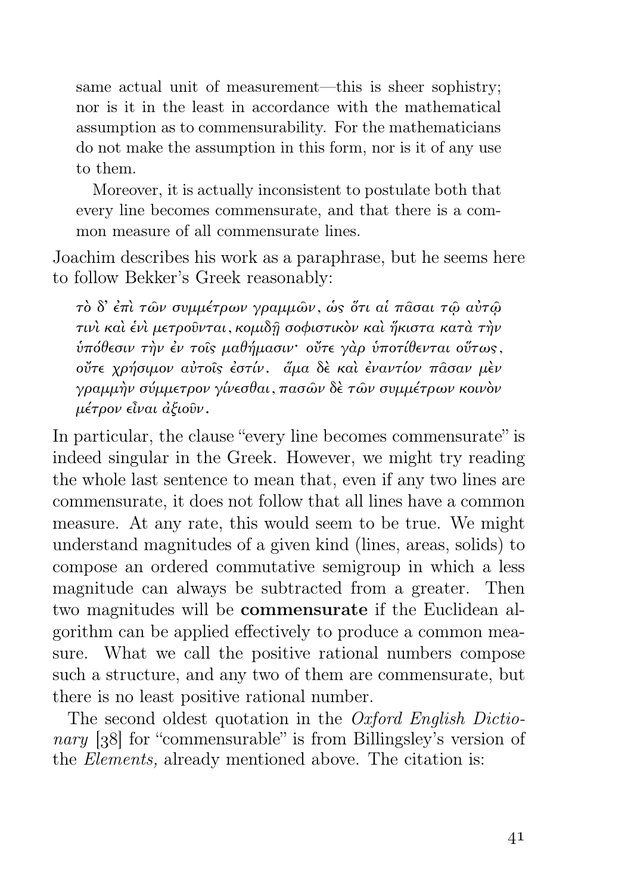> same actual unit of measurement—this is sheer sophistry; nor is it in the least in accordance with the mathematical assumption as to commensurability. For the mathematicians do not make the assumption in this form, nor is it of any use to them.
>
> Moreover, it is actually inconsistent to postulate both that every line becomes commensurate, and that there is a common measure of all commensurate lines.

Joachim describes his work as a paraphrase, but he seems here to follow Bekker's Greek reasonably:

> *τὸ δ' ἐπὶ τῶν συμμέτρων γραμμῶν, ὡς ὅτι αἱ πᾶσαι τῷ αὐτῷ τινὶ καὶ ἑνὶ μετροῦνται, κομιδῇ σοφιστικὸν καὶ ἥκιστα κατὰ τὴν ὑπόθεσιν τὴν ἐν τοῖς μαθήμασιν· οὔτε γὰρ ὑποτίθενται οὕτως, οὔτε χρήσιμον αὐτοῖς ἐστίν. ἅμα δὲ καὶ ἐναντίον πᾶσαν μὲν γραμμὴν σύμμετρον γίνεσθαι, πασῶν δὲ τῶν συμμέτρων κοινὸν μέτρον εἶναι ἀξιοῦν.*

In particular, the clause "every line becomes commensurate" is indeed singular in the Greek. However, we might try reading the whole last sentence to mean that, even if any two lines are commensurate, it does not follow that all lines have a common measure. At any rate, this would seem to be true. We might understand magnitudes of a given kind (lines, areas, solids) to compose an ordered commutative semigroup in which a less magnitude can always be subtracted from a greater. Then two magnitudes will be **commensurate** if the Euclidean algorithm can be applied effectively to produce a common measure. What we call the positive rational numbers compose such a structure, and any two of them are commensurate, but there is no least positive rational number.

The second oldest quotation in the *Oxford English Dictionary* [38] for "commensurable" is from Billingsley's version of the *Elements,* already mentioned above. The citation is: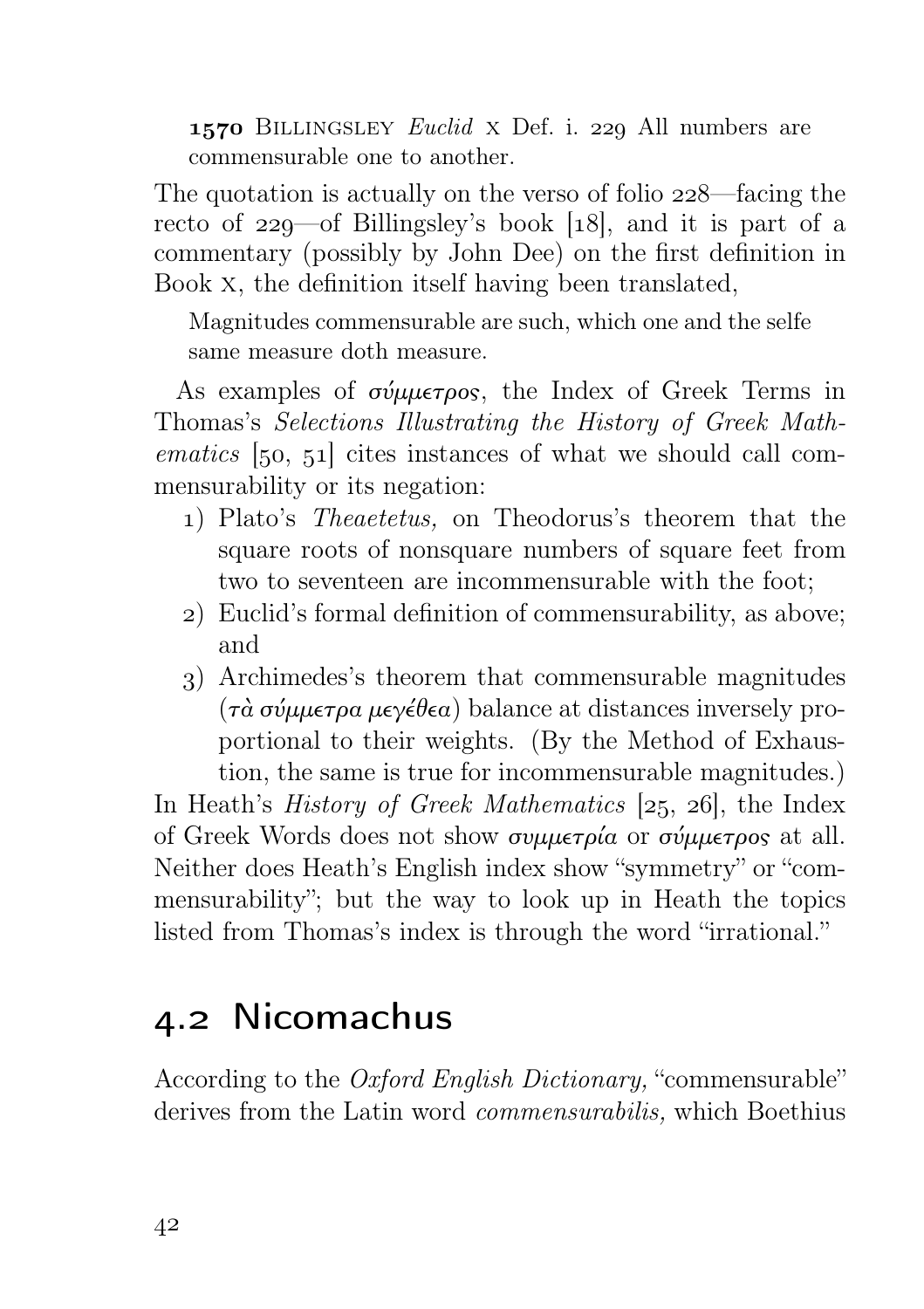> **1570** Billingsley *Euclid* x Def. i. 229 All numbers are commensurable one to another.

The quotation is actually on the verso of folio 228—facing the recto of 229—of Billingsley's book [18], and it is part of a commentary (possibly by John Dee) on the first definition in Book x, the definition itself having been translated,

> Magnitudes commensurable are such, which one and the selfe same measure doth measure.

As examples of *σύμμετρος*, the Index of Greek Terms in Thomas's *Selections Illustrating the History of Greek Mathematics* [50, 51] cites instances of what we should call commensurability or its negation:

1) Plato's *Theaetetus,* on Theodorus's theorem that the square roots of nonsquare numbers of square feet from two to seventeen are incommensurable with the foot;
2) Euclid's formal definition of commensurability, as above; and
3) Archimedes's theorem that commensurable magnitudes (*τὰ σύμμετρα μεγέθεα*) balance at distances inversely proportional to their weights. (By the Method of Exhaustion, the same is true for incommensurable magnitudes.)

In Heath's *History of Greek Mathematics* [25, 26], the Index of Greek Words does not show *συμμετρία* or *σύμμετρος* at all. Neither does Heath's English index show "symmetry" or "commensurability"; but the way to look up in Heath the topics listed from Thomas's index is through the word "irrational."

## 4.2 Nicomachus

According to the *Oxford English Dictionary,* "commensurable" derives from the Latin word *commensurabilis,* which Boethius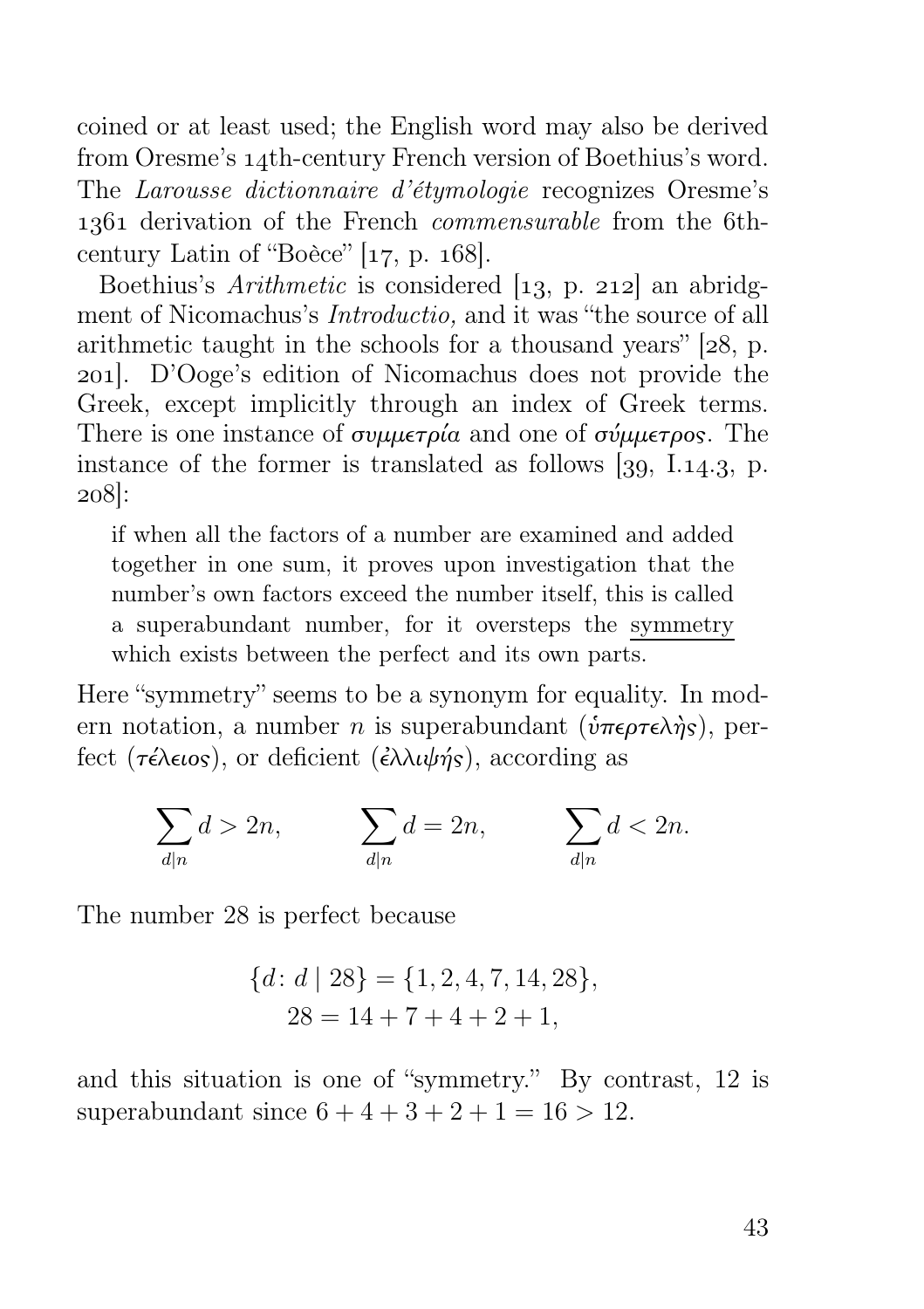coined or at least used; the English word may also be derived from Oresme's 14th-century French version of Boethius's word. The *Larousse dictionnaire d'étymologie* recognizes Oresme's 1361 derivation of the French *commensurable* from the 6th-century Latin of "Boèce" [17, p. 168].

Boethius's *Arithmetic* is considered [13, p. 212] an abridgment of Nicomachus's *Introductio,* and it was "the source of all arithmetic taught in the schools for a thousand years" [28, p. 201]. D'Ooge's edition of Nicomachus does not provide the Greek, except implicitly through an index of Greek terms. There is one instance of *συμμετρία* and one of *σύμμετρος*. The instance of the former is translated as follows [39, I.14.3, p. 208]:

> if when all the factors of a number are examined and added together in one sum, it proves upon investigation that the number's own factors exceed the number itself, this is called a superabundant number, for it oversteps the symmetry which exists between the perfect and its own parts.

Here "symmetry" seems to be a synonym for equality. In modern notation, a number $n$ is superabundant (*ὑπερτελὴς*), perfect (*τέλειος*), or deficient (*ἐλλιψής*), according as

$$\sum_{d|n} d > 2n, \qquad \sum_{d|n} d = 2n, \qquad \sum_{d|n} d < 2n.$$

The number 28 is perfect because

$$\{d \colon d \mid 28\} = \{1, 2, 4, 7, 14, 28\},$$
$$28 = 14 + 7 + 4 + 2 + 1,$$

and this situation is one of "symmetry." By contrast, 12 is superabundant since $6 + 4 + 3 + 2 + 1 = 16 > 12$.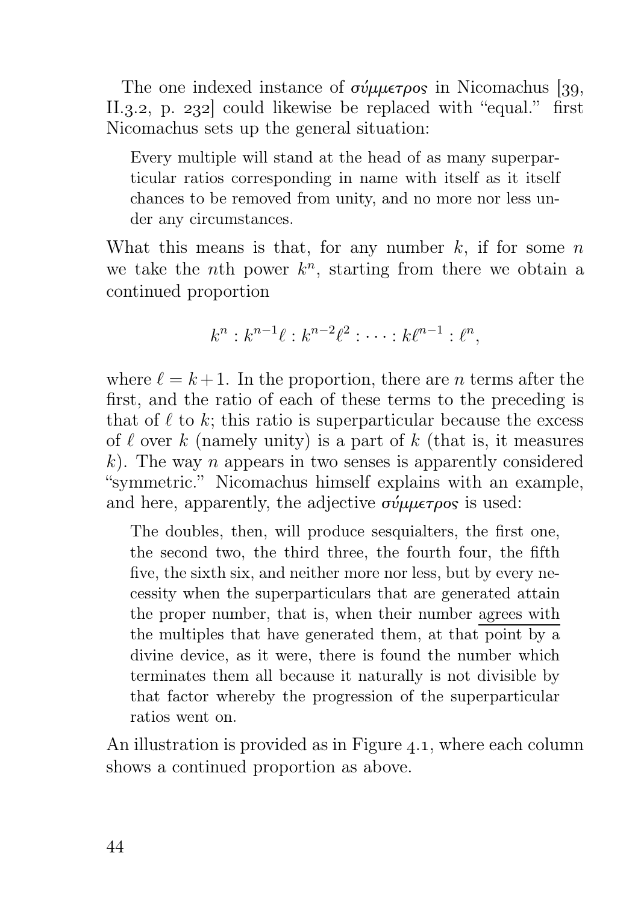The one indexed instance of σύμμετρος in Nicomachus [39, II.3.2, p. 232] could likewise be replaced with "equal." first Nicomachus sets up the general situation:

> Every multiple will stand at the head of as many superparticular ratios corresponding in name with itself as it itself chances to be removed from unity, and no more nor less under any circumstances.

What this means is that, for any number $k$, if for some $n$ we take the $n$th power $k^n$, starting from there we obtain a continued proportion

$$k^n : k^{n-1}\ell : k^{n-2}\ell^2 : \cdots : k\ell^{n-1} : \ell^n,$$

where $\ell = k+1$. In the proportion, there are $n$ terms after the first, and the ratio of each of these terms to the preceding is that of $\ell$ to $k$; this ratio is superparticular because the excess of $\ell$ over $k$ (namely unity) is a part of $k$ (that is, it measures $k$). The way $n$ appears in two senses is apparently considered "symmetric." Nicomachus himself explains with an example, and here, apparently, the adjective σύμμετρος is used:

> The doubles, then, will produce sesquialters, the first one, the second two, the third three, the fourth four, the fifth five, the sixth six, and neither more nor less, but by every necessity when the superparticulars that are generated attain the proper number, that is, when their number agrees with the multiples that have generated them, at that point by a divine device, as it were, there is found the number which terminates them all because it naturally is not divisible by that factor whereby the progression of the superparticular ratios went on.

An illustration is provided as in Figure 4.1, where each column shows a continued proportion as above.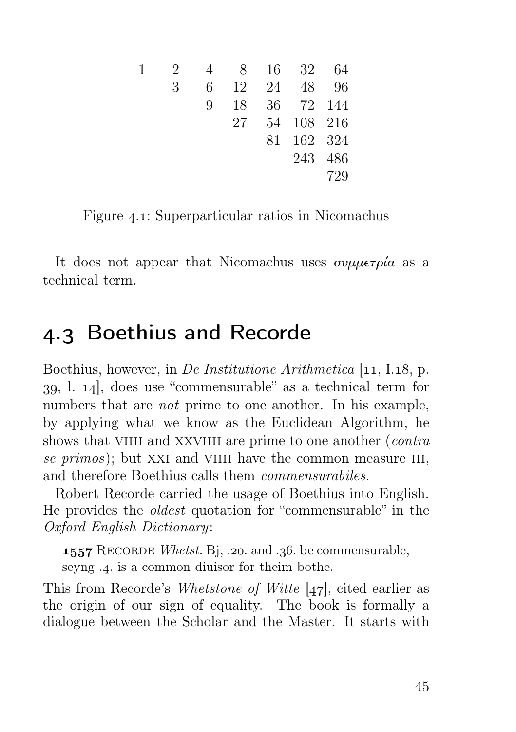| | | | | | | |
|---|---|---|---|---|---|---|
| 1 | 2 | 4 | 8 | 16 | 32 | 64 |
| | 3 | 6 | 12 | 24 | 48 | 96 |
| | | 9 | 18 | 36 | 72 | 144 |
| | | | 27 | 54 | 108 | 216 |
| | | | | 81 | 162 | 324 |
| | | | | | 243 | 486 |
| | | | | | | 729 |

Figure 4.1: Superparticular ratios in Nicomachus

It does not appear that Nicomachus uses *συμμετρία* as a technical term.

## 4.3 Boethius and Recorde

Boethius, however, in *De Institutione Arithmetica* [11, I.18, p. 39, l. 14], does use "commensurable" as a technical term for numbers that are *not* prime to one another. In his example, by applying what we know as the Euclidean Algorithm, he shows that VIIII and XXVIIII are prime to one another (*contra se primos*); but XXI and VIIII have the common measure III, and therefore Boethius calls them *commensurabiles*.

Robert Recorde carried the usage of Boethius into English. He provides the *oldest* quotation for "commensurable" in the *Oxford English Dictionary*:

> **1557** RECORDE *Whetst.* Bj, .20. and .36. be commensurable, seyng .4. is a common diuisor for theim bothe.

This from Recorde's *Whetstone of Witte* [47], cited earlier as the origin of our sign of equality. The book is formally a dialogue between the Scholar and the Master. It starts with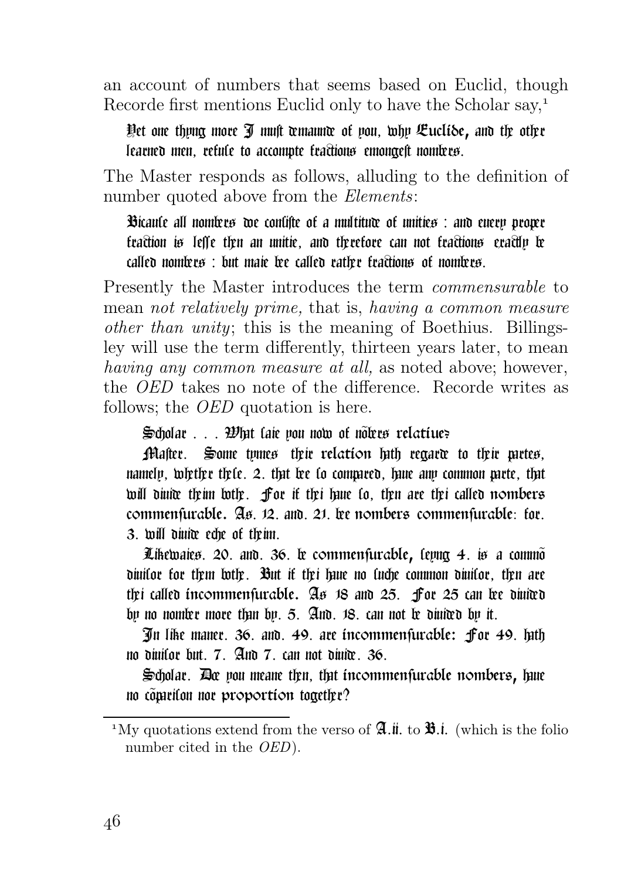an account of numbers that seems based on Euclid, though Recorde first mentions Euclid only to have the Scholar say,[1]

> Yet one thyng more I must demaunde of you, why Euclide, and the other learned men, refuse to accompte fractions emongest nombers.

The Master responds as follows, alluding to the definition of number quoted above from the *Elements*:

> Bicause all nombers doe consiste of a multitude of unities : and every proper fraction is lesse then an unitie, and therefore can not fractions exactly be called nombers : but maie bee called rather fractions of nombers.

Presently the Master introduces the term *commensurable* to mean *not relatively prime,* that is, *having a common measure other than unity*; this is the meaning of Boethius. Billingsley will use the term differently, thirteen years later, to mean *having any common measure at all,* as noted above; however, the *OED* takes no note of the difference. Recorde writes as follows; the *OED* quotation is here.

> Scholar . . . What saie you now of nõbers relatiue?
>
> Master. Some tymes their relation hath regarde to their partes, namely, whether these. 2. that bee so compared, haue any common parte, that will diuide theim bothe. For if thei haue so, then are thei called nombers commensurable. As. 12. and. 21. bee nombers commensurable: for. 3. will diuide eche of theim.
>
> Likewaies. 20. and. 36. be commensurable, seyng 4. is a commõ diuisor for them bothe. But if thei haue no suche common diuisor, then are thei called incommensurable. As 18 and 25. For 25 can bee diuided by no nomber more than by. 5. And. 18. can not be diuided by it.
>
> In like maner. 36. and. 49. are incommensurable: For 49. hath no diuisor but. 7. And 7. can not diuide. 36.
>
> Scholar. Doe you meane then, that incommensurable nombers, haue no cõparison nor proportion together?

[1] My quotations extend from the verso of **A.ii.** to **B.i.** (which is the folio number cited in the *OED*).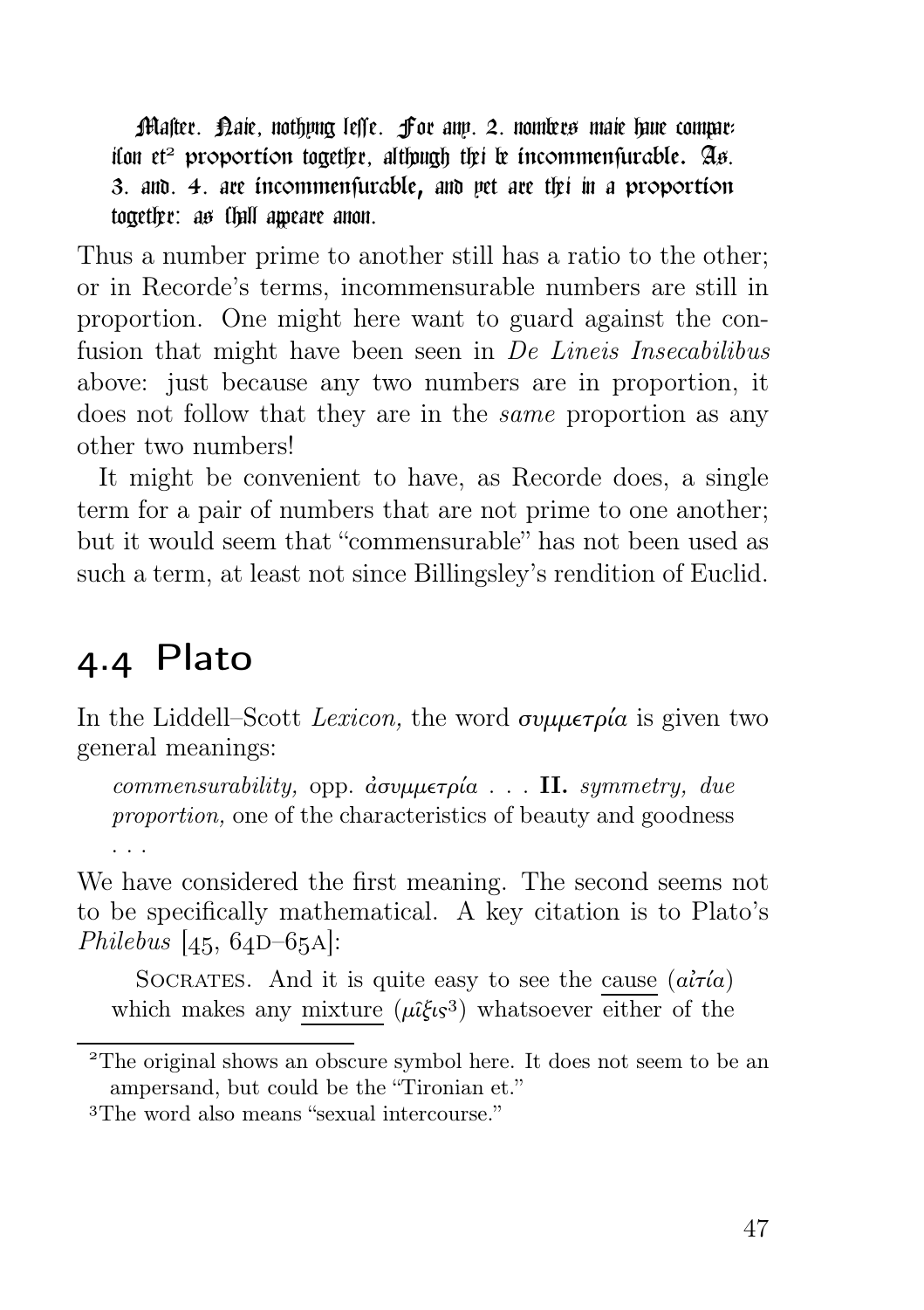> Master. Naie, nothyng lesse. For any. 2. nombres maie haue comparison et[2] proportion together, although thei be incommensurable. As. 3. and. 4. are incommensurable, and yet are thei in a proportion together: as shall appeare anon.

Thus a number prime to another still has a ratio to the other; or in Recorde's terms, incommensurable numbers are still in proportion. One might here want to guard against the confusion that might have been seen in *De Lineis Insecabilibus* above: just because any two numbers are in proportion, it does not follow that they are in the *same* proportion as any other two numbers!

It might be convenient to have, as Recorde does, a single term for a pair of numbers that are not prime to one another; but it would seem that "commensurable" has not been used as such a term, at least not since Billingsley's rendition of Euclid.

## 4.4 Plato

In the Liddell–Scott *Lexicon,* the word συμμετρία is given two general meanings:

> *commensurability,* opp. ἀσυμμετρία . . . **II.** *symmetry, due proportion,* one of the characteristics of beauty and goodness . . .

We have considered the first meaning. The second seems not to be specifically mathematical. A key citation is to Plato's *Philebus* [45, 64D–65A]:

> Socrates. And it is quite easy to see the cause (αἰτία) which makes any mixture (μῖξις[3]) whatsoever either of the

---

[2] The original shows an obscure symbol here. It does not seem to be an ampersand, but could be the "Tironian et."

[3] The word also means "sexual intercourse."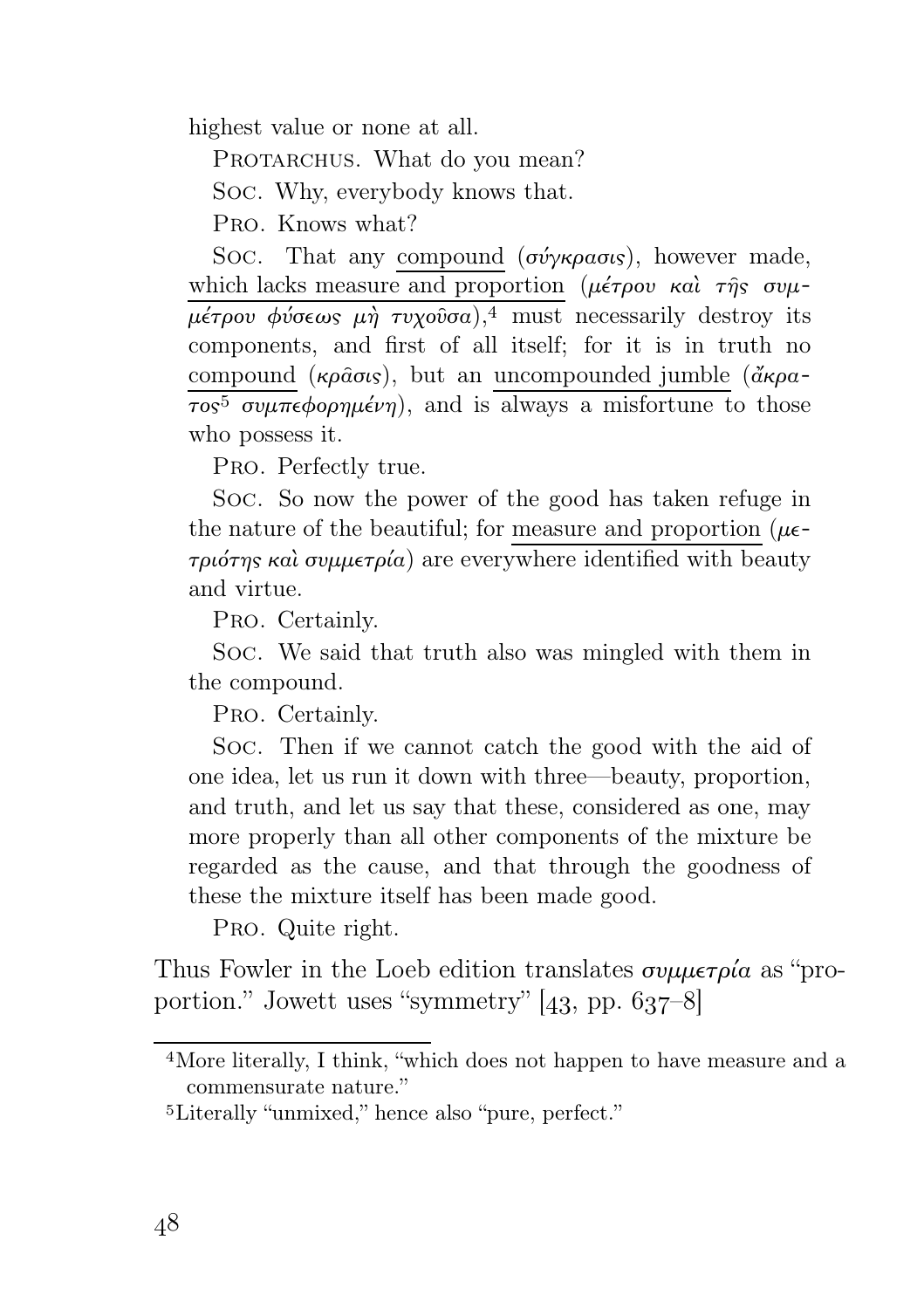highest value or none at all.

PROTARCHUS. What do you mean?

SOC. Why, everybody knows that.

PRO. Knows what?

SOC. That any compound (σύγκρασις), however made, which lacks measure and proportion (μέτρου καὶ τῆς συμμέτρου φύσεως μὴ τυχοῦσα),[4] must necessarily destroy its components, and first of all itself; for it is in truth no compound (κρᾶσις), but an uncompounded jumble (ἄκρατος[5] συμπεφορημένη), and is always a misfortune to those who possess it.

PRO. Perfectly true.

SOC. So now the power of the good has taken refuge in the nature of the beautiful; for measure and proportion (μετριότης καὶ συμμετρία) are everywhere identified with beauty and virtue.

PRO. Certainly.

SOC. We said that truth also was mingled with them in the compound.

PRO. Certainly.

SOC. Then if we cannot catch the good with the aid of one idea, let us run it down with three—beauty, proportion, and truth, and let us say that these, considered as one, may more properly than all other components of the mixture be regarded as the cause, and that through the goodness of these the mixture itself has been made good.

PRO. Quite right.

Thus Fowler in the Loeb edition translates συμμετρία as "proportion." Jowett uses "symmetry" [43, pp. 637–8]

[4] More literally, I think, "which does not happen to have measure and a commensurate nature."

[5] Literally "unmixed," hence also "pure, perfect."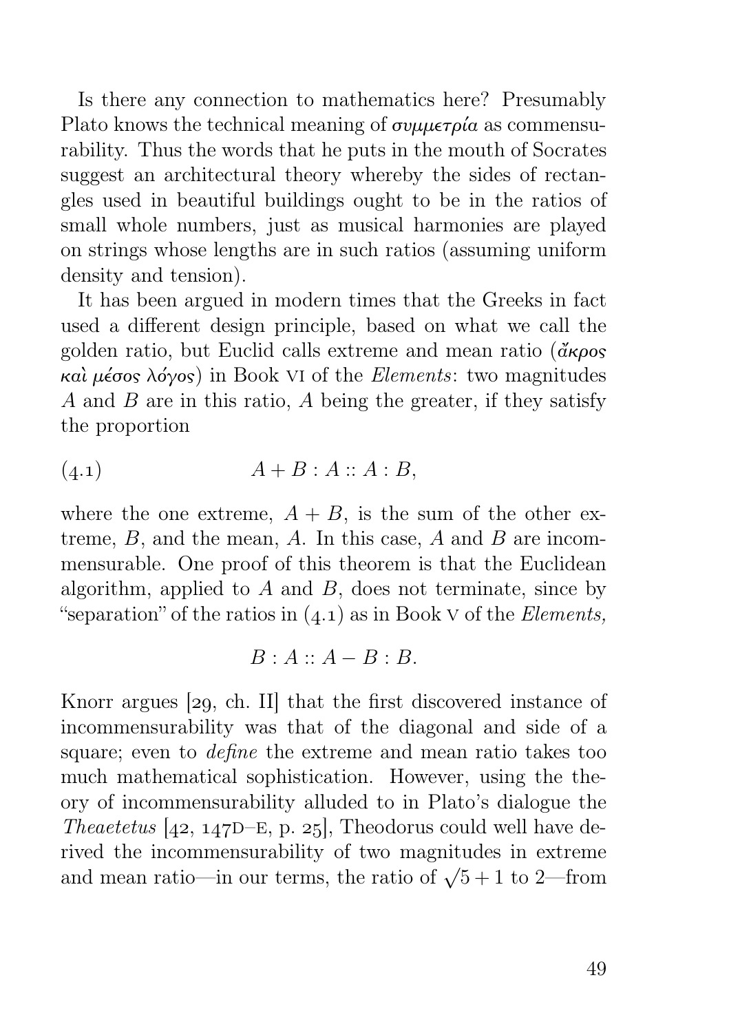Is there any connection to mathematics here? Presumably Plato knows the technical meaning of *συμμετρία* as commensurability. Thus the words that he puts in the mouth of Socrates suggest an architectural theory whereby the sides of rectangles used in beautiful buildings ought to be in the ratios of small whole numbers, just as musical harmonies are played on strings whose lengths are in such ratios (assuming uniform density and tension).

It has been argued in modern times that the Greeks in fact used a different design principle, based on what we call the golden ratio, but Euclid calls extreme and mean ratio (*ἄκρος καὶ μέσος λόγος*) in Book VI of the *Elements*: two magnitudes $A$ and $B$ are in this ratio, $A$ being the greater, if they satisfy the proportion

$$A + B : A :: A : B, \tag{4.1}$$

where the one extreme, $A + B$, is the sum of the other extreme, $B$, and the mean, $A$. In this case, $A$ and $B$ are incommensurable. One proof of this theorem is that the Euclidean algorithm, applied to $A$ and $B$, does not terminate, since by "separation" of the ratios in (4.1) as in Book V of the *Elements,*

$$B : A :: A - B : B.$$

Knorr argues [29, ch. II] that the first discovered instance of incommensurability was that of the diagonal and side of a square; even to *define* the extreme and mean ratio takes too much mathematical sophistication. However, using the theory of incommensurability alluded to in Plato's dialogue the *Theaetetus* [42, 147D–E, p. 25], Theodorus could well have derived the incommensurability of two magnitudes in extreme and mean ratio—in our terms, the ratio of $\sqrt{5} + 1$ to 2—from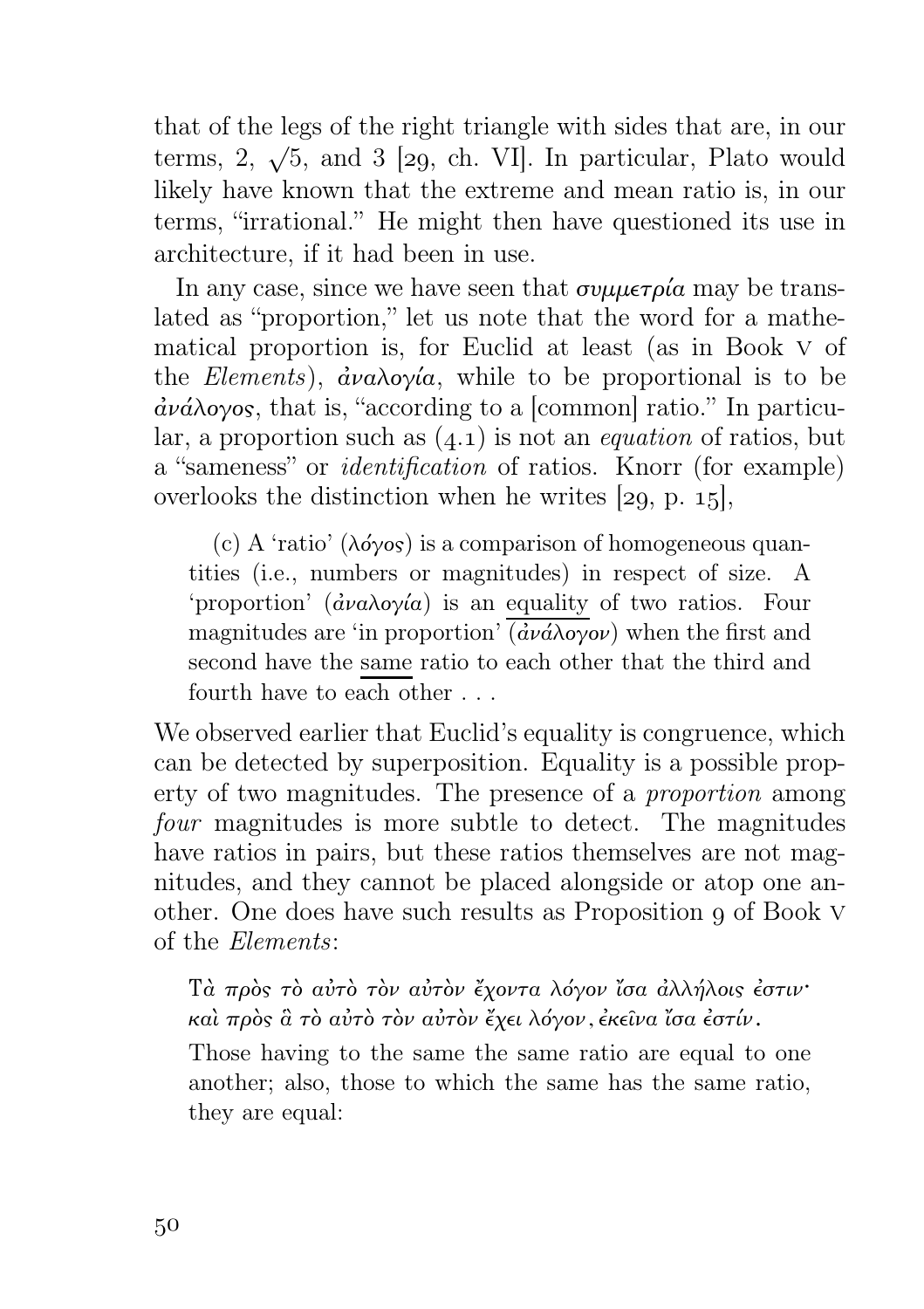that of the legs of the right triangle with sides that are, in our terms, 2, $\sqrt{5}$, and 3 [29, ch. VI]. In particular, Plato would likely have known that the extreme and mean ratio is, in our terms, "irrational." He might then have questioned its use in architecture, if it had been in use.

In any case, since we have seen that *συμμετρία* may be translated as "proportion," let us note that the word for a mathematical proportion is, for Euclid at least (as in Book V of the *Elements*), *ἀναλογία*, while to be proportional is to be *ἀνάλογος*, that is, "according to a [common] ratio." In particular, a proportion such as (4.1) is not an *equation* of ratios, but a "sameness" or *identification* of ratios. Knorr (for example) overlooks the distinction when he writes [29, p. 15],

> (c) A 'ratio' (*λόγος*) is a comparison of homogeneous quantities (i.e., numbers or magnitudes) in respect of size. A 'proportion' (*ἀναλογία*) is an equality of two ratios. Four magnitudes are 'in proportion' (*ἀνάλογον*) when the first and second have the same ratio to each other that the third and fourth have to each other . . .

We observed earlier that Euclid's equality is congruence, which can be detected by superposition. Equality is a possible property of two magnitudes. The presence of a *proportion* among *four* magnitudes is more subtle to detect. The magnitudes have ratios in pairs, but these ratios themselves are not magnitudes, and they cannot be placed alongside or atop one another. One does have such results as Proposition 9 of Book V of the *Elements*:

> *Τὰ πρὸς τὸ αὐτὸ τὸν αὐτὸν ἔχοντα λόγον ἴσα ἀλλήλοις ἐστιν· καὶ πρὸς ἃ τὸ αὐτὸ τὸν αὐτὸν ἔχει λόγον, ἐκεῖνα ἴσα ἐστίν.*
>
> Those having to the same the same ratio are equal to one another; also, those to which the same has the same ratio, they are equal: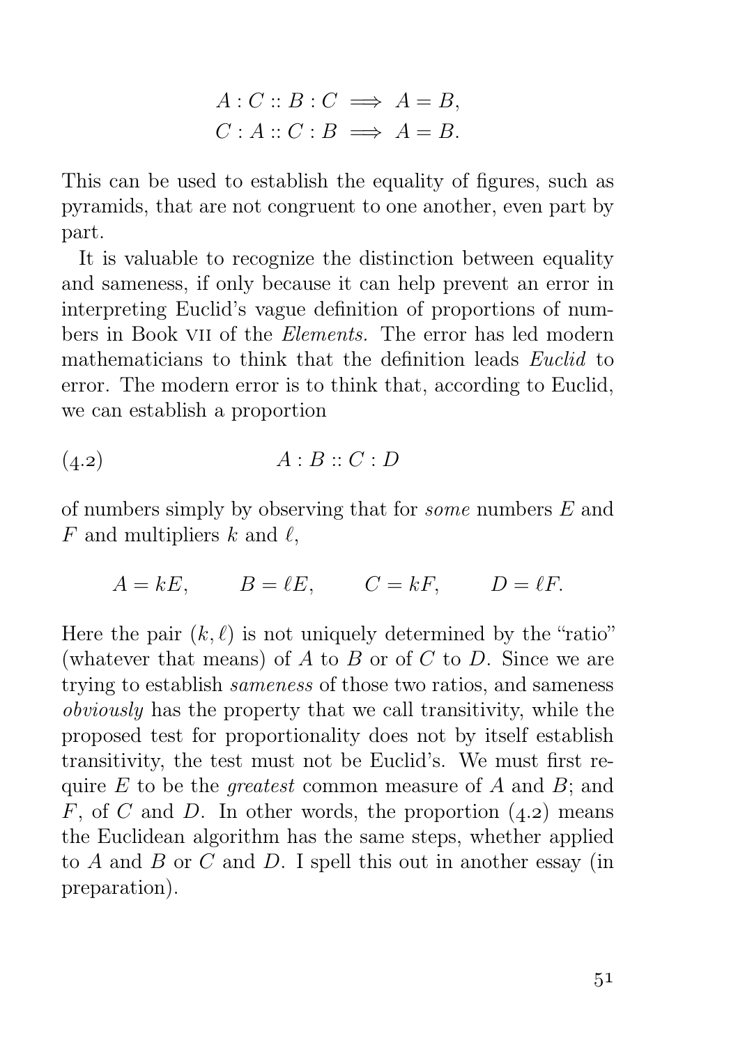$$A : C :: B : C \implies A = B,$$
$$C : A :: C : B \implies A = B.$$

This can be used to establish the equality of figures, such as pyramids, that are not congruent to one another, even part by part.

It is valuable to recognize the distinction between equality and sameness, if only because it can help prevent an error in interpreting Euclid's vague definition of proportions of numbers in Book VII of the *Elements.* The error has led modern mathematicians to think that the definition leads *Euclid* to error. The modern error is to think that, according to Euclid, we can establish a proportion

$$A : B :: C : D \tag{4.2}$$

of numbers simply by observing that for *some* numbers $E$ and $F$ and multipliers $k$ and $\ell$,

$$A = kE, \qquad B = \ell E, \qquad C = kF, \qquad D = \ell F.$$

Here the pair $(k, \ell)$ is not uniquely determined by the "ratio" (whatever that means) of $A$ to $B$ or of $C$ to $D$. Since we are trying to establish *sameness* of those two ratios, and sameness *obviously* has the property that we call transitivity, while the proposed test for proportionality does not by itself establish transitivity, the test must not be Euclid's. We must first require $E$ to be the *greatest* common measure of $A$ and $B$; and $F$, of $C$ and $D$. In other words, the proportion (4.2) means the Euclidean algorithm has the same steps, whether applied to $A$ and $B$ or $C$ and $D$. I spell this out in another essay (in preparation).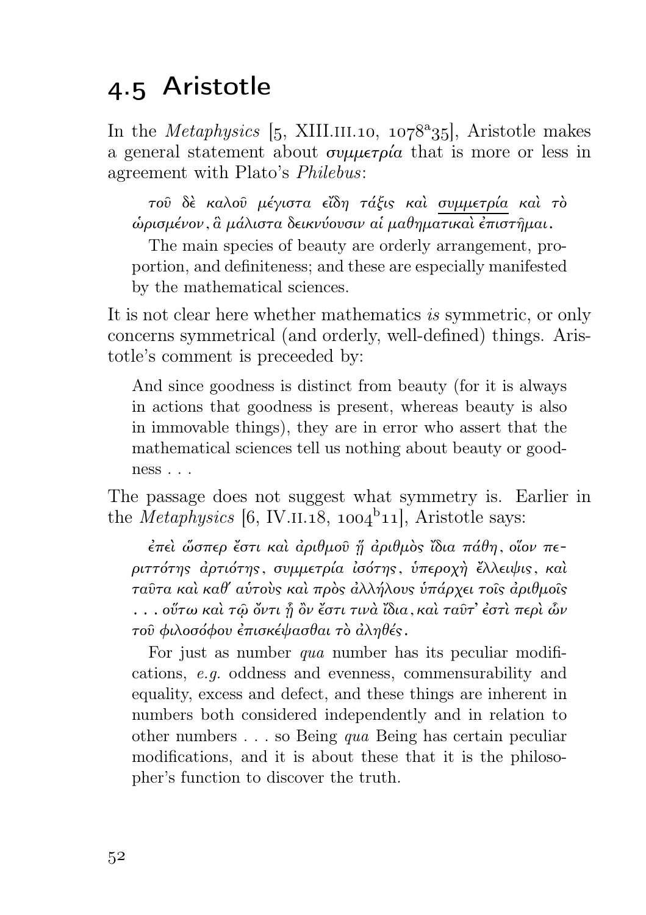## 4.5 Aristotle

In the *Metaphysics* [5, XIII.III.10, 1078^a35], Aristotle makes a general statement about συμμετρία that is more or less in agreement with Plato's *Philebus*:

> τοῦ δὲ καλοῦ μέγιστα εἴδη τάξις καὶ <u>συμμετρία</u> καὶ τὸ ὡρισμένον, ἃ μάλιστα δεικνύουσιν αἱ μαθηματικαὶ ἐπιστῆμαι.
>
> The main species of beauty are orderly arrangement, proportion, and definiteness; and these are especially manifested by the mathematical sciences.

It is not clear here whether mathematics *is* symmetric, or only concerns symmetrical (and orderly, well-defined) things. Aristotle's comment is preceeded by:

> And since goodness is distinct from beauty (for it is always in actions that goodness is present, whereas beauty is also in immovable things), they are in error who assert that the mathematical sciences tell us nothing about beauty or goodness . . .

The passage does not suggest what symmetry is. Earlier in the *Metaphysics* [6, IV.II.18, 1004^b11], Aristotle says:

> ἐπεὶ ὥσπερ ἔστι καὶ ἀριθμοῦ ᾗ ἀριθμὸς ἴδια πάθη, οἷον περιττότης ἀρτιότης, συμμετρία ἰσότης, ὑπεροχὴ ἔλλειψις, καὶ ταῦτα καὶ καθ' αὑτοὺς καὶ πρὸς ἀλλήλους ὑπάρχει τοῖς ἀριθμοῖς . . . οὕτω καὶ τῷ ὄντι ᾗ ὂν ἔστι τινὰ ἴδια, καὶ ταῦτ' ἐστὶ περὶ ὧν τοῦ φιλοσόφου ἐπισκέψασθαι τὸ ἀληθές.
>
> For just as number *qua* number has its peculiar modifications, *e.g.* oddness and evenness, commensurability and equality, excess and defect, and these things are inherent in numbers both considered independently and in relation to other numbers . . . so Being *qua* Being has certain peculiar modifications, and it is about these that it is the philosopher's function to discover the truth.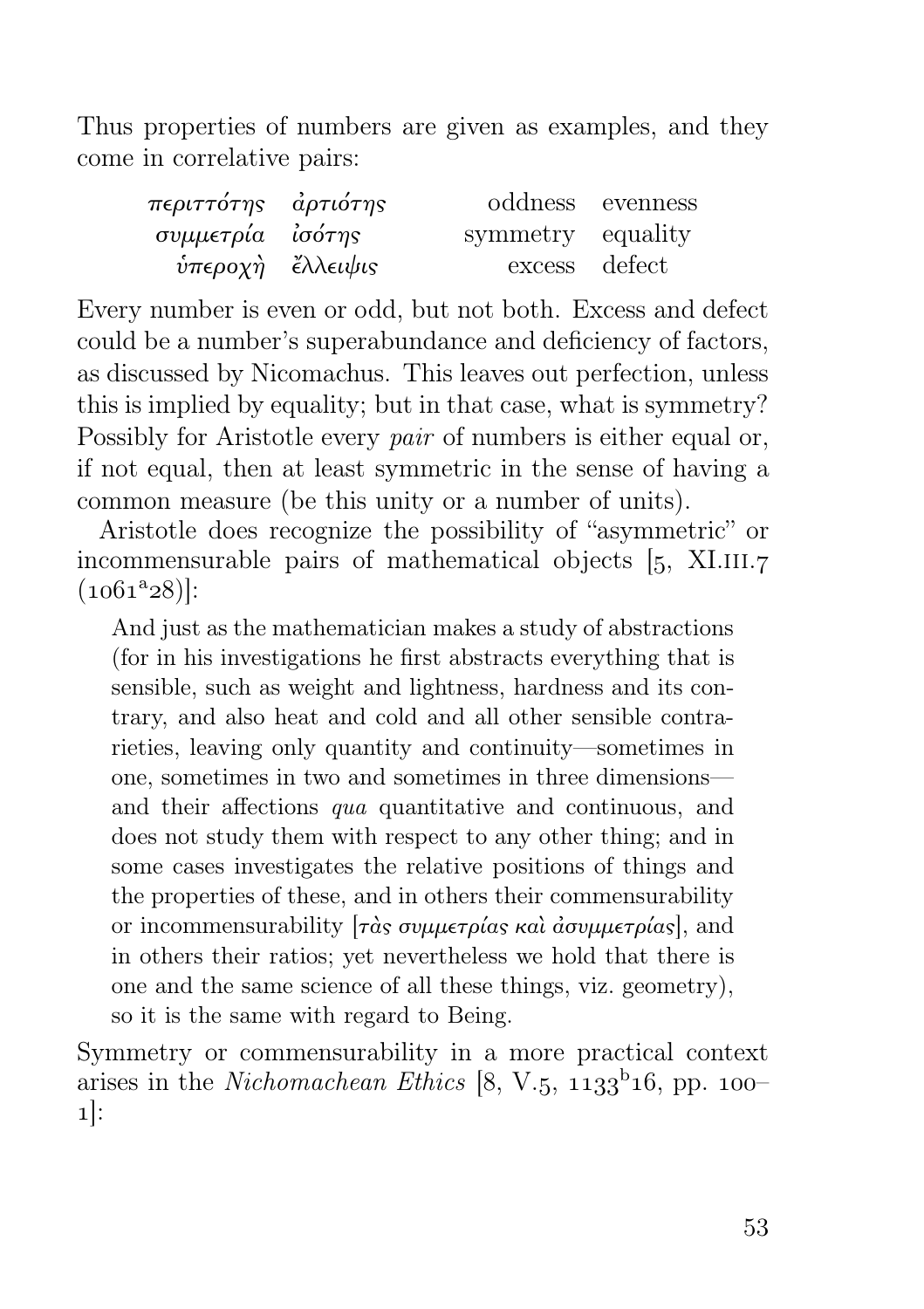Thus properties of numbers are given as examples, and they come in correlative pairs:

| | | | |
|---|---|---|---|
| *περιττότης* | *ἀρτιότης* | oddness | evenness |
| *συμμετρία* | *ἰσότης* | symmetry | equality |
| *ὑπεροχὴ* | *ἔλλειψις* | excess | defect |

Every number is even or odd, but not both. Excess and defect could be a number's superabundance and deficiency of factors, as discussed by Nicomachus. This leaves out perfection, unless this is implied by equality; but in that case, what is symmetry? Possibly for Aristotle every *pair* of numbers is either equal or, if not equal, then at least symmetric in the sense of having a common measure (be this unity or a number of units).

Aristotle does recognize the possibility of "asymmetric" or incommensurable pairs of mathematical objects [5, XI.iii.7 (1061[a]28)]:

> And just as the mathematician makes a study of abstractions (for in his investigations he first abstracts everything that is sensible, such as weight and lightness, hardness and its contrary, and also heat and cold and all other sensible contrarieties, leaving only quantity and continuity—sometimes in one, sometimes in two and sometimes in three dimensions—and their affections *qua* quantitative and continuous, and does not study them with respect to any other thing; and in some cases investigates the relative positions of things and the properties of these, and in others their commensurability or incommensurability [*τὰς συμμετρίας καὶ ἀσυμμετρίας*], and in others their ratios; yet nevertheless we hold that there is one and the same science of all these things, viz. geometry), so it is the same with regard to Being.

Symmetry or commensurability in a more practical context arises in the *Nichomachean Ethics* [8, V.5, 1133[b]16, pp. 100–1]: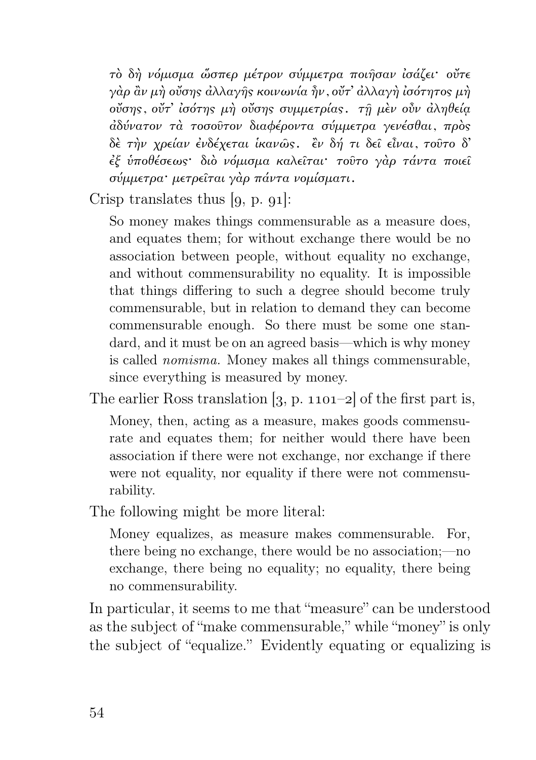> τὸ δὴ νόμισμα ὥσπερ μέτρον σύμμετρα ποιῆσαν ἰσάζει· οὔτε γὰρ ἂν μὴ οὔσης ἀλλαγῆς κοινωνία ἦν, οὔτ' ἀλλαγὴ ἰσότητος μὴ οὔσης, οὔτ' ἰσότης μὴ οὔσης συμμετρίας. τῇ μὲν οὖν ἀληθείᾳ ἀδύνατον τὰ τοσοῦτον διαφέροντα σύμμετρα γενέσθαι, πρὸς δὲ τὴν χρείαν ἐνδέχεται ἱκανῶς. ἓν δή τι δεῖ εἶναι, τοῦτο δ' ἐξ ὑποθέσεως· διὸ νόμισμα καλεῖται· τοῦτο γὰρ πάντα ποιεῖ σύμμετρα· μετρεῖται γὰρ πάντα νομίσματι.

Crisp translates thus [9, p. 91]:

> So money makes things commensurable as a measure does, and equates them; for without exchange there would be no association between people, without equality no exchange, and without commensurability no equality. It is impossible that things differing to such a degree should become truly commensurable, but in relation to demand they can become commensurable enough. So there must be some one standard, and it must be on an agreed basis—which is why money is called *nomisma.* Money makes all things commensurable, since everything is measured by money.

The earlier Ross translation [3, p. 1101–2] of the first part is,

> Money, then, acting as a measure, makes goods commensurate and equates them; for neither would there have been association if there were not exchange, nor exchange if there were not equality, nor equality if there were not commensurability.

The following might be more literal:

> Money equalizes, as measure makes commensurable. For, there being no exchange, there would be no association;—no exchange, there being no equality; no equality, there being no commensurability.

In particular, it seems to me that "measure" can be understood as the subject of "make commensurable," while "money" is only the subject of "equalize." Evidently equating or equalizing is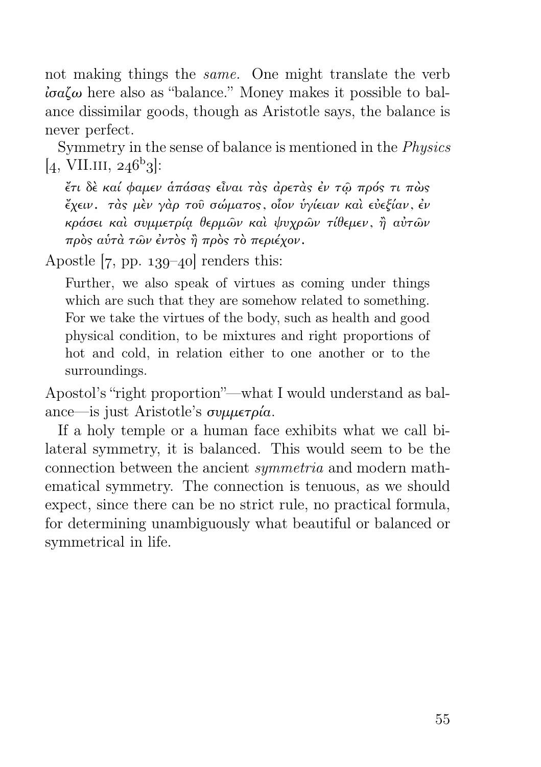not making things the *same*. One might translate the verb *ἰσαζω* here also as "balance." Money makes it possible to balance dissimilar goods, though as Aristotle says, the balance is never perfect.

Symmetry in the sense of balance is mentioned in the *Physics* [4, VII.iii, 246b3]:

> *ἔτι δὲ καί φαμεν ἁπάσας εἶναι τὰς ἀρετὰς ἐν τῷ πρός τι πὼς ἔχειν. τὰς μὲν γὰρ τοῦ σώματος, οἷον ὑγίειαν καὶ εὐεξίαν, ἐν κράσει καὶ συμμετρίᾳ θερμῶν καὶ ψυχρῶν τίθεμεν, ἢ αὐτῶν πρὸς αὑτὰ τῶν ἐντὸς ἢ πρὸς τὸ περιέχον.*

Apostle [7, pp. 139–40] renders this:

> Further, we also speak of virtues as coming under things which are such that they are somehow related to something. For we take the virtues of the body, such as health and good physical condition, to be mixtures and right proportions of hot and cold, in relation either to one another or to the surroundings.

Apostol's "right proportion"—what I would understand as balance—is just Aristotle's *συμμετρία*.

If a holy temple or a human face exhibits what we call bilateral symmetry, it is balanced. This would seem to be the connection between the ancient *symmetria* and modern mathematical symmetry. The connection is tenuous, as we should expect, since there can be no strict rule, no practical formula, for determining unambiguously what beautiful or balanced or symmetrical in life.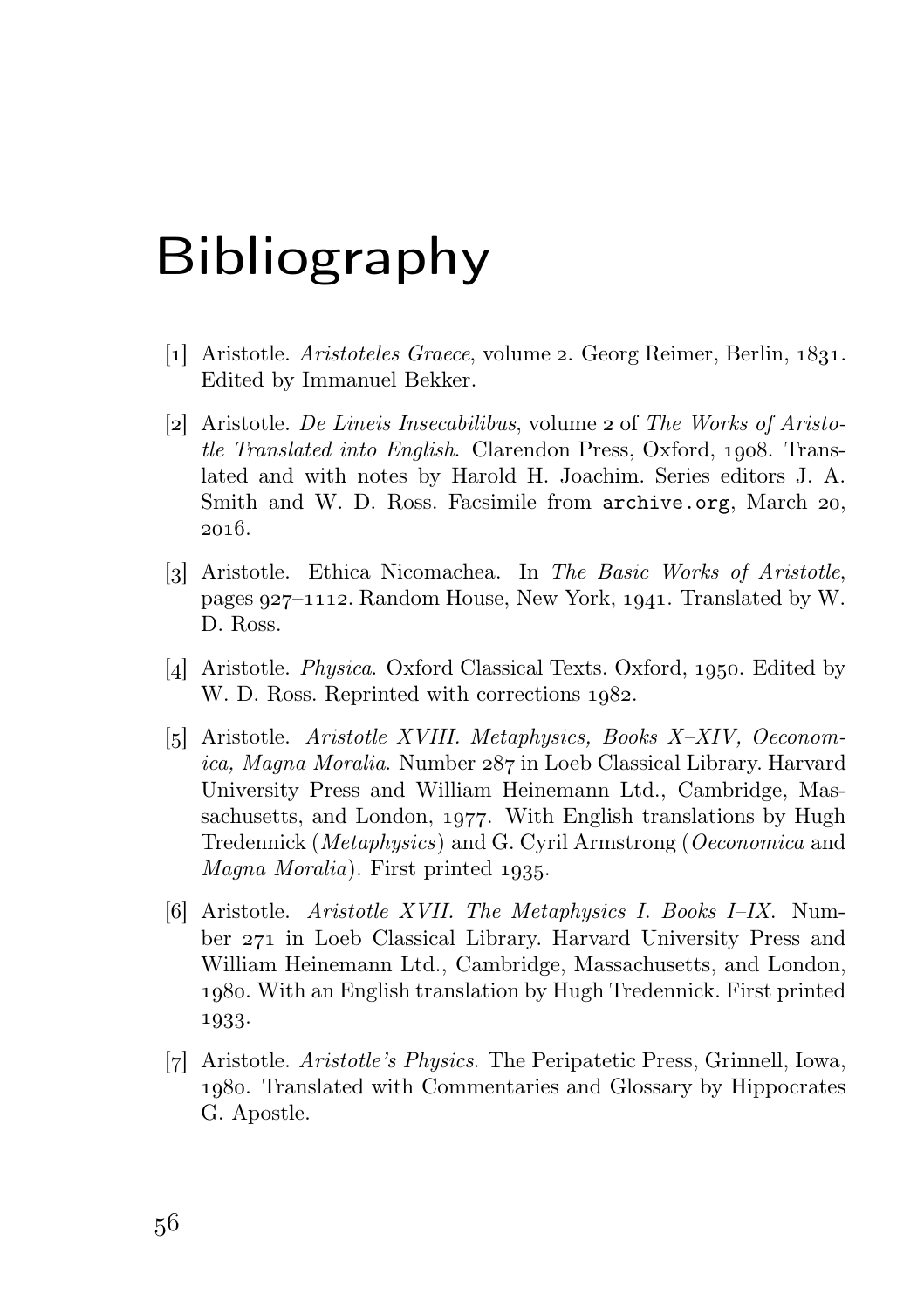# Bibliography

[1] Aristotle. *Aristoteles Graece*, volume 2. Georg Reimer, Berlin, 1831. Edited by Immanuel Bekker.

[2] Aristotle. *De Lineis Insecabilibus*, volume 2 of *The Works of Aristotle Translated into English*. Clarendon Press, Oxford, 1908. Translated and with notes by Harold H. Joachim. Series editors J. A. Smith and W. D. Ross. Facsimile from `archive.org`, March 20, 2016.

[3] Aristotle. Ethica Nicomachea. In *The Basic Works of Aristotle*, pages 927–1112. Random House, New York, 1941. Translated by W. D. Ross.

[4] Aristotle. *Physica*. Oxford Classical Texts. Oxford, 1950. Edited by W. D. Ross. Reprinted with corrections 1982.

[5] Aristotle. *Aristotle XVIII. Metaphysics, Books X–XIV, Oeconomica, Magna Moralia*. Number 287 in Loeb Classical Library. Harvard University Press and William Heinemann Ltd., Cambridge, Massachusetts, and London, 1977. With English translations by Hugh Tredennick (*Metaphysics*) and G. Cyril Armstrong (*Oeconomica* and *Magna Moralia*). First printed 1935.

[6] Aristotle. *Aristotle XVII. The Metaphysics I. Books I–IX*. Number 271 in Loeb Classical Library. Harvard University Press and William Heinemann Ltd., Cambridge, Massachusetts, and London, 1980. With an English translation by Hugh Tredennick. First printed 1933.

[7] Aristotle. *Aristotle's Physics*. The Peripatetic Press, Grinnell, Iowa, 1980. Translated with Commentaries and Glossary by Hippocrates G. Apostle.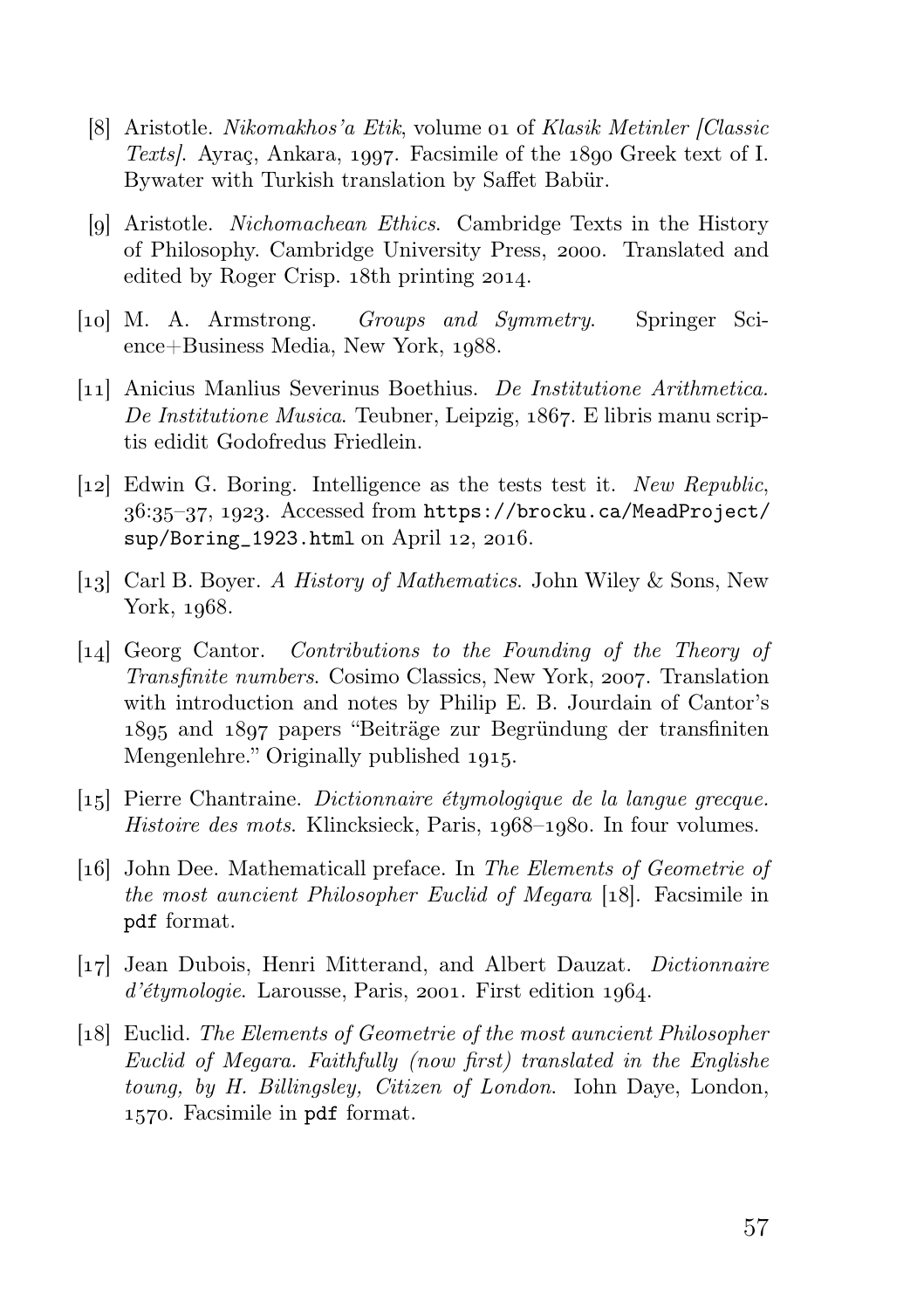[8] Aristotle. *Nikomakhos'a Etik*, volume 01 of *Klasik Metinler [Classic Texts]*. Ayraç, Ankara, 1997. Facsimile of the 1890 Greek text of I. Bywater with Turkish translation by Saffet Babür.

[9] Aristotle. *Nichomachean Ethics*. Cambridge Texts in the History of Philosophy. Cambridge University Press, 2000. Translated and edited by Roger Crisp. 18th printing 2014.

[10] M. A. Armstrong. *Groups and Symmetry*. Springer Science+Business Media, New York, 1988.

[11] Anicius Manlius Severinus Boethius. *De Institutione Arithmetica. De Institutione Musica*. Teubner, Leipzig, 1867. E libris manu scriptis edidit Godofredus Friedlein.

[12] Edwin G. Boring. Intelligence as the tests test it. *New Republic*, 36:35–37, 1923. Accessed from `https://brocku.ca/MeadProject/sup/Boring_1923.html` on April 12, 2016.

[13] Carl B. Boyer. *A History of Mathematics*. John Wiley & Sons, New York, 1968.

[14] Georg Cantor. *Contributions to the Founding of the Theory of Transfinite numbers*. Cosimo Classics, New York, 2007. Translation with introduction and notes by Philip E. B. Jourdain of Cantor's 1895 and 1897 papers "Beiträge zur Begründung der transfiniten Mengenlehre." Originally published 1915.

[15] Pierre Chantraine. *Dictionnaire étymologique de la langue grecque. Histoire des mots*. Klincksieck, Paris, 1968–1980. In four volumes.

[16] John Dee. Mathematicall preface. In *The Elements of Geometrie of the most auncient Philosopher Euclid of Megara* [18]. Facsimile in `pdf` format.

[17] Jean Dubois, Henri Mitterand, and Albert Dauzat. *Dictionnaire d'étymologie*. Larousse, Paris, 2001. First edition 1964.

[18] Euclid. *The Elements of Geometrie of the most auncient Philosopher Euclid of Megara. Faithfully (now first) translated in the Englishe toung, by H. Billingsley, Citizen of London*. Iohn Daye, London, 1570. Facsimile in `pdf` format.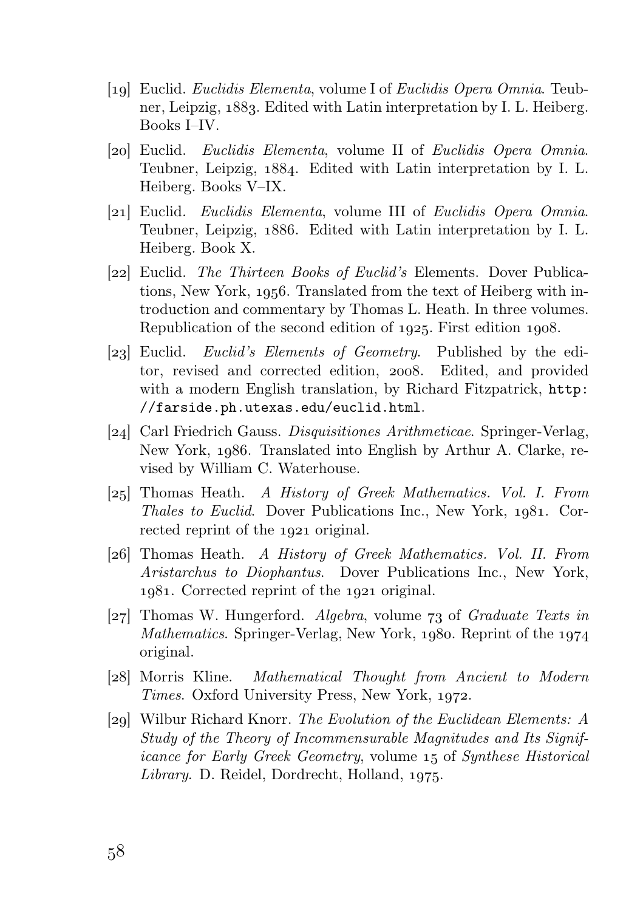[19] Euclid. *Euclidis Elementa*, volume I of *Euclidis Opera Omnia*. Teubner, Leipzig, 1883. Edited with Latin interpretation by I. L. Heiberg. Books I–IV.

[20] Euclid. *Euclidis Elementa*, volume II of *Euclidis Opera Omnia*. Teubner, Leipzig, 1884. Edited with Latin interpretation by I. L. Heiberg. Books V–IX.

[21] Euclid. *Euclidis Elementa*, volume III of *Euclidis Opera Omnia*. Teubner, Leipzig, 1886. Edited with Latin interpretation by I. L. Heiberg. Book X.

[22] Euclid. *The Thirteen Books of Euclid's* Elements. Dover Publications, New York, 1956. Translated from the text of Heiberg with introduction and commentary by Thomas L. Heath. In three volumes. Republication of the second edition of 1925. First edition 1908.

[23] Euclid. *Euclid's Elements of Geometry*. Published by the editor, revised and corrected edition, 2008. Edited, and provided with a modern English translation, by Richard Fitzpatrick, `http://farside.ph.utexas.edu/euclid.html`.

[24] Carl Friedrich Gauss. *Disquisitiones Arithmeticae*. Springer-Verlag, New York, 1986. Translated into English by Arthur A. Clarke, revised by William C. Waterhouse.

[25] Thomas Heath. *A History of Greek Mathematics. Vol. I. From Thales to Euclid*. Dover Publications Inc., New York, 1981. Corrected reprint of the 1921 original.

[26] Thomas Heath. *A History of Greek Mathematics. Vol. II. From Aristarchus to Diophantus*. Dover Publications Inc., New York, 1981. Corrected reprint of the 1921 original.

[27] Thomas W. Hungerford. *Algebra*, volume 73 of *Graduate Texts in Mathematics*. Springer-Verlag, New York, 1980. Reprint of the 1974 original.

[28] Morris Kline. *Mathematical Thought from Ancient to Modern Times*. Oxford University Press, New York, 1972.

[29] Wilbur Richard Knorr. *The Evolution of the Euclidean Elements: A Study of the Theory of Incommensurable Magnitudes and Its Significance for Early Greek Geometry*, volume 15 of *Synthese Historical Library*. D. Reidel, Dordrecht, Holland, 1975.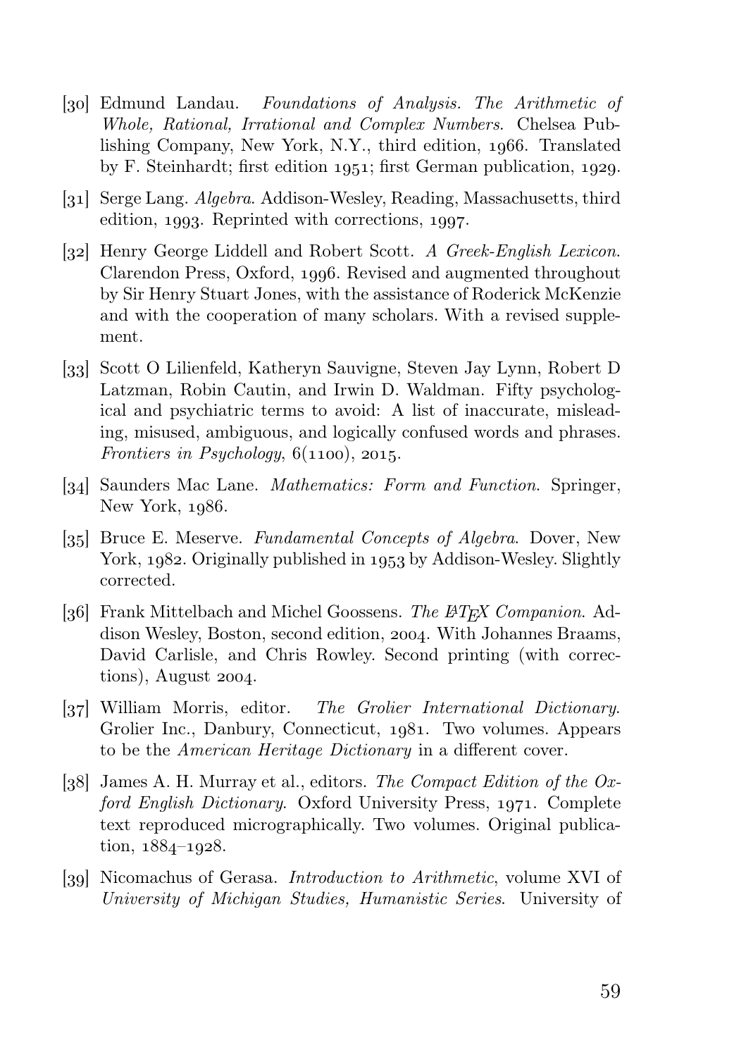[30] Edmund Landau. *Foundations of Analysis. The Arithmetic of Whole, Rational, Irrational and Complex Numbers*. Chelsea Publishing Company, New York, N.Y., third edition, 1966. Translated by F. Steinhardt; first edition 1951; first German publication, 1929.

[31] Serge Lang. *Algebra*. Addison-Wesley, Reading, Massachusetts, third edition, 1993. Reprinted with corrections, 1997.

[32] Henry George Liddell and Robert Scott. *A Greek-English Lexicon*. Clarendon Press, Oxford, 1996. Revised and augmented throughout by Sir Henry Stuart Jones, with the assistance of Roderick McKenzie and with the cooperation of many scholars. With a revised supplement.

[33] Scott O Lilienfeld, Katheryn Sauvigne, Steven Jay Lynn, Robert D Latzman, Robin Cautin, and Irwin D. Waldman. Fifty psychological and psychiatric terms to avoid: A list of inaccurate, misleading, misused, ambiguous, and logically confused words and phrases. *Frontiers in Psychology*, 6(1100), 2015.

[34] Saunders Mac Lane. *Mathematics: Form and Function*. Springer, New York, 1986.

[35] Bruce E. Meserve. *Fundamental Concepts of Algebra*. Dover, New York, 1982. Originally published in 1953 by Addison-Wesley. Slightly corrected.

[36] Frank Mittelbach and Michel Goossens. *The LaTeX Companion*. Addison Wesley, Boston, second edition, 2004. With Johannes Braams, David Carlisle, and Chris Rowley. Second printing (with corrections), August 2004.

[37] William Morris, editor. *The Grolier International Dictionary*. Grolier Inc., Danbury, Connecticut, 1981. Two volumes. Appears to be the *American Heritage Dictionary* in a different cover.

[38] James A. H. Murray et al., editors. *The Compact Edition of the Oxford English Dictionary*. Oxford University Press, 1971. Complete text reproduced micrographically. Two volumes. Original publication, 1884–1928.

[39] Nicomachus of Gerasa. *Introduction to Arithmetic*, volume XVI of *University of Michigan Studies, Humanistic Series*. University of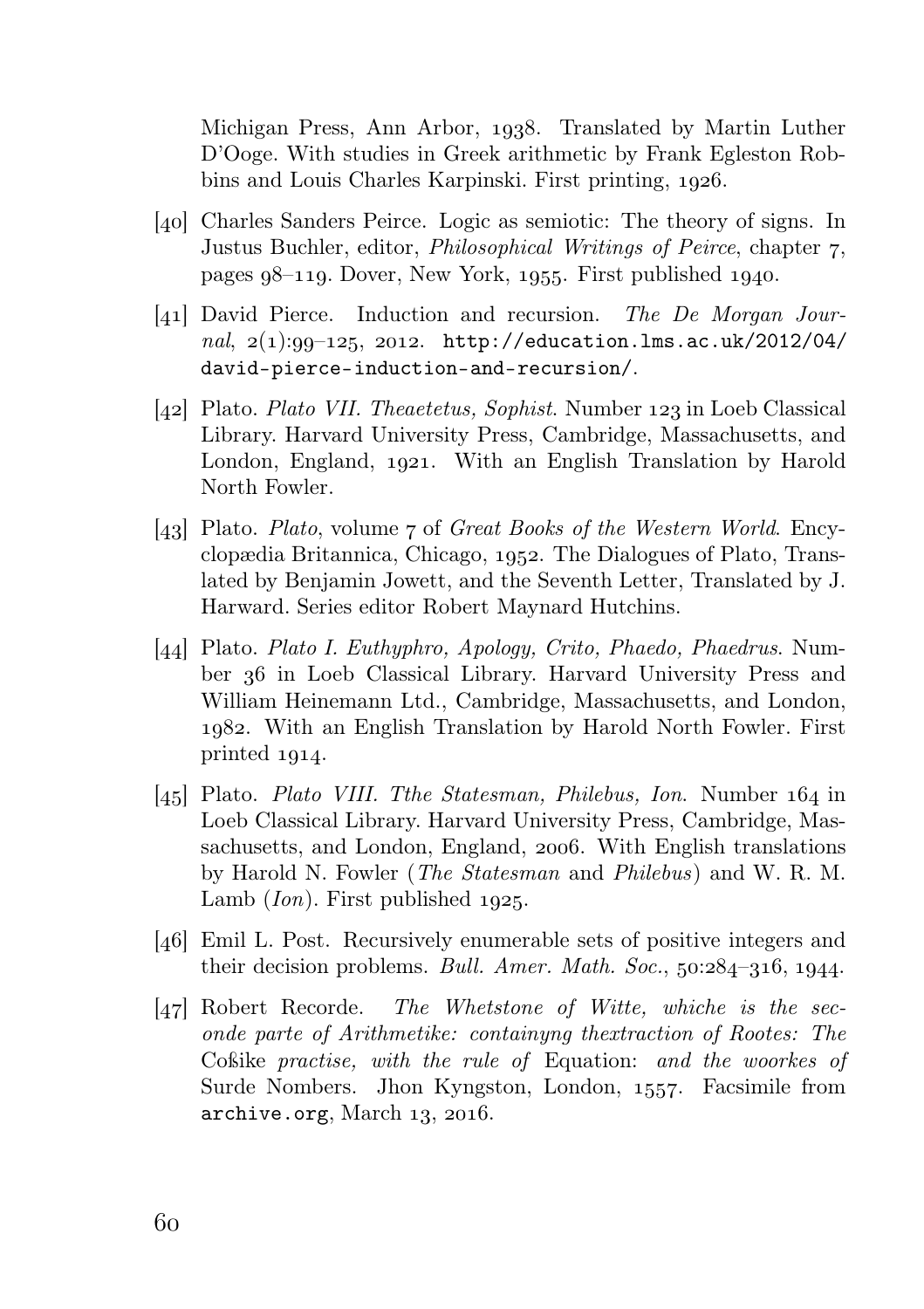Michigan Press, Ann Arbor, 1938. Translated by Martin Luther D'Ooge. With studies in Greek arithmetic by Frank Egleston Robbins and Louis Charles Karpinski. First printing, 1926.

[40] Charles Sanders Peirce. Logic as semiotic: The theory of signs. In Justus Buchler, editor, *Philosophical Writings of Peirce*, chapter 7, pages 98–119. Dover, New York, 1955. First published 1940.

[41] David Pierce. Induction and recursion. *The De Morgan Journal*, 2(1):99–125, 2012. http://education.lms.ac.uk/2012/04/david-pierce-induction-and-recursion/.

[42] Plato. *Plato VII. Theaetetus, Sophist*. Number 123 in Loeb Classical Library. Harvard University Press, Cambridge, Massachusetts, and London, England, 1921. With an English Translation by Harold North Fowler.

[43] Plato. *Plato*, volume 7 of *Great Books of the Western World*. Encyclopædia Britannica, Chicago, 1952. The Dialogues of Plato, Translated by Benjamin Jowett, and the Seventh Letter, Translated by J. Harward. Series editor Robert Maynard Hutchins.

[44] Plato. *Plato I. Euthyphro, Apology, Crito, Phaedo, Phaedrus*. Number 36 in Loeb Classical Library. Harvard University Press and William Heinemann Ltd., Cambridge, Massachusetts, and London, 1982. With an English Translation by Harold North Fowler. First printed 1914.

[45] Plato. *Plato VIII. Tthe Statesman, Philebus, Ion*. Number 164 in Loeb Classical Library. Harvard University Press, Cambridge, Massachusetts, and London, England, 2006. With English translations by Harold N. Fowler (*The Statesman* and *Philebus*) and W. R. M. Lamb (*Ion*). First published 1925.

[46] Emil L. Post. Recursively enumerable sets of positive integers and their decision problems. *Bull. Amer. Math. Soc.*, 50:284–316, 1944.

[47] Robert Recorde. *The Whetstone of Witte, whiche is the seconde parte of Arithmetike: containyng thextraction of Rootes: The* Coßike *practise, with the rule of* Equation: *and the woorkes of* Surde Nombers. Jhon Kyngston, London, 1557. Facsimile from archive.org, March 13, 2016.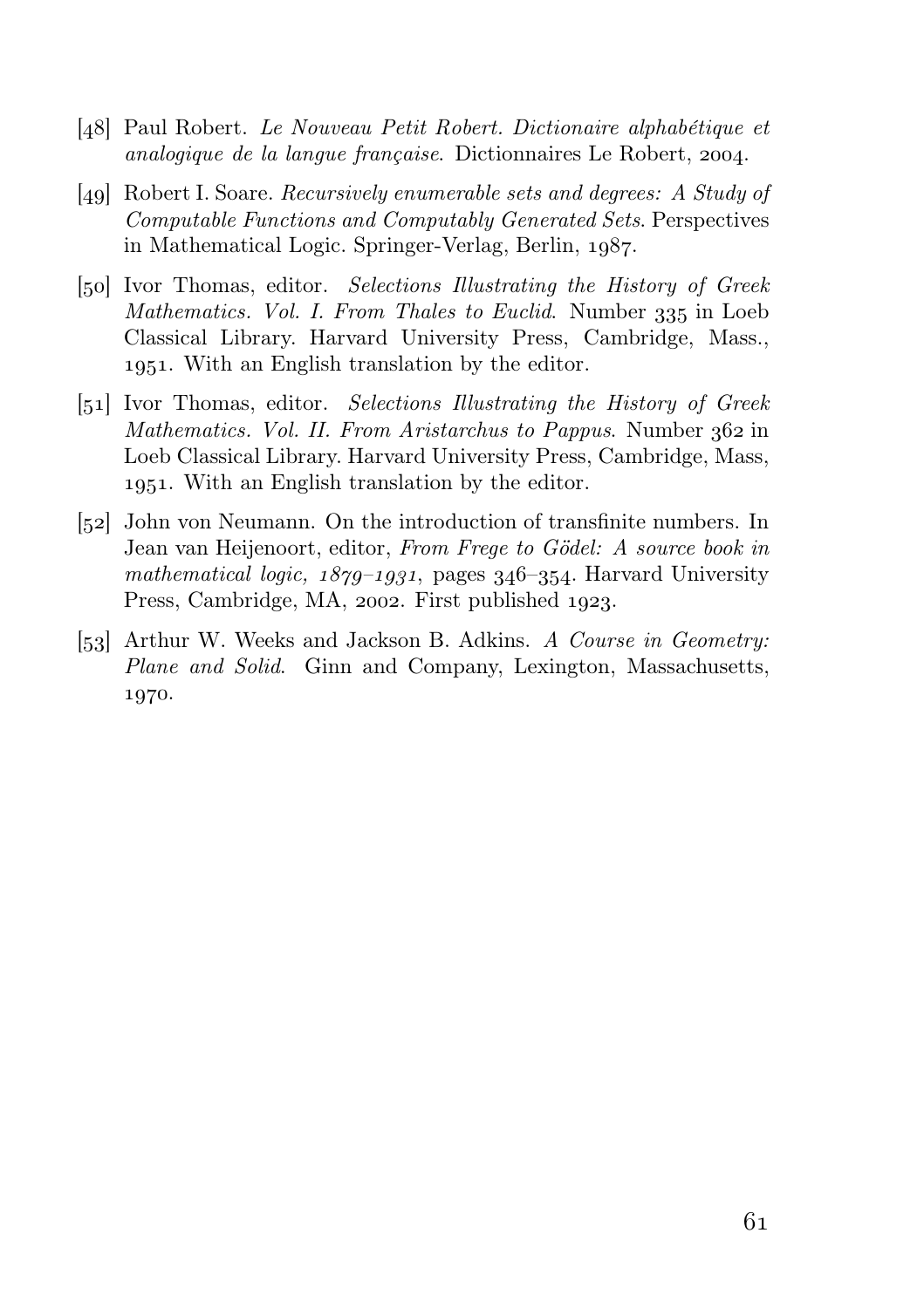[48] Paul Robert. *Le Nouveau Petit Robert. Dictionaire alphabétique et analogique de la langue française*. Dictionnaires Le Robert, 2004.

[49] Robert I. Soare. *Recursively enumerable sets and degrees: A Study of Computable Functions and Computably Generated Sets*. Perspectives in Mathematical Logic. Springer-Verlag, Berlin, 1987.

[50] Ivor Thomas, editor. *Selections Illustrating the History of Greek Mathematics. Vol. I. From Thales to Euclid*. Number 335 in Loeb Classical Library. Harvard University Press, Cambridge, Mass., 1951. With an English translation by the editor.

[51] Ivor Thomas, editor. *Selections Illustrating the History of Greek Mathematics. Vol. II. From Aristarchus to Pappus*. Number 362 in Loeb Classical Library. Harvard University Press, Cambridge, Mass, 1951. With an English translation by the editor.

[52] John von Neumann. On the introduction of transfinite numbers. In Jean van Heijenoort, editor, *From Frege to Gödel: A source book in mathematical logic, 1879–1931*, pages 346–354. Harvard University Press, Cambridge, MA, 2002. First published 1923.

[53] Arthur W. Weeks and Jackson B. Adkins. *A Course in Geometry: Plane and Solid*. Ginn and Company, Lexington, Massachusetts, 1970.